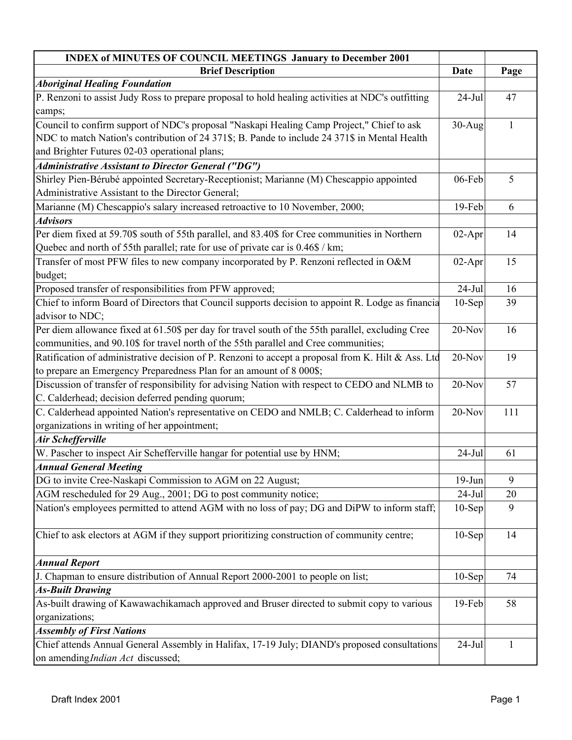| INDEX of MINUTES OF COUNCIL MEETINGS January to December 2001<br>Brief Description | Date | Page |
|---|---|---|
| ***Aboriginal Healing Foundation*** | | |
| P. Renzoni to assist Judy Ross to prepare proposal to hold healing activities at NDC's outfitting camps; | 24-Jul | 47 |
| Council to confirm support of NDC's proposal "Naskapi Healing Camp Project," Chief to ask NDC to match Nation's contribution of 24 371$; B. Pande to include 24 371$ in Mental Health and Brighter Futures 02-03 operational plans; | 30-Aug | 1 |
| ***Administrative Assistant to Director General ("DG")*** | | |
| Shirley Pien-Bérubé appointed Secretary-Receptionist; Marianne (M) Chescappio appointed Administrative Assistant to the Director General; | 06-Feb | 5 |
| Marianne (M) Chescappio's salary increased retroactive to 10 November, 2000; | 19-Feb | 6 |
| ***Advisors*** | | |
| Per diem fixed at 59.70$ south of 55th parallel, and 83.40$ for Cree communities in Northern Quebec and north of 55th parallel; rate for use of private car is 0.46$ / km; | 02-Apr | 14 |
| Transfer of most PFW files to new company incorporated by P. Renzoni reflected in O&M budget; | 02-Apr | 15 |
| Proposed transfer of responsibilities from PFW approved; | 24-Jul | 16 |
| Chief to inform Board of Directors that Council supports decision to appoint R. Lodge as financia advisor to NDC; | 10-Sep | 39 |
| Per diem allowance fixed at 61.50$ per day for travel south of the 55th parallel, excluding Cree communities, and 90.10$ for travel north of the 55th parallel and Cree communities; | 20-Nov | 16 |
| Ratification of administrative decision of P. Renzoni to accept a proposal from K. Hilt & Ass. Ltd to prepare an Emergency Preparedness Plan for an amount of 8 000$; | 20-Nov | 19 |
| Discussion of transfer of responsibility for advising Nation with respect to CEDO and NLMB to C. Calderhead; decision deferred pending quorum; | 20-Nov | 57 |
| C. Calderhead appointed Nation's representative on CEDO and NMLB; C. Calderhead to inform organizations in writing of her appointment; | 20-Nov | 111 |
| ***Air Schefferville*** | | |
| W. Pascher to inspect Air Schefferville hangar for potential use by HNM; | 24-Jul | 61 |
| ***Annual General Meeting*** | | |
| DG to invite Cree-Naskapi Commission to AGM on 22 August; | 19-Jun | 9 |
| AGM rescheduled for 29 Aug., 2001; DG to post community notice; | 24-Jul | 20 |
| Nation's employees permitted to attend AGM with no loss of pay; DG and DiPW to inform staff; | 10-Sep | 9 |
| Chief to ask electors at AGM if they support prioritizing construction of community centre; | 10-Sep | 14 |
| ***Annual Report*** | | |
| J. Chapman to ensure distribution of Annual Report 2000-2001 to people on list; | 10-Sep | 74 |
| ***As-Built Drawing*** | | |
| As-built drawing of Kawawachikamach approved and Bruser directed to submit copy to various organizations; | 19-Feb | 58 |
| ***Assembly of First Nations*** | | |
| Chief attends Annual General Assembly in Halifax, 17-19 July; DIAND's proposed consultations on amending *Indian Act* discussed; | 24-Jul | 1 |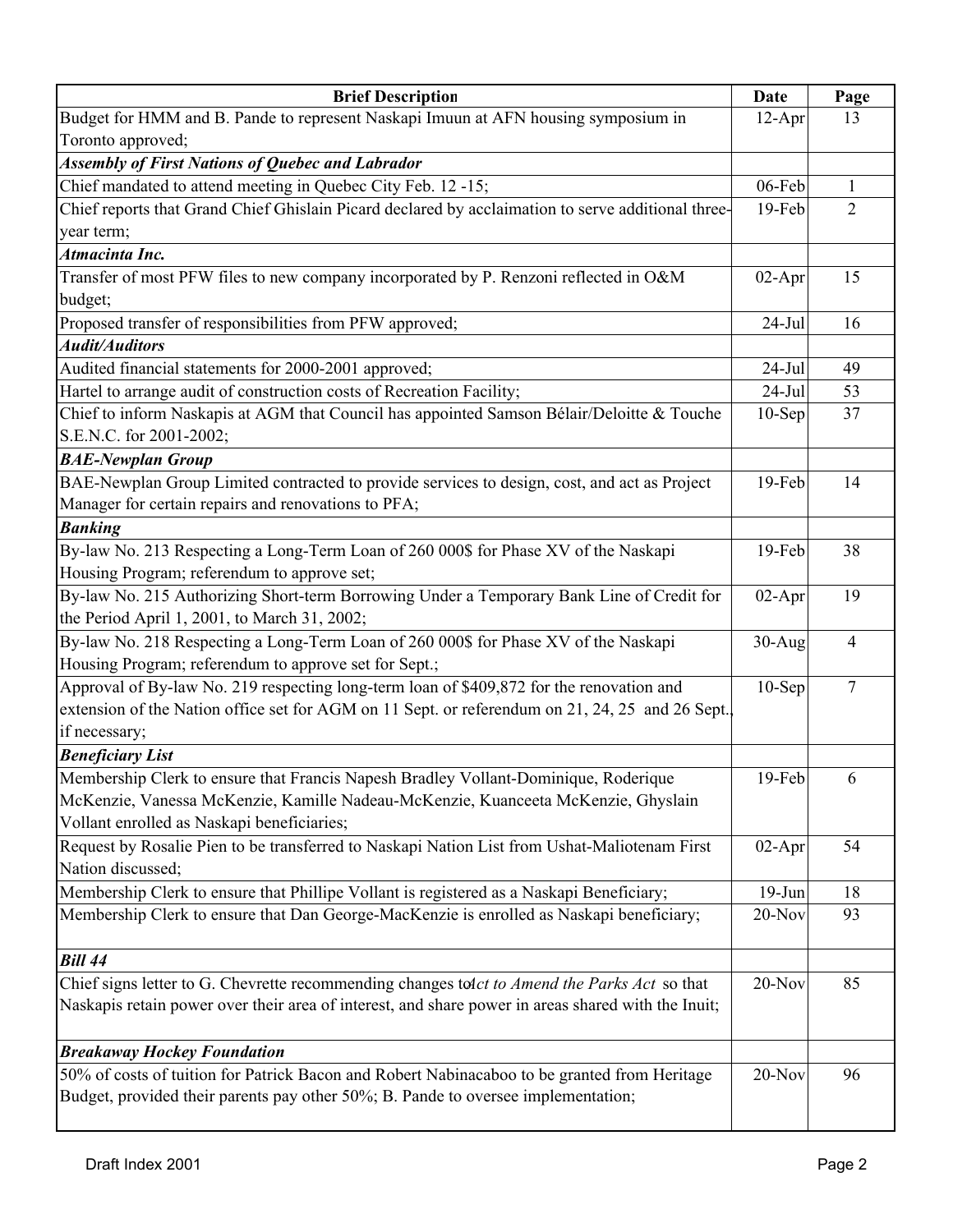| Brief Description | Date | Page |
|---|---|---|
| Budget for HMM and B. Pande to represent Naskapi Imuun at AFN housing symposium in Toronto approved; | 12-Apr | 13 |
| ***Assembly of First Nations of Quebec and Labrador*** | | |
| Chief mandated to attend meeting in Quebec City Feb. 12 -15; | 06-Feb | 1 |
| Chief reports that Grand Chief Ghislain Picard declared by acclaimation to serve additional three-year term; | 19-Feb | 2 |
| ***Atmacinta Inc.*** | | |
| Transfer of most PFW files to new company incorporated by P. Renzoni reflected in O&M budget; | 02-Apr | 15 |
| Proposed transfer of responsibilities from PFW approved; | 24-Jul | 16 |
| ***Audit/Auditors*** | | |
| Audited financial statements for 2000-2001 approved; | 24-Jul | 49 |
| Hartel to arrange audit of construction costs of Recreation Facility; | 24-Jul | 53 |
| Chief to inform Naskapis at AGM that Council has appointed Samson Bélair/Deloitte & Touche S.E.N.C. for 2001-2002; | 10-Sep | 37 |
| ***BAE-Newplan Group*** | | |
| BAE-Newplan Group Limited contracted to provide services to design, cost, and act as Project Manager for certain repairs and renovations to PFA; | 19-Feb | 14 |
| ***Banking*** | | |
| By-law No. 213 Respecting a Long-Term Loan of 260 000$ for Phase XV of the Naskapi Housing Program; referendum to approve set; | 19-Feb | 38 |
| By-law No. 215 Authorizing Short-term Borrowing Under a Temporary Bank Line of Credit for the Period April 1, 2001, to March 31, 2002; | 02-Apr | 19 |
| By-law No. 218 Respecting a Long-Term Loan of 260 000$ for Phase XV of the Naskapi Housing Program; referendum to approve set for Sept.; | 30-Aug | 4 |
| Approval of By-law No. 219 respecting long-term loan of $409,872 for the renovation and extension of the Nation office set for AGM on 11 Sept. or referendum on 21, 24, 25 and 26 Sept., if necessary; | 10-Sep | 7 |
| ***Beneficiary List*** | | |
| Membership Clerk to ensure that Francis Napesh Bradley Vollant-Dominique, Roderique McKenzie, Vanessa McKenzie, Kamille Nadeau-McKenzie, Kuanceeta McKenzie, Ghyslain Vollant enrolled as Naskapi beneficiaries; | 19-Feb | 6 |
| Request by Rosalie Pien to be transferred to Naskapi Nation List from Ushat-Maliotenam First Nation discussed; | 02-Apr | 54 |
| Membership Clerk to ensure that Phillipe Vollant is registered as a Naskapi Beneficiary; | 19-Jun | 18 |
| Membership Clerk to ensure that Dan George-MacKenzie is enrolled as Naskapi beneficiary; | 20-Nov | 93 |
| ***Bill 44*** | | |
| Chief signs letter to G. Chevrette recommending changes to *Act to Amend the Parks Act* so that Naskapis retain power over their area of interest, and share power in areas shared with the Inuit; | 20-Nov | 85 |
| ***Breakaway Hockey Foundation*** | | |
| 50% of costs of tuition for Patrick Bacon and Robert Nabinacaboo to be granted from Heritage Budget, provided their parents pay other 50%; B. Pande to oversee implementation; | 20-Nov | 96 |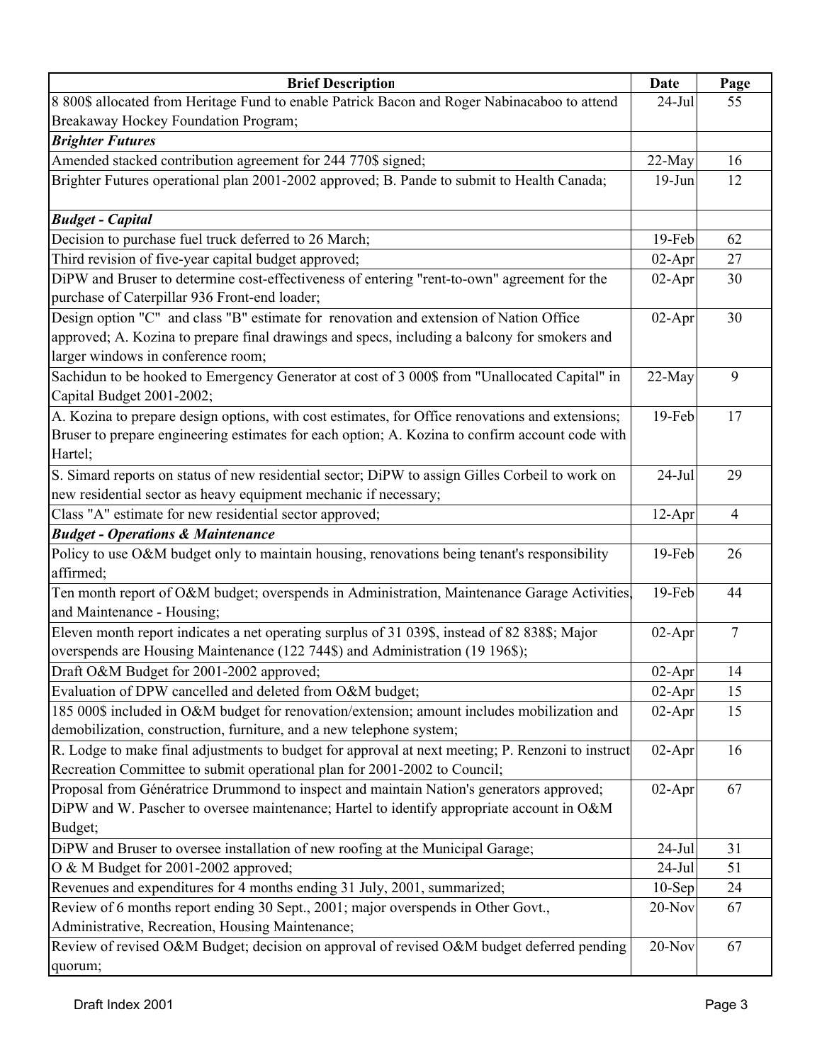| Brief Description | Date | Page |
|---|---|---|
| 8 800$ allocated from Heritage Fund to enable Patrick Bacon and Roger Nabinacaboo to attend Breakaway Hockey Foundation Program; | 24-Jul | 55 |
| ***Brighter Futures*** | | |
| Amended stacked contribution agreement for 244 770$ signed; | 22-May | 16 |
| Brighter Futures operational plan 2001-2002 approved; B. Pande to submit to Health Canada; | 19-Jun | 12 |
| ***Budget - Capital*** | | |
| Decision to purchase fuel truck deferred to 26 March; | 19-Feb | 62 |
| Third revision of five-year capital budget approved; | 02-Apr | 27 |
| DiPW and Bruser to determine cost-effectiveness of entering "rent-to-own" agreement for the purchase of Caterpillar 936 Front-end loader; | 02-Apr | 30 |
| Design option "C" and class "B" estimate for renovation and extension of Nation Office approved; A. Kozina to prepare final drawings and specs, including a balcony for smokers and larger windows in conference room; | 02-Apr | 30 |
| Sachidun to be hooked to Emergency Generator at cost of 3 000$ from "Unallocated Capital" in Capital Budget 2001-2002; | 22-May | 9 |
| A. Kozina to prepare design options, with cost estimates, for Office renovations and extensions; Bruser to prepare engineering estimates for each option; A. Kozina to confirm account code with Hartel; | 19-Feb | 17 |
| S. Simard reports on status of new residential sector; DiPW to assign Gilles Corbeil to work on new residential sector as heavy equipment mechanic if necessary; | 24-Jul | 29 |
| Class "A" estimate for new residential sector approved; | 12-Apr | 4 |
| ***Budget - Operations & Maintenance*** | | |
| Policy to use O&M budget only to maintain housing, renovations being tenant's responsibility affirmed; | 19-Feb | 26 |
| Ten month report of O&M budget; overspends in Administration, Maintenance Garage Activities, and Maintenance - Housing; | 19-Feb | 44 |
| Eleven month report indicates a net operating surplus of 31 039$, instead of 82 838$; Major overspends are Housing Maintenance (122 744$) and Administration (19 196$); | 02-Apr | 7 |
| Draft O&M Budget for 2001-2002 approved; | 02-Apr | 14 |
| Evaluation of DPW cancelled and deleted from O&M budget; | 02-Apr | 15 |
| 185 000$ included in O&M budget for renovation/extension; amount includes mobilization and demobilization, construction, furniture, and a new telephone system; | 02-Apr | 15 |
| R. Lodge to make final adjustments to budget for approval at next meeting; P. Renzoni to instruct Recreation Committee to submit operational plan for 2001-2002 to Council; | 02-Apr | 16 |
| Proposal from Génératrice Drummond to inspect and maintain Nation's generators approved; DiPW and W. Pascher to oversee maintenance; Hartel to identify appropriate account in O&M Budget; | 02-Apr | 67 |
| DiPW and Bruser to oversee installation of new roofing at the Municipal Garage; | 24-Jul | 31 |
| O & M Budget for 2001-2002 approved; | 24-Jul | 51 |
| Revenues and expenditures for 4 months ending 31 July, 2001, summarized; | 10-Sep | 24 |
| Review of 6 months report ending 30 Sept., 2001; major overspends in Other Govt., Administrative, Recreation, Housing Maintenance; | 20-Nov | 67 |
| Review of revised O&M Budget; decision on approval of revised O&M budget deferred pending quorum; | 20-Nov | 67 |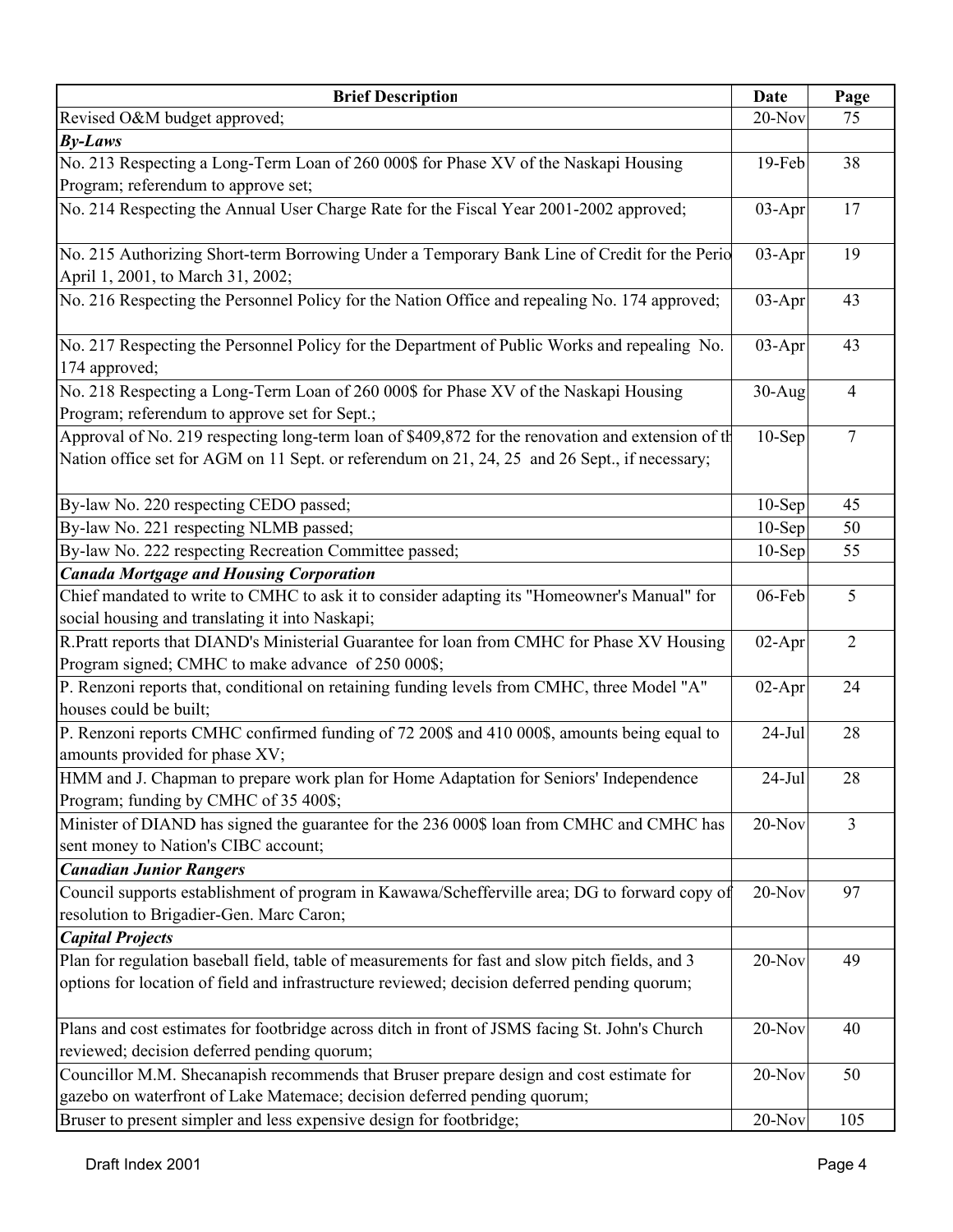| Brief Description | Date | Page |
| --- | --- | --- |
| Revised O&M budget approved; | 20-Nov | 75 |
| ***By-Laws*** | | |
| No. 213 Respecting a Long-Term Loan of 260 000$ for Phase XV of the Naskapi Housing Program; referendum to approve set; | 19-Feb | 38 |
| No. 214 Respecting the Annual User Charge Rate for the Fiscal Year 2001-2002 approved; | 03-Apr | 17 |
| No. 215 Authorizing Short-term Borrowing Under a Temporary Bank Line of Credit for the Perio April 1, 2001, to March 31, 2002; | 03-Apr | 19 |
| No. 216 Respecting the Personnel Policy for the Nation Office and repealing No. 174 approved; | 03-Apr | 43 |
| No. 217 Respecting the Personnel Policy for the Department of Public Works and repealing No. 174 approved; | 03-Apr | 43 |
| No. 218 Respecting a Long-Term Loan of 260 000$ for Phase XV of the Naskapi Housing Program; referendum to approve set for Sept.; | 30-Aug | 4 |
| Approval of No. 219 respecting long-term loan of $409,872 for the renovation and extension of th Nation office set for AGM on 11 Sept. or referendum on 21, 24, 25 and 26 Sept., if necessary; | 10-Sep | 7 |
| By-law No. 220 respecting CEDO passed; | 10-Sep | 45 |
| By-law No. 221 respecting NLMB passed; | 10-Sep | 50 |
| By-law No. 222 respecting Recreation Committee passed; | 10-Sep | 55 |
| ***Canada Mortgage and Housing Corporation*** | | |
| Chief mandated to write to CMHC to ask it to consider adapting its "Homeowner's Manual" for social housing and translating it into Naskapi; | 06-Feb | 5 |
| R.Pratt reports that DIAND's Ministerial Guarantee for loan from CMHC for Phase XV Housing Program signed; CMHC to make advance of 250 000$; | 02-Apr | 2 |
| P. Renzoni reports that, conditional on retaining funding levels from CMHC, three Model "A" houses could be built; | 02-Apr | 24 |
| P. Renzoni reports CMHC confirmed funding of 72 200$ and 410 000$, amounts being equal to amounts provided for phase XV; | 24-Jul | 28 |
| HMM and J. Chapman to prepare work plan for Home Adaptation for Seniors' Independence Program; funding by CMHC of 35 400$; | 24-Jul | 28 |
| Minister of DIAND has signed the guarantee for the 236 000$ loan from CMHC and CMHC has sent money to Nation's CIBC account; | 20-Nov | 3 |
| ***Canadian Junior Rangers*** | | |
| Council supports establishment of program in Kawawa/Schefferville area; DG to forward copy of resolution to Brigadier-Gen. Marc Caron; | 20-Nov | 97 |
| ***Capital Projects*** | | |
| Plan for regulation baseball field, table of measurements for fast and slow pitch fields, and 3 options for location of field and infrastructure reviewed; decision deferred pending quorum; | 20-Nov | 49 |
| Plans and cost estimates for footbridge across ditch in front of JSMS facing St. John's Church reviewed; decision deferred pending quorum; | 20-Nov | 40 |
| Councillor M.M. Shecanapish recommends that Bruser prepare design and cost estimate for gazebo on waterfront of Lake Matemace; decision deferred pending quorum; | 20-Nov | 50 |
| Bruser to present simpler and less expensive design for footbridge; | 20-Nov | 105 |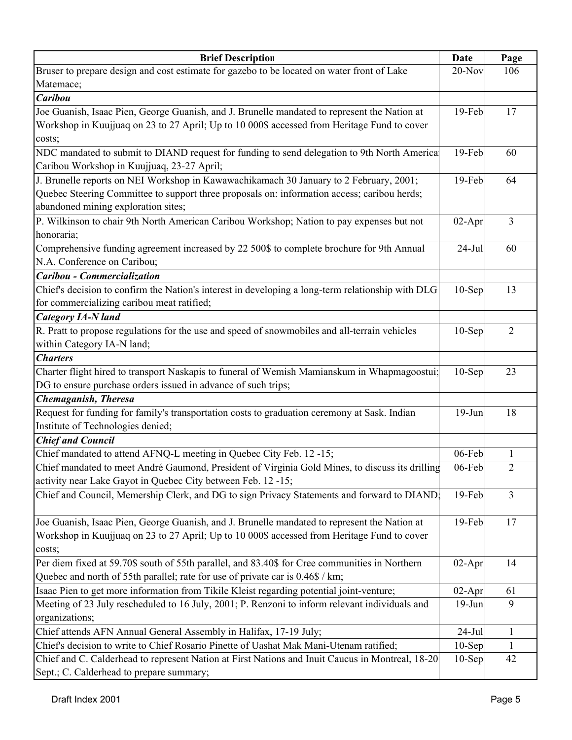| Brief Description | Date | Page |
|---|---|---|
| Bruser to prepare design and cost estimate for gazebo to be located on water front of Lake Matemace; | 20-Nov | 106 |
| ***Caribou*** | | |
| Joe Guanish, Isaac Pien, George Guanish, and J. Brunelle mandated to represent the Nation at Workshop in Kuujjuaq on 23 to 27 April; Up to 10 000$ accessed from Heritage Fund to cover costs; | 19-Feb | 17 |
| NDC mandated to submit to DIAND request for funding to send delegation to 9th North America Caribou Workshop in Kuujjuaq, 23-27 April; | 19-Feb | 60 |
| J. Brunelle reports on NEI Workshop in Kawawachikamach 30 January to 2 February, 2001; Quebec Steering Committee to support three proposals on: information access; caribou herds; abandoned mining exploration sites; | 19-Feb | 64 |
| P. Wilkinson to chair 9th North American Caribou Workshop; Nation to pay expenses but not honoraria; | 02-Apr | 3 |
| Comprehensive funding agreement increased by 22 500$ to complete brochure for 9th Annual N.A. Conference on Caribou; | 24-Jul | 60 |
| ***Caribou - Commercialization*** | | |
| Chief's decision to confirm the Nation's interest in developing a long-term relationship with DLG for commercializing caribou meat ratified; | 10-Sep | 13 |
| ***Category IA-N land*** | | |
| R. Pratt to propose regulations for the use and speed of snowmobiles and all-terrain vehicles within Category IA-N land; | 10-Sep | 2 |
| ***Charters*** | | |
| Charter flight hired to transport Naskapis to funeral of Wemish Mamianskum in Whapmagoostui; DG to ensure purchase orders issued in advance of such trips; | 10-Sep | 23 |
| ***Chemaganish, Theresa*** | | |
| Request for funding for family's transportation costs to graduation ceremony at Sask. Indian Institute of Technologies denied; | 19-Jun | 18 |
| ***Chief and Council*** | | |
| Chief mandated to attend AFNQ-L meeting in Quebec City Feb. 12 -15; | 06-Feb | 1 |
| Chief mandated to meet André Gaumond, President of Virginia Gold Mines, to discuss its drilling activity near Lake Gayot in Quebec City between Feb. 12 -15; | 06-Feb | 2 |
| Chief and Council, Memership Clerk, and DG to sign Privacy Statements and forward to DIAND; | 19-Feb | 3 |
| Joe Guanish, Isaac Pien, George Guanish, and J. Brunelle mandated to represent the Nation at Workshop in Kuujjuaq on 23 to 27 April; Up to 10 000$ accessed from Heritage Fund to cover costs; | 19-Feb | 17 |
| Per diem fixed at 59.70$ south of 55th parallel, and 83.40$ for Cree communities in Northern Quebec and north of 55th parallel; rate for use of private car is 0.46$ / km; | 02-Apr | 14 |
| Isaac Pien to get more information from Tikile Kleist regarding potential joint-venture; | 02-Apr | 61 |
| Meeting of 23 July rescheduled to 16 July, 2001; P. Renzoni to inform relevant individuals and organizations; | 19-Jun | 9 |
| Chief attends AFN Annual General Assembly in Halifax, 17-19 July; | 24-Jul | 1 |
| Chief's decision to write to Chief Rosario Pinette of Uashat Mak Mani-Utenam ratified; | 10-Sep | 1 |
| Chief and C. Calderhead to represent Nation at First Nations and Inuit Caucus in Montreal, 18-20 Sept.; C. Calderhead to prepare summary; | 10-Sep | 42 |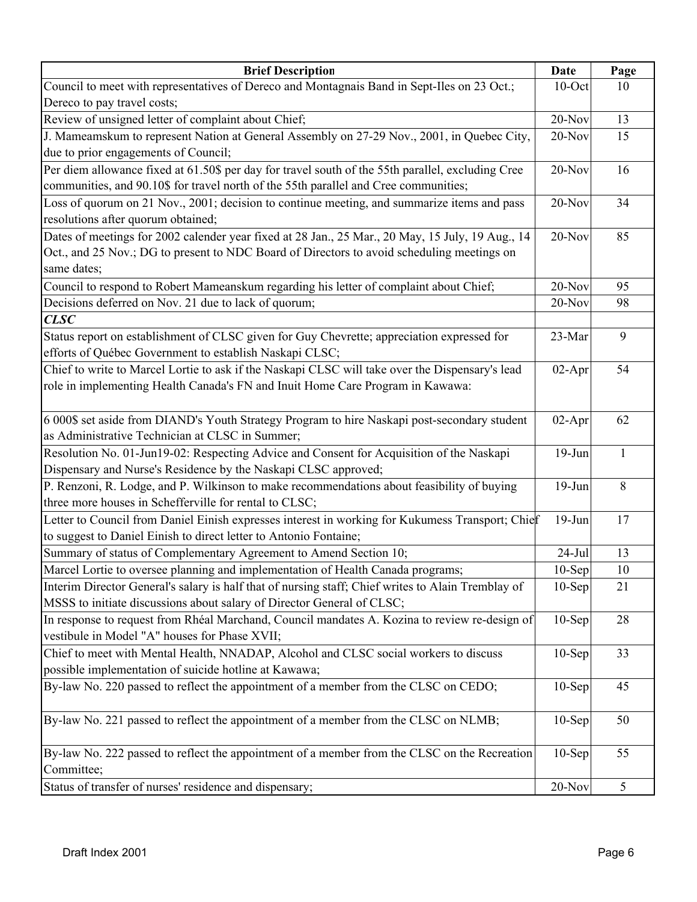| Brief Description | Date | Page |
|---|---|---|
| Council to meet with representatives of Dereco and Montagnais Band in Sept-Iles on 23 Oct.; Dereco to pay travel costs; | 10-Oct | 10 |
| Review of unsigned letter of complaint about Chief; | 20-Nov | 13 |
| J. Mameamskum to represent Nation at General Assembly on 27-29 Nov., 2001, in Quebec City, due to prior engagements of Council; | 20-Nov | 15 |
| Per diem allowance fixed at 61.50$ per day for travel south of the 55th parallel, excluding Cree communities, and 90.10$ for travel north of the 55th parallel and Cree communities; | 20-Nov | 16 |
| Loss of quorum on 21 Nov., 2001; decision to continue meeting, and summarize items and pass resolutions after quorum obtained; | 20-Nov | 34 |
| Dates of meetings for 2002 calender year fixed at 28 Jan., 25 Mar., 20 May, 15 July, 19 Aug., 14 Oct., and 25 Nov.; DG to present to NDC Board of Directors to avoid scheduling meetings on same dates; | 20-Nov | 85 |
| Council to respond to Robert Mameanskum regarding his letter of complaint about Chief; | 20-Nov | 95 |
| Decisions deferred on Nov. 21 due to lack of quorum; | 20-Nov | 98 |
| ***CLSC*** | | |
| Status report on establishment of CLSC given for Guy Chevrette; appreciation expressed for efforts of Québec Government to establish Naskapi CLSC; | 23-Mar | 9 |
| Chief to write to Marcel Lortie to ask if the Naskapi CLSC will take over the Dispensary's lead role in implementing Health Canada's FN and Inuit Home Care Program in Kawawa: | 02-Apr | 54 |
| 6 000$ set aside from DIAND's Youth Strategy Program to hire Naskapi post-secondary student as Administrative Technician at CLSC in Summer; | 02-Apr | 62 |
| Resolution No. 01-Jun19-02: Respecting Advice and Consent for Acquisition of the Naskapi Dispensary and Nurse's Residence by the Naskapi CLSC approved; | 19-Jun | 1 |
| P. Renzoni, R. Lodge, and P. Wilkinson to make recommendations about feasibility of buying three more houses in Schefferville for rental to CLSC; | 19-Jun | 8 |
| Letter to Council from Daniel Einish expresses interest in working for Kukumess Transport; Chief to suggest to Daniel Einish to direct letter to Antonio Fontaine; | 19-Jun | 17 |
| Summary of status of Complementary Agreement to Amend Section 10; | 24-Jul | 13 |
| Marcel Lortie to oversee planning and implementation of Health Canada programs; | 10-Sep | 10 |
| Interim Director General's salary is half that of nursing staff; Chief writes to Alain Tremblay of MSSS to initiate discussions about salary of Director General of CLSC; | 10-Sep | 21 |
| In response to request from Rhéal Marchand, Council mandates A. Kozina to review re-design of vestibule in Model "A" houses for Phase XVII; | 10-Sep | 28 |
| Chief to meet with Mental Health, NNADAP, Alcohol and CLSC social workers to discuss possible implementation of suicide hotline at Kawawa; | 10-Sep | 33 |
| By-law No. 220 passed to reflect the appointment of a member from the CLSC on CEDO; | 10-Sep | 45 |
| By-law No. 221 passed to reflect the appointment of a member from the CLSC on NLMB; | 10-Sep | 50 |
| By-law No. 222 passed to reflect the appointment of a member from the CLSC on the Recreation Committee; | 10-Sep | 55 |
| Status of transfer of nurses' residence and dispensary; | 20-Nov | 5 |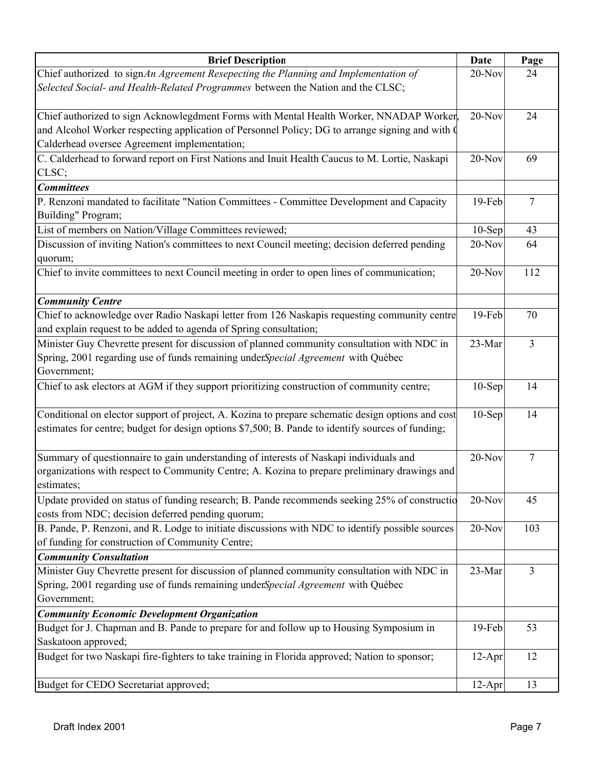| Brief Description | Date | Page |
|---|---|---|
| Chief authorized to sign *An Agreement Resepecting the Planning and Implementation of Selected Social- and Health-Related Programmes* between the Nation and the CLSC; | 20-Nov | 24 |
| Chief authorized to sign Acknowlegdment Forms with Mental Health Worker, NNADAP Worker, and Alcohol Worker respecting application of Personnel Policy; DG to arrange signing and with C Calderhead oversee Agreement implementation; | 20-Nov | 24 |
| C. Calderhead to forward report on First Nations and Inuit Health Caucus to M. Lortie, Naskapi CLSC; | 20-Nov | 69 |
| ***Committees*** | | |
| P. Renzoni mandated to facilitate "Nation Committees - Committee Development and Capacity Building" Program; | 19-Feb | 7 |
| List of members on Nation/Village Committees reviewed; | 10-Sep | 43 |
| Discussion of inviting Nation's committees to next Council meeting; decision deferred pending quorum; | 20-Nov | 64 |
| Chief to invite committees to next Council meeting in order to open lines of communication; | 20-Nov | 112 |
| ***Community Centre*** | | |
| Chief to acknowledge over Radio Naskapi letter from 126 Naskapis requesting community centre and explain request to be added to agenda of Spring consultation; | 19-Feb | 70 |
| Minister Guy Chevrette present for discussion of planned community consultation with NDC in Spring, 2001 regarding use of funds remaining under *Special Agreement* with Québec Government; | 23-Mar | 3 |
| Chief to ask electors at AGM if they support prioritizing construction of community centre; | 10-Sep | 14 |
| Conditional on elector support of project, A. Kozina to prepare schematic design options and cost estimates for centre; budget for design options $7,500; B. Pande to identify sources of funding; | 10-Sep | 14 |
| Summary of questionnaire to gain understanding of interests of Naskapi individuals and organizations with respect to Community Centre; A. Kozina to prepare preliminary drawings and estimates; | 20-Nov | 7 |
| Update provided on status of funding research; B. Pande recommends seeking 25% of construction costs from NDC; decision deferred pending quorum; | 20-Nov | 45 |
| B. Pande, P. Renzoni, and R. Lodge to initiate discussions with NDC to identify possible sources of funding for construction of Community Centre; | 20-Nov | 103 |
| ***Community Consultation*** | | |
| Minister Guy Chevrette present for discussion of planned community consultation with NDC in Spring, 2001 regarding use of funds remaining under *Special Agreement* with Québec Government; | 23-Mar | 3 |
| ***Community Economic Development Organization*** | | |
| Budget for J. Chapman and B. Pande to prepare for and follow up to Housing Symposium in Saskatoon approved; | 19-Feb | 53 |
| Budget for two Naskapi fire-fighters to take training in Florida approved; Nation to sponsor; | 12-Apr | 12 |
| Budget for CEDO Secretariat approved; | 12-Apr | 13 |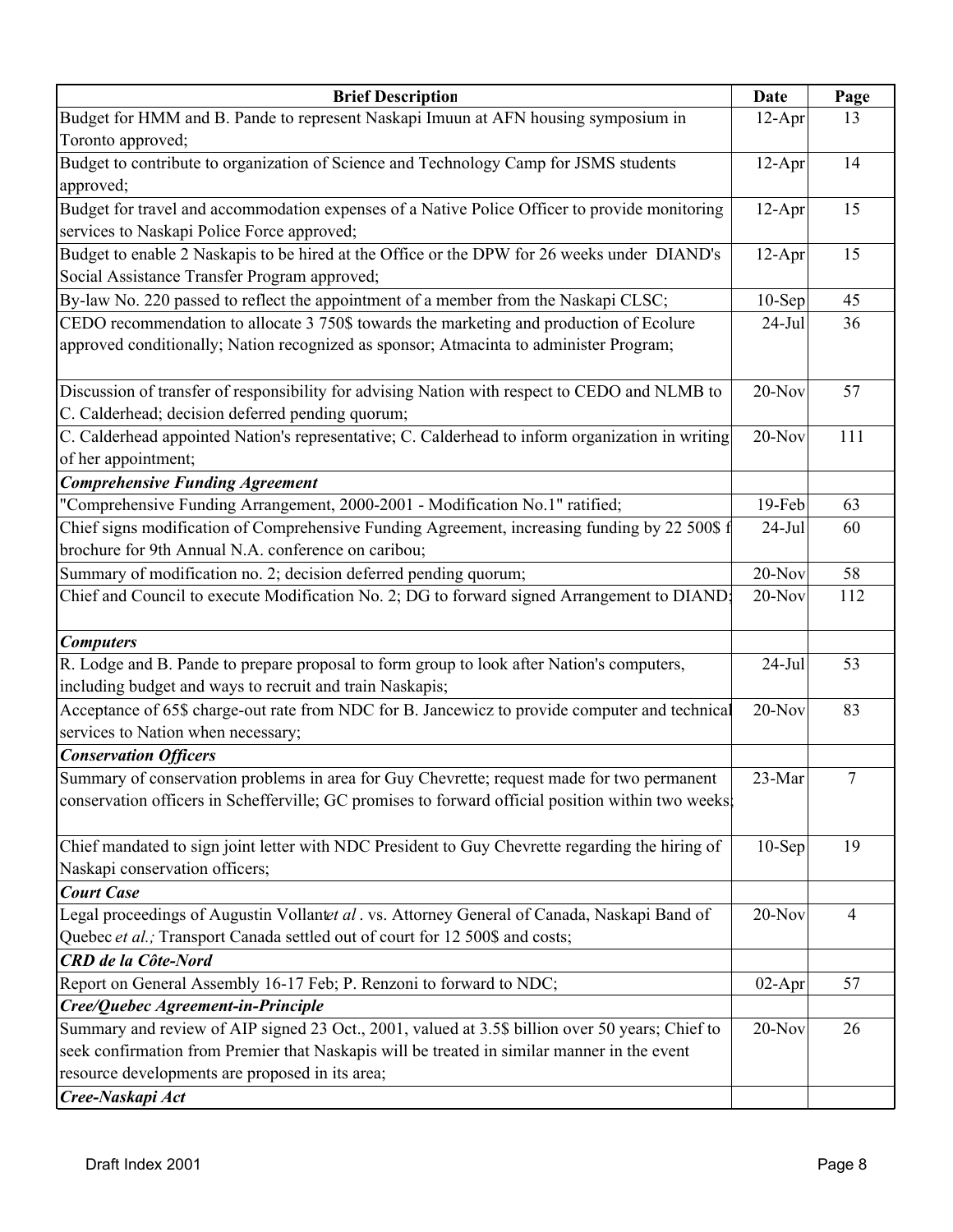| Brief Description | Date | Page |
|---|---|---|
| Budget for HMM and B. Pande to represent Naskapi Imuun at AFN housing symposium in Toronto approved; | 12-Apr | 13 |
| Budget to contribute to organization of Science and Technology Camp for JSMS students approved; | 12-Apr | 14 |
| Budget for travel and accommodation expenses of a Native Police Officer to provide monitoring services to Naskapi Police Force approved; | 12-Apr | 15 |
| Budget to enable 2 Naskapis to be hired at the Office or the DPW for 26 weeks under DIAND's Social Assistance Transfer Program approved; | 12-Apr | 15 |
| By-law No. 220 passed to reflect the appointment of a member from the Naskapi CLSC; | 10-Sep | 45 |
| CEDO recommendation to allocate 3 750$ towards the marketing and production of Ecolure approved conditionally; Nation recognized as sponsor; Atmacinta to administer Program; | 24-Jul | 36 |
| Discussion of transfer of responsibility for advising Nation with respect to CEDO and NLMB to C. Calderhead; decision deferred pending quorum; | 20-Nov | 57 |
| C. Calderhead appointed Nation's representative; C. Calderhead to inform organization in writing of her appointment; | 20-Nov | 111 |
| ***Comprehensive Funding Agreement*** | | |
| "Comprehensive Funding Arrangement, 2000-2001 - Modification No.1" ratified; | 19-Feb | 63 |
| Chief signs modification of Comprehensive Funding Agreement, increasing funding by 22 500$ f brochure for 9th Annual N.A. conference on caribou; | 24-Jul | 60 |
| Summary of modification no. 2; decision deferred pending quorum; | 20-Nov | 58 |
| Chief and Council to execute Modification No. 2; DG to forward signed Arrangement to DIAND; | 20-Nov | 112 |
| ***Computers*** | | |
| R. Lodge and B. Pande to prepare proposal to form group to look after Nation's computers, including budget and ways to recruit and train Naskapis; | 24-Jul | 53 |
| Acceptance of 65$ charge-out rate from NDC for B. Jancewicz to provide computer and technical services to Nation when necessary; | 20-Nov | 83 |
| ***Conservation Officers*** | | |
| Summary of conservation problems in area for Guy Chevrette; request made for two permanent conservation officers in Schefferville; GC promises to forward official position within two weeks; | 23-Mar | 7 |
| Chief mandated to sign joint letter with NDC President to Guy Chevrette regarding the hiring of Naskapi conservation officers; | 10-Sep | 19 |
| ***Court Case*** | | |
| Legal proceedings of Augustin Vollant *et al*. vs. Attorney General of Canada, Naskapi Band of Quebec *et al.;* Transport Canada settled out of court for 12 500$ and costs; | 20-Nov | 4 |
| ***CRD de la Côte-Nord*** | | |
| Report on General Assembly 16-17 Feb; P. Renzoni to forward to NDC; | 02-Apr | 57 |
| ***Cree/Quebec Agreement-in-Principle*** | | |
| Summary and review of AIP signed 23 Oct., 2001, valued at 3.5$ billion over 50 years; Chief to seek confirmation from Premier that Naskapis will be treated in similar manner in the event resource developments are proposed in its area; | 20-Nov | 26 |
| ***Cree-Naskapi Act*** | | |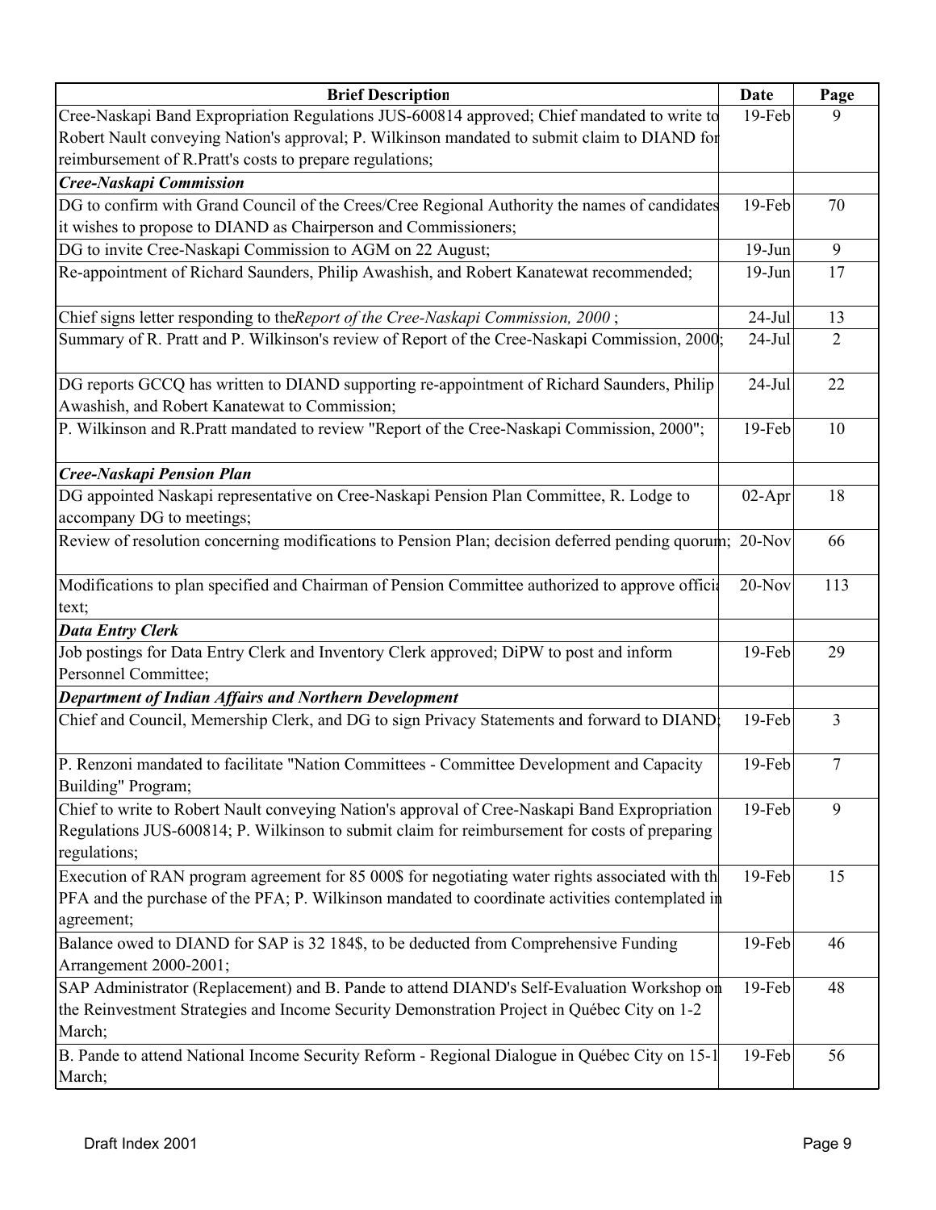| Brief Description | Date | Page |
|---|---|---|
| Cree-Naskapi Band Expropriation Regulations JUS-600814 approved; Chief mandated to write to Robert Nault conveying Nation's approval; P. Wilkinson mandated to submit claim to DIAND for reimbursement of R.Pratt's costs to prepare regulations; | 19-Feb | 9 |
| ***Cree-Naskapi Commission*** | | |
| DG to confirm with Grand Council of the Crees/Cree Regional Authority the names of candidates it wishes to propose to DIAND as Chairperson and Commissioners; | 19-Feb | 70 |
| DG to invite Cree-Naskapi Commission to AGM on 22 August; | 19-Jun | 9 |
| Re-appointment of Richard Saunders, Philip Awashish, and Robert Kanatewat recommended; | 19-Jun | 17 |
| Chief signs letter responding to the *Report of the Cree-Naskapi Commission, 2000* ; | 24-Jul | 13 |
| Summary of R. Pratt and P. Wilkinson's review of Report of the Cree-Naskapi Commission, 2000; | 24-Jul | 2 |
| DG reports GCCQ has written to DIAND supporting re-appointment of Richard Saunders, Philip Awashish, and Robert Kanatewat to Commission; | 24-Jul | 22 |
| P. Wilkinson and R.Pratt mandated to review "Report of the Cree-Naskapi Commission, 2000"; | 19-Feb | 10 |
| ***Cree-Naskapi Pension Plan*** | | |
| DG appointed Naskapi representative on Cree-Naskapi Pension Plan Committee, R. Lodge to accompany DG to meetings; | 02-Apr | 18 |
| Review of resolution concerning modifications to Pension Plan; decision deferred pending quorum; | 20-Nov | 66 |
| Modifications to plan specified and Chairman of Pension Committee authorized to approve official text; | 20-Nov | 113 |
| ***Data Entry Clerk*** | | |
| Job postings for Data Entry Clerk and Inventory Clerk approved; DiPW to post and inform Personnel Committee; | 19-Feb | 29 |
| ***Department of Indian Affairs and Northern Development*** | | |
| Chief and Council, Memership Clerk, and DG to sign Privacy Statements and forward to DIAND; | 19-Feb | 3 |
| P. Renzoni mandated to facilitate "Nation Committees - Committee Development and Capacity Building" Program; | 19-Feb | 7 |
| Chief to write to Robert Nault conveying Nation's approval of Cree-Naskapi Band Expropriation Regulations JUS-600814; P. Wilkinson to submit claim for reimbursement for costs of preparing regulations; | 19-Feb | 9 |
| Execution of RAN program agreement for 85 000$ for negotiating water rights associated with the PFA and the purchase of the PFA; P. Wilkinson mandated to coordinate activities contemplated in agreement; | 19-Feb | 15 |
| Balance owed to DIAND for SAP is 32 184$, to be deducted from Comprehensive Funding Arrangement 2000-2001; | 19-Feb | 46 |
| SAP Administrator (Replacement) and B. Pande to attend DIAND's Self-Evaluation Workshop on the Reinvestment Strategies and Income Security Demonstration Project in Québec City on 1-2 March; | 19-Feb | 48 |
| B. Pande to attend National Income Security Reform - Regional Dialogue in Québec City on 15-16 March; | 19-Feb | 56 |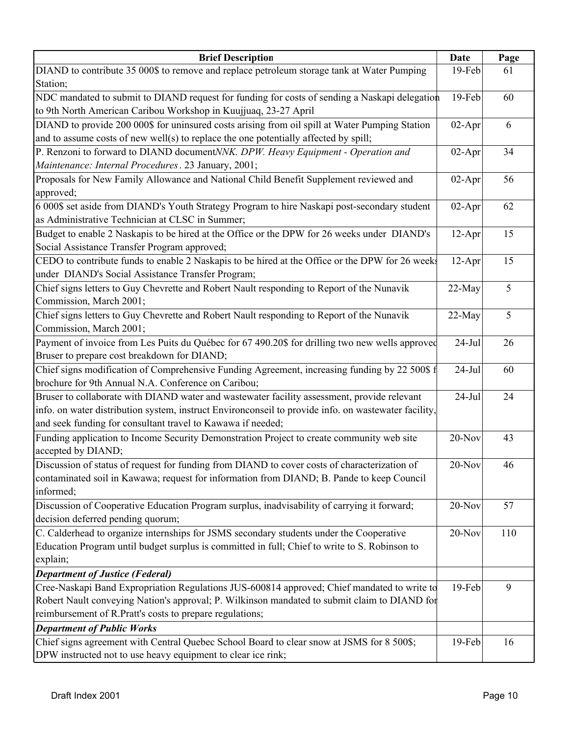| Brief Description | Date | Page |
|---|---|---|
| DIAND to contribute 35 000$ to remove and replace petroleum storage tank at Water Pumping Station; | 19-Feb | 61 |
| NDC mandated to submit to DIAND request for funding for costs of sending a Naskapi delegation to 9th North American Caribou Workshop in Kuujjuaq, 23-27 April | 19-Feb | 60 |
| DIAND to provide 200 000$ for uninsured costs arising from oil spill at Water Pumping Station and to assume costs of new well(s) to replace the one potentially affected by spill; | 02-Apr | 6 |
| P. Renzoni to forward to DIAND document *NNK. DPW. Heavy Equipment - Operation and Maintenance: Internal Procedures*. 23 January, 2001; | 02-Apr | 34 |
| Proposals for New Family Allowance and National Child Benefit Supplement reviewed and approved; | 02-Apr | 56 |
| 6 000$ set aside from DIAND's Youth Strategy Program to hire Naskapi post-secondary student as Administrative Technician at CLSC in Summer; | 02-Apr | 62 |
| Budget to enable 2 Naskapis to be hired at the Office or the DPW for 26 weeks under DIAND's Social Assistance Transfer Program approved; | 12-Apr | 15 |
| CEDO to contribute funds to enable 2 Naskapis to be hired at the Office or the DPW for 26 weeks under DIAND's Social Assistance Transfer Program; | 12-Apr | 15 |
| Chief signs letters to Guy Chevrette and Robert Nault responding to Report of the Nunavik Commission, March 2001; | 22-May | 5 |
| Chief signs letters to Guy Chevrette and Robert Nault responding to Report of the Nunavik Commission, March 2001; | 22-May | 5 |
| Payment of invoice from Les Puits du Québec for 67 490.20$ for drilling two new wells approved Bruser to prepare cost breakdown for DIAND; | 24-Jul | 26 |
| Chief signs modification of Comprehensive Funding Agreement, increasing funding by 22 500$ f brochure for 9th Annual N.A. Conference on Caribou; | 24-Jul | 60 |
| Bruser to collaborate with DIAND water and wastewater facility assessment, provide relevant info. on water distribution system, instruct Environconseil to provide info. on wastewater facility, and seek funding for consultant travel to Kawawa if needed; | 24-Jul | 24 |
| Funding application to Income Security Demonstration Project to create community web site accepted by DIAND; | 20-Nov | 43 |
| Discussion of status of request for funding from DIAND to cover costs of characterization of contaminated soil in Kawawa; request for information from DIAND; B. Pande to keep Council informed; | 20-Nov | 46 |
| Discussion of Cooperative Education Program surplus, inadvisability of carrying it forward; decision deferred pending quorum; | 20-Nov | 57 |
| C. Calderhead to organize internships for JSMS secondary students under the Cooperative Education Program until budget surplus is committed in full; Chief to write to S. Robinson to explain; | 20-Nov | 110 |
| ***Department of Justice (Federal)*** | | |
| Cree-Naskapi Band Expropriation Regulations JUS-600814 approved; Chief mandated to write to Robert Nault conveying Nation's approval; P. Wilkinson mandated to submit claim to DIAND for reimbursement of R.Pratt's costs to prepare regulations; | 19-Feb | 9 |
| ***Department of Public Works*** | | |
| Chief signs agreement with Central Quebec School Board to clear snow at JSMS for 8 500$; DPW instructed not to use heavy equipment to clear ice rink; | 19-Feb | 16 |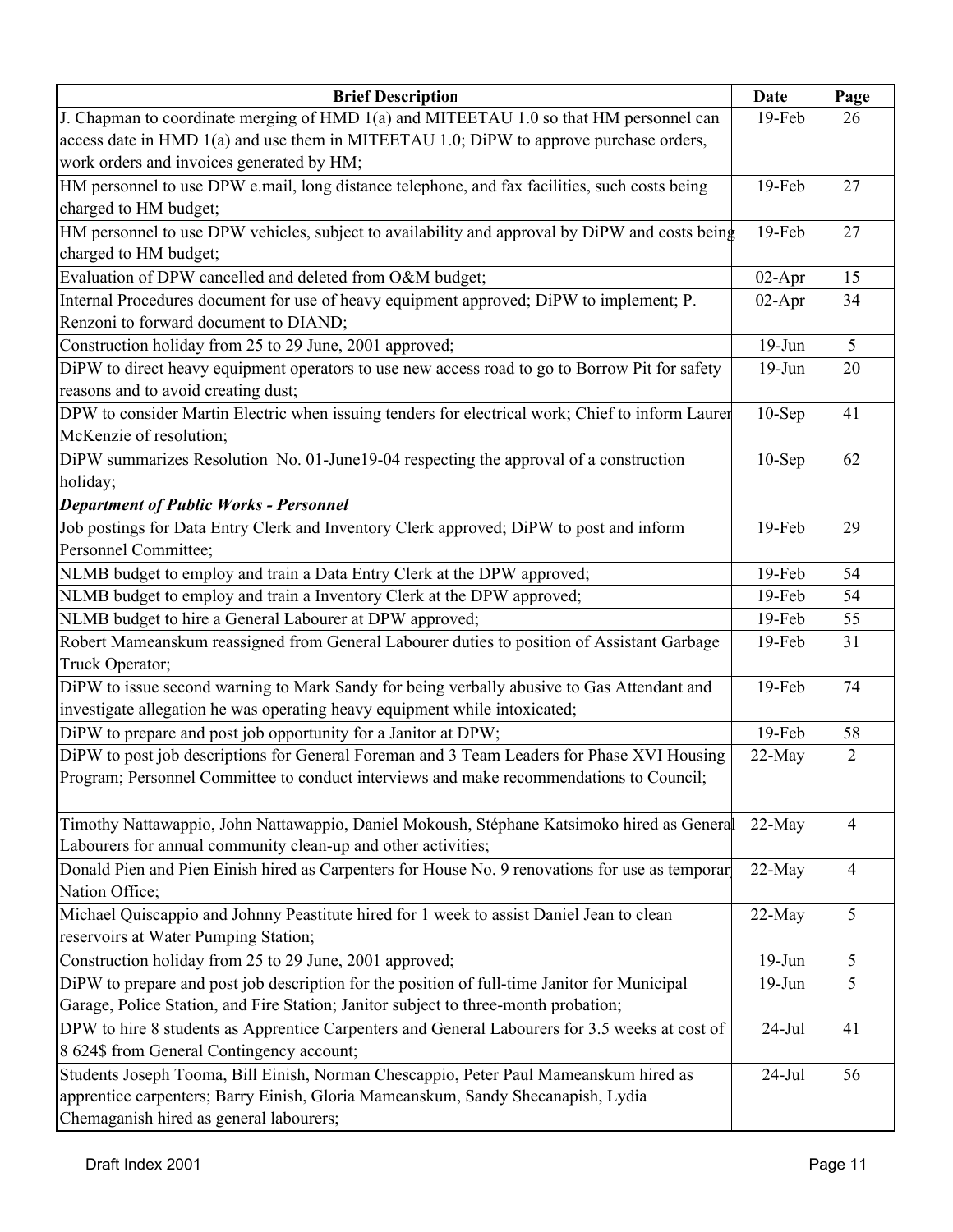| Brief Description | Date | Page |
|---|---|---|
| J. Chapman to coordinate merging of HMD 1(a) and MITEETAU 1.0 so that HM personnel can access date in HMD 1(a) and use them in MITEETAU 1.0; DiPW to approve purchase orders, work orders and invoices generated by HM; | 19-Feb | 26 |
| HM personnel to use DPW e.mail, long distance telephone, and fax facilities, such costs being charged to HM budget; | 19-Feb | 27 |
| HM personnel to use DPW vehicles, subject to availability and approval by DiPW and costs being charged to HM budget; | 19-Feb | 27 |
| Evaluation of DPW cancelled and deleted from O&M budget; | 02-Apr | 15 |
| Internal Procedures document for use of heavy equipment approved; DiPW to implement; P. Renzoni to forward document to DIAND; | 02-Apr | 34 |
| Construction holiday from 25 to 29 June, 2001 approved; | 19-Jun | 5 |
| DiPW to direct heavy equipment operators to use new access road to go to Borrow Pit for safety reasons and to avoid creating dust; | 19-Jun | 20 |
| DPW to consider Martin Electric when issuing tenders for electrical work; Chief to inform Lauren McKenzie of resolution; | 10-Sep | 41 |
| DiPW summarizes Resolution No. 01-June19-04 respecting the approval of a construction holiday; | 10-Sep | 62 |
| ***Department of Public Works - Personnel*** | | |
| Job postings for Data Entry Clerk and Inventory Clerk approved; DiPW to post and inform Personnel Committee; | 19-Feb | 29 |
| NLMB budget to employ and train a Data Entry Clerk at the DPW approved; | 19-Feb | 54 |
| NLMB budget to employ and train a Inventory Clerk at the DPW approved; | 19-Feb | 54 |
| NLMB budget to hire a General Labourer at DPW approved; | 19-Feb | 55 |
| Robert Mameanskum reassigned from General Labourer duties to position of Assistant Garbage Truck Operator; | 19-Feb | 31 |
| DiPW to issue second warning to Mark Sandy for being verbally abusive to Gas Attendant and investigate allegation he was operating heavy equipment while intoxicated; | 19-Feb | 74 |
| DiPW to prepare and post job opportunity for a Janitor at DPW; | 19-Feb | 58 |
| DiPW to post job descriptions for General Foreman and 3 Team Leaders for Phase XVI Housing Program; Personnel Committee to conduct interviews and make recommendations to Council; | 22-May | 2 |
| Timothy Nattawappio, John Nattawappio, Daniel Mokoush, Stéphane Katsimoko hired as General Labourers for annual community clean-up and other activities; | 22-May | 4 |
| Donald Pien and Pien Einish hired as Carpenters for House No. 9 renovations for use as temporary Nation Office; | 22-May | 4 |
| Michael Quiscappio and Johnny Peastitute hired for 1 week to assist Daniel Jean to clean reservoirs at Water Pumping Station; | 22-May | 5 |
| Construction holiday from 25 to 29 June, 2001 approved; | 19-Jun | 5 |
| DiPW to prepare and post job description for the position of full-time Janitor for Municipal Garage, Police Station, and Fire Station; Janitor subject to three-month probation; | 19-Jun | 5 |
| DPW to hire 8 students as Apprentice Carpenters and General Labourers for 3.5 weeks at cost of 8 624$ from General Contingency account; | 24-Jul | 41 |
| Students Joseph Tooma, Bill Einish, Norman Chescappio, Peter Paul Mameanskum hired as apprentice carpenters; Barry Einish, Gloria Mameanskum, Sandy Shecanapish, Lydia Chemaganish hired as general labourers; | 24-Jul | 56 |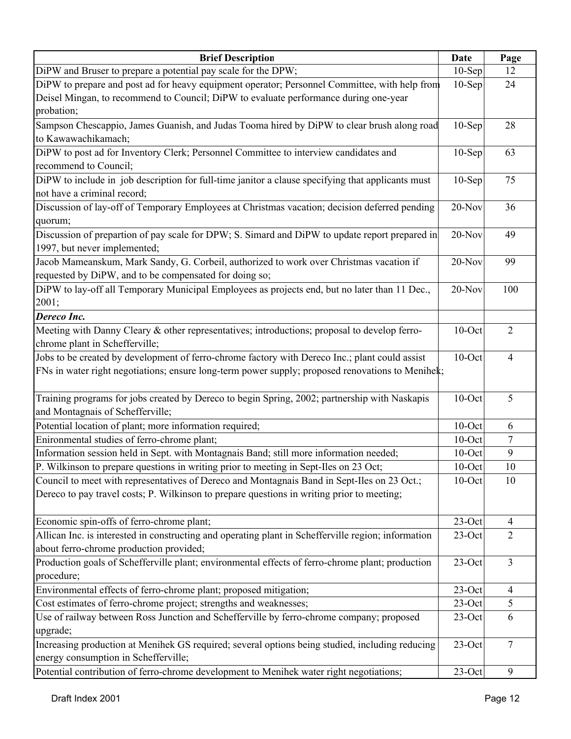| Brief Description | Date | Page |
|---|---|---|
| DiPW and Bruser to prepare a potential pay scale for the DPW; | 10-Sep | 12 |
| DiPW to prepare and post ad for heavy equipment operator; Personnel Committee, with help from Deisel Mingan, to recommend to Council; DiPW to evaluate performance during one-year probation; | 10-Sep | 24 |
| Sampson Chescappio, James Guanish, and Judas Tooma hired by DiPW to clear brush along road to Kawawachikamach; | 10-Sep | 28 |
| DiPW to post ad for Inventory Clerk; Personnel Committee to interview candidates and recommend to Council; | 10-Sep | 63 |
| DiPW to include in job description for full-time janitor a clause specifying that applicants must not have a criminal record; | 10-Sep | 75 |
| Discussion of lay-off of Temporary Employees at Christmas vacation; decision deferred pending quorum; | 20-Nov | 36 |
| Discussion of prepartion of pay scale for DPW; S. Simard and DiPW to update report prepared in 1997, but never implemented; | 20-Nov | 49 |
| Jacob Mameanskum, Mark Sandy, G. Corbeil, authorized to work over Christmas vacation if requested by DiPW, and to be compensated for doing so; | 20-Nov | 99 |
| DiPW to lay-off all Temporary Municipal Employees as projects end, but no later than 11 Dec., 2001; | 20-Nov | 100 |
| ***Dereco Inc.*** | | |
| Meeting with Danny Cleary & other representatives; introductions; proposal to develop ferro-chrome plant in Schefferville; | 10-Oct | 2 |
| Jobs to be created by development of ferro-chrome factory with Dereco Inc.; plant could assist FNs in water right negotiations; ensure long-term power supply; proposed renovations to Menihek; | 10-Oct | 4 |
| Training programs for jobs created by Dereco to begin Spring, 2002; partnership with Naskapis and Montagnais of Schefferville; | 10-Oct | 5 |
| Potential location of plant; more information required; | 10-Oct | 6 |
| Enironmental studies of ferro-chrome plant; | 10-Oct | 7 |
| Information session held in Sept. with Montagnais Band; still more information needed; | 10-Oct | 9 |
| P. Wilkinson to prepare questions in writing prior to meeting in Sept-Iles on 23 Oct; | 10-Oct | 10 |
| Council to meet with representatives of Dereco and Montagnais Band in Sept-Iles on 23 Oct.; Dereco to pay travel costs; P. Wilkinson to prepare questions in writing prior to meeting; | 10-Oct | 10 |
| Economic spin-offs of ferro-chrome plant; | 23-Oct | 4 |
| Allican Inc. is interested in constructing and operating plant in Schefferville region; information about ferro-chrome production provided; | 23-Oct | 2 |
| Production goals of Schefferville plant; environmental effects of ferro-chrome plant; production procedure; | 23-Oct | 3 |
| Environmental effects of ferro-chrome plant; proposed mitigation; | 23-Oct | 4 |
| Cost estimates of ferro-chrome project; strengths and weaknesses; | 23-Oct | 5 |
| Use of railway between Ross Junction and Schefferville by ferro-chrome company; proposed upgrade; | 23-Oct | 6 |
| Increasing production at Menihek GS required; several options being studied, including reducing energy consumption in Schefferville; | 23-Oct | 7 |
| Potential contribution of ferro-chrome development to Menihek water right negotiations; | 23-Oct | 9 |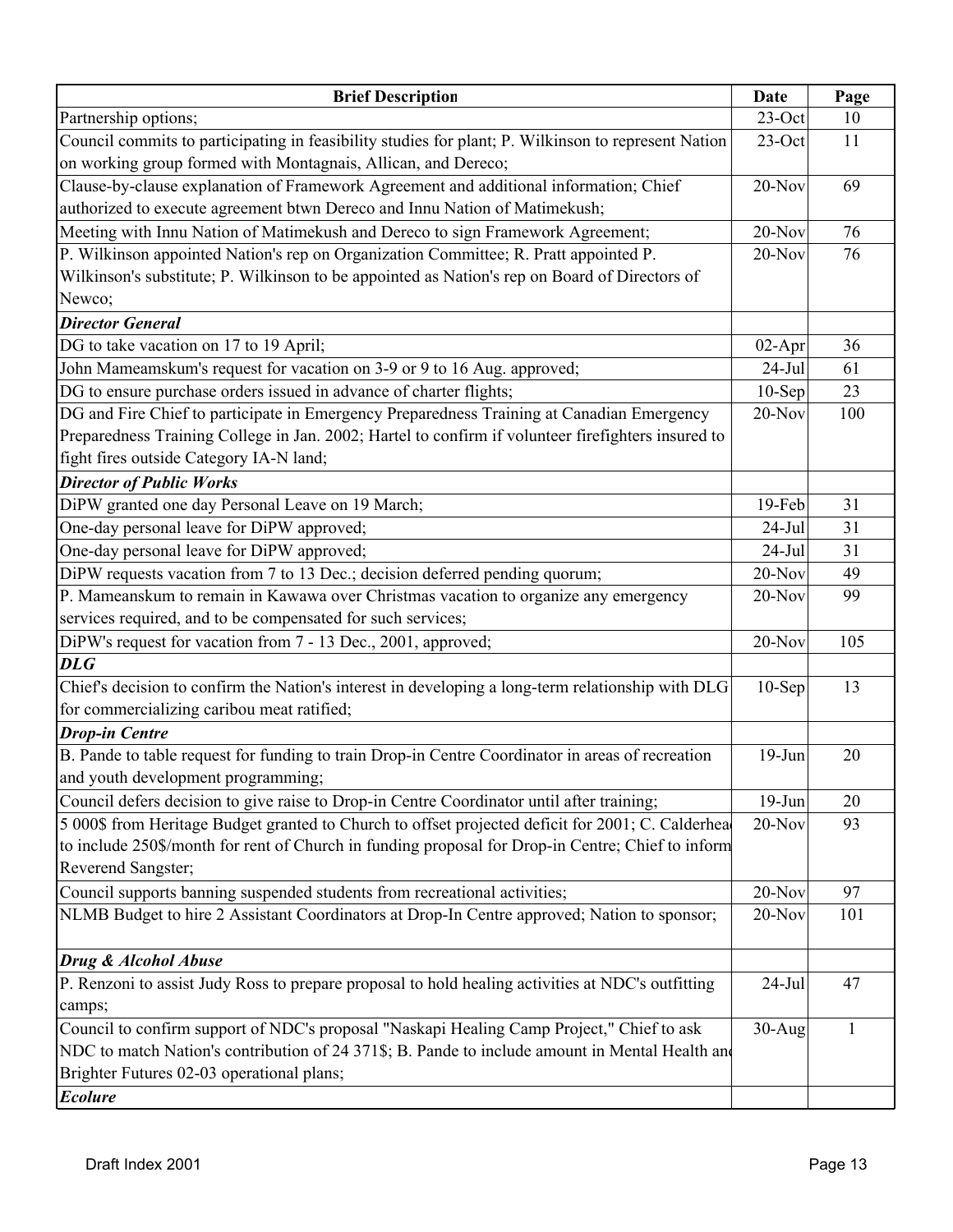| Brief Description | Date | Page |
|---|---|---|
| Partnership options; | 23-Oct | 10 |
| Council commits to participating in feasibility studies for plant; P. Wilkinson to represent Nation on working group formed with Montagnais, Allican, and Dereco; | 23-Oct | 11 |
| Clause-by-clause explanation of Framework Agreement and additional information; Chief authorized to execute agreement btwn Dereco and Innu Nation of Matimekush; | 20-Nov | 69 |
| Meeting with Innu Nation of Matimekush and Dereco to sign Framework Agreement; | 20-Nov | 76 |
| P. Wilkinson appointed Nation's rep on Organization Committee; R. Pratt appointed P. Wilkinson's substitute; P. Wilkinson to be appointed as Nation's rep on Board of Directors of Newco; | 20-Nov | 76 |
| ***Director General*** | | |
| DG to take vacation on 17 to 19 April; | 02-Apr | 36 |
| John Mameamskum's request for vacation on 3-9 or 9 to 16 Aug. approved; | 24-Jul | 61 |
| DG to ensure purchase orders issued in advance of charter flights; | 10-Sep | 23 |
| DG and Fire Chief to participate in Emergency Preparedness Training at Canadian Emergency Preparedness Training College in Jan. 2002; Hartel to confirm if volunteer firefighters insured to fight fires outside Category IA-N land; | 20-Nov | 100 |
| ***Director of Public Works*** | | |
| DiPW granted one day Personal Leave on 19 March; | 19-Feb | 31 |
| One-day personal leave for DiPW approved; | 24-Jul | 31 |
| One-day personal leave for DiPW approved; | 24-Jul | 31 |
| DiPW requests vacation from 7 to 13 Dec.; decision deferred pending quorum; | 20-Nov | 49 |
| P. Mameanskum to remain in Kawawa over Christmas vacation to organize any emergency services required, and to be compensated for such services; | 20-Nov | 99 |
| DiPW's request for vacation from 7 - 13 Dec., 2001, approved; | 20-Nov | 105 |
| ***DLG*** | | |
| Chief's decision to confirm the Nation's interest in developing a long-term relationship with DLG for commercializing caribou meat ratified; | 10-Sep | 13 |
| ***Drop-in Centre*** | | |
| B. Pande to table request for funding to train Drop-in Centre Coordinator in areas of recreation and youth development programming; | 19-Jun | 20 |
| Council defers decision to give raise to Drop-in Centre Coordinator until after training; | 19-Jun | 20 |
| 5 000$ from Heritage Budget granted to Church to offset projected deficit for 2001; C. Calderhead to include 250$/month for rent of Church in funding proposal for Drop-in Centre; Chief to inform Reverend Sangster; | 20-Nov | 93 |
| Council supports banning suspended students from recreational activities; | 20-Nov | 97 |
| NLMB Budget to hire 2 Assistant Coordinators at Drop-In Centre approved; Nation to sponsor; | 20-Nov | 101 |
| ***Drug & Alcohol Abuse*** | | |
| P. Renzoni to assist Judy Ross to prepare proposal to hold healing activities at NDC's outfitting camps; | 24-Jul | 47 |
| Council to confirm support of NDC's proposal "Naskapi Healing Camp Project," Chief to ask NDC to match Nation's contribution of 24 371$; B. Pande to include amount in Mental Health and Brighter Futures 02-03 operational plans; | 30-Aug | 1 |
| ***Ecolure*** | | |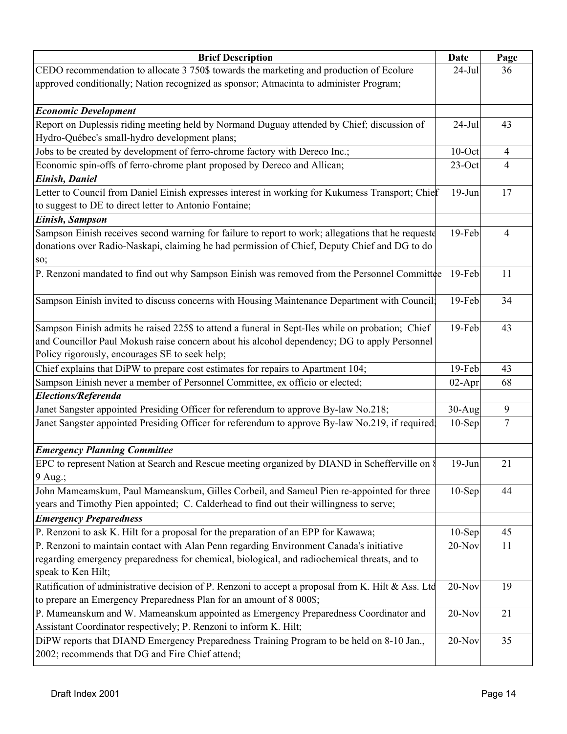| Brief Description | Date | Page |
|---|---|---|
| CEDO recommendation to allocate 3 750$ towards the marketing and production of Ecolure approved conditionally; Nation recognized as sponsor; Atmacinta to administer Program; | 24-Jul | 36 |
| ***Economic Development*** | | |
| Report on Duplessis riding meeting held by Normand Duguay attended by Chief; discussion of Hydro-Québec's small-hydro development plans; | 24-Jul | 43 |
| Jobs to be created by development of ferro-chrome factory with Dereco Inc.; | 10-Oct | 4 |
| Economic spin-offs of ferro-chrome plant proposed by Dereco and Allican; | 23-Oct | 4 |
| ***Einish, Daniel*** | | |
| Letter to Council from Daniel Einish expresses interest in working for Kukumess Transport; Chief to suggest to DE to direct letter to Antonio Fontaine; | 19-Jun | 17 |
| ***Einish, Sampson*** | | |
| Sampson Einish receives second warning for failure to report to work; allegations that he requeste donations over Radio-Naskapi, claiming he had permission of Chief, Deputy Chief and DG to do so; | 19-Feb | 4 |
| P. Renzoni mandated to find out why Sampson Einish was removed from the Personnel Committee | 19-Feb | 11 |
| Sampson Einish invited to discuss concerns with Housing Maintenance Department with Council; | 19-Feb | 34 |
| Sampson Einish admits he raised 225$ to attend a funeral in Sept-Iles while on probation; Chief and Councillor Paul Mokush raise concern about his alcohol dependency; DG to apply Personnel Policy rigorously, encourages SE to seek help; | 19-Feb | 43 |
| Chief explains that DiPW to prepare cost estimates for repairs to Apartment 104; | 19-Feb | 43 |
| Sampson Einish never a member of Personnel Committee, ex officio or elected; | 02-Apr | 68 |
| ***Elections/Referenda*** | | |
| Janet Sangster appointed Presiding Officer for referendum to approve By-law No.218; | 30-Aug | 9 |
| Janet Sangster appointed Presiding Officer for referendum to approve By-law No.219, if required; | 10-Sep | 7 |
| ***Emergency Planning Committee*** | | |
| EPC to represent Nation at Search and Rescue meeting organized by DIAND in Schefferville on 8 9 Aug.; | 19-Jun | 21 |
| John Mameamskum, Paul Mameanskum, Gilles Corbeil, and Sameul Pien re-appointed for three years and Timothy Pien appointed; C. Calderhead to find out their willingness to serve; | 10-Sep | 44 |
| ***Emergency Preparedness*** | | |
| P. Renzoni to ask K. Hilt for a proposal for the preparation of an EPP for Kawawa; | 10-Sep | 45 |
| P. Renzoni to maintain contact with Alan Penn regarding Environment Canada's initiative regarding emergency preparedness for chemical, biological, and radiochemical threats, and to speak to Ken Hilt; | 20-Nov | 11 |
| Ratification of administrative decision of P. Renzoni to accept a proposal from K. Hilt & Ass. Ltd to prepare an Emergency Preparedness Plan for an amount of 8 000$; | 20-Nov | 19 |
| P. Mameanskum and W. Mameanskum appointed as Emergency Preparedness Coordinator and Assistant Coordinator respectively; P. Renzoni to inform K. Hilt; | 20-Nov | 21 |
| DiPW reports that DIAND Emergency Preparedness Training Program to be held on 8-10 Jan., 2002; recommends that DG and Fire Chief attend; | 20-Nov | 35 |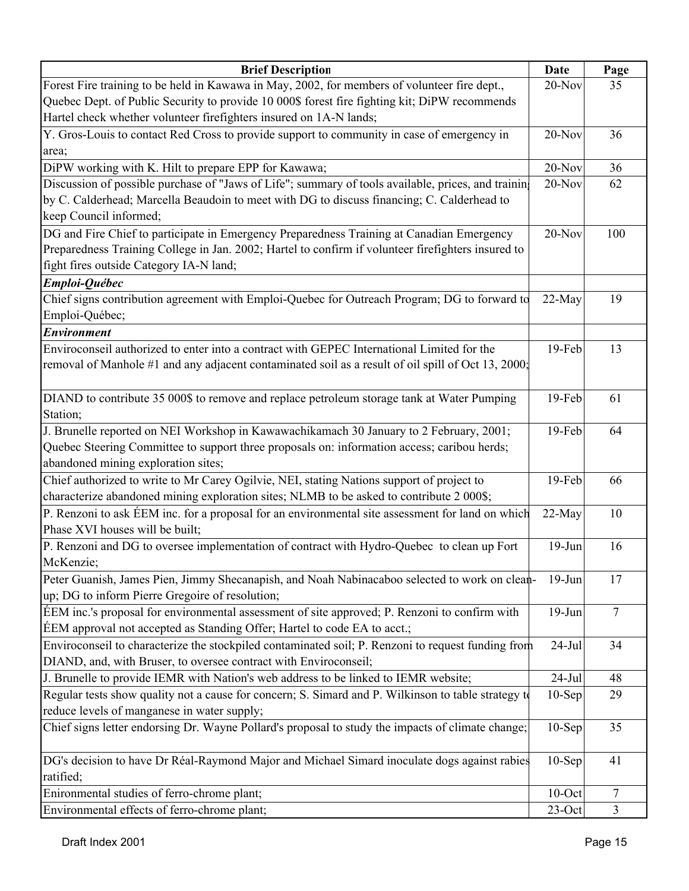| Brief Description | Date | Page |
|---|---|---|
| Forest Fire training to be held in Kawawa in May, 2002, for members of volunteer fire dept., Quebec Dept. of Public Security to provide 10 000$ forest fire fighting kit; DiPW recommends Hartel check whether volunteer firefighters insured on 1A-N lands; | 20-Nov | 35 |
| Y. Gros-Louis to contact Red Cross to provide support to community in case of emergency in area; | 20-Nov | 36 |
| DiPW working with K. Hilt to prepare EPP for Kawawa; | 20-Nov | 36 |
| Discussion of possible purchase of "Jaws of Life"; summary of tools available, prices, and training by C. Calderhead; Marcella Beaudoin to meet with DG to discuss financing; C. Calderhead to keep Council informed; | 20-Nov | 62 |
| DG and Fire Chief to participate in Emergency Preparedness Training at Canadian Emergency Preparedness Training College in Jan. 2002; Hartel to confirm if volunteer firefighters insured to fight fires outside Category IA-N land; | 20-Nov | 100 |
| ***Emploi-Québec*** | | |
| Chief signs contribution agreement with Emploi-Quebec for Outreach Program; DG to forward to Emploi-Québec; | 22-May | 19 |
| ***Environment*** | | |
| Enviroconseil authorized to enter into a contract with GEPEC International Limited for the removal of Manhole #1 and any adjacent contaminated soil as a result of oil spill of Oct 13, 2000; | 19-Feb | 13 |
| DIAND to contribute 35 000$ to remove and replace petroleum storage tank at Water Pumping Station; | 19-Feb | 61 |
| J. Brunelle reported on NEI Workshop in Kawawachikamach 30 January to 2 February, 2001; Quebec Steering Committee to support three proposals on: information access; caribou herds; abandoned mining exploration sites; | 19-Feb | 64 |
| Chief authorized to write to Mr Carey Ogilvie, NEI, stating Nations support of project to characterize abandoned mining exploration sites; NLMB to be asked to contribute 2 000$; | 19-Feb | 66 |
| P. Renzoni to ask ÉEM inc. for a proposal for an environmental site assessment for land on which Phase XVI houses will be built; | 22-May | 10 |
| P. Renzoni and DG to oversee implementation of contract with Hydro-Quebec to clean up Fort McKenzie; | 19-Jun | 16 |
| Peter Guanish, James Pien, Jimmy Shecanapish, and Noah Nabinacaboo selected to work on clean-up; DG to inform Pierre Gregoire of resolution; | 19-Jun | 17 |
| ÉEM inc.'s proposal for environmental assessment of site approved; P. Renzoni to confirm with ÉEM approval not accepted as Standing Offer; Hartel to code EA to acct.; | 19-Jun | 7 |
| Enviroconseil to characterize the stockpiled contaminated soil; P. Renzoni to request funding from DIAND, and, with Bruser, to oversee contract with Enviroconseil; | 24-Jul | 34 |
| J. Brunelle to provide IEMR with Nation's web address to be linked to IEMR website; | 24-Jul | 48 |
| Regular tests show quality not a cause for concern; S. Simard and P. Wilkinson to table strategy to reduce levels of manganese in water supply; | 10-Sep | 29 |
| Chief signs letter endorsing Dr. Wayne Pollard's proposal to study the impacts of climate change; | 10-Sep | 35 |
| DG's decision to have Dr Réal-Raymond Major and Michael Simard inoculate dogs against rabies ratified; | 10-Sep | 41 |
| Enironmental studies of ferro-chrome plant; | 10-Oct | 7 |
| Environmental effects of ferro-chrome plant; | 23-Oct | 3 |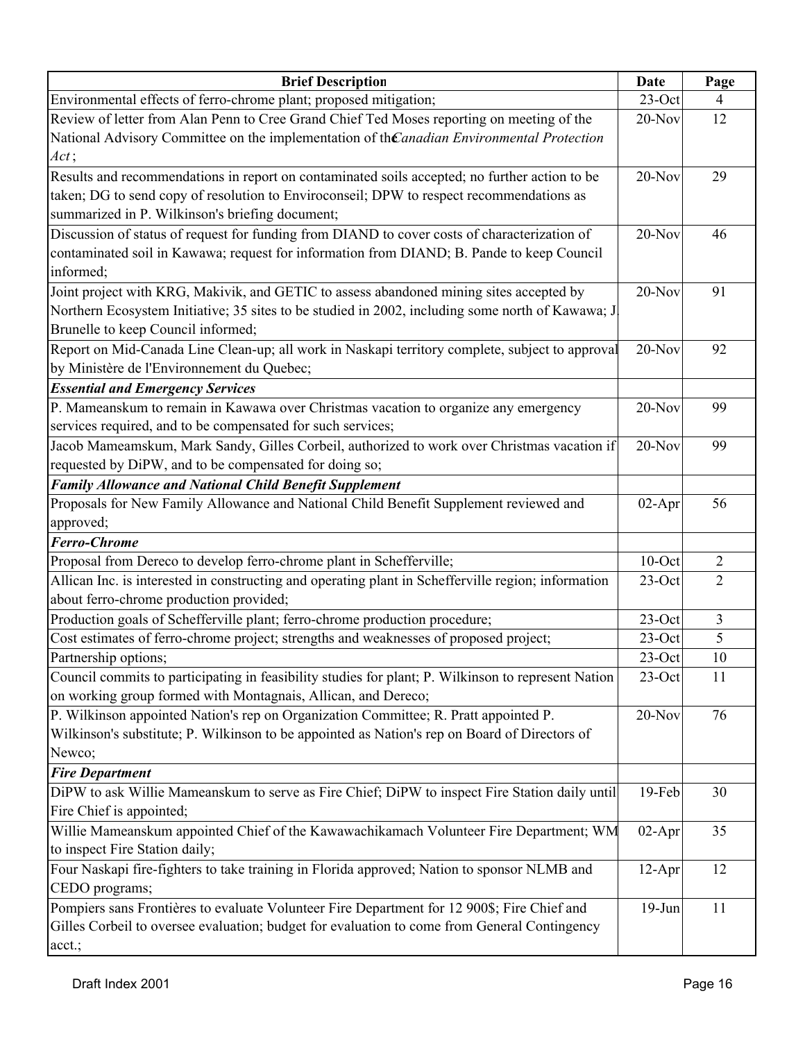| Brief Description | Date | Page |
|---|---|---|
| Environmental effects of ferro-chrome plant; proposed mitigation; | 23-Oct | 4 |
| Review of letter from Alan Penn to Cree Grand Chief Ted Moses reporting on meeting of the National Advisory Committee on the implementation of the *Canadian Environmental Protection Act*; | 20-Nov | 12 |
| Results and recommendations in report on contaminated soils accepted; no further action to be taken; DG to send copy of resolution to Enviroconseil; DPW to respect recommendations as summarized in P. Wilkinson's briefing document; | 20-Nov | 29 |
| Discussion of status of request for funding from DIAND to cover costs of characterization of contaminated soil in Kawawa; request for information from DIAND; B. Pande to keep Council informed; | 20-Nov | 46 |
| Joint project with KRG, Makivik, and GETIC to assess abandoned mining sites accepted by Northern Ecosystem Initiative; 35 sites to be studied in 2002, including some north of Kawawa; J. Brunelle to keep Council informed; | 20-Nov | 91 |
| Report on Mid-Canada Line Clean-up; all work in Naskapi territory complete, subject to approval by Ministère de l'Environnement du Quebec; | 20-Nov | 92 |
| ***Essential and Emergency Services*** | | |
| P. Mameanskum to remain in Kawawa over Christmas vacation to organize any emergency services required, and to be compensated for such services; | 20-Nov | 99 |
| Jacob Mameamskum, Mark Sandy, Gilles Corbeil, authorized to work over Christmas vacation if requested by DiPW, and to be compensated for doing so; | 20-Nov | 99 |
| ***Family Allowance and National Child Benefit Supplement*** | | |
| Proposals for New Family Allowance and National Child Benefit Supplement reviewed and approved; | 02-Apr | 56 |
| ***Ferro-Chrome*** | | |
| Proposal from Dereco to develop ferro-chrome plant in Schefferville; | 10-Oct | 2 |
| Allican Inc. is interested in constructing and operating plant in Schefferville region; information about ferro-chrome production provided; | 23-Oct | 2 |
| Production goals of Schefferville plant; ferro-chrome production procedure; | 23-Oct | 3 |
| Cost estimates of ferro-chrome project; strengths and weaknesses of proposed project; | 23-Oct | 5 |
| Partnership options; | 23-Oct | 10 |
| Council commits to participating in feasibility studies for plant; P. Wilkinson to represent Nation on working group formed with Montagnais, Allican, and Dereco; | 23-Oct | 11 |
| P. Wilkinson appointed Nation's rep on Organization Committee; R. Pratt appointed P. Wilkinson's substitute; P. Wilkinson to be appointed as Nation's rep on Board of Directors of Newco; | 20-Nov | 76 |
| ***Fire Department*** | | |
| DiPW to ask Willie Mameanskum to serve as Fire Chief; DiPW to inspect Fire Station daily until Fire Chief is appointed; | 19-Feb | 30 |
| Willie Mameanskum appointed Chief of the Kawawachikamach Volunteer Fire Department; WM to inspect Fire Station daily; | 02-Apr | 35 |
| Four Naskapi fire-fighters to take training in Florida approved; Nation to sponsor NLMB and CEDO programs; | 12-Apr | 12 |
| Pompiers sans Frontières to evaluate Volunteer Fire Department for 12 900$; Fire Chief and Gilles Corbeil to oversee evaluation; budget for evaluation to come from General Contingency acct.; | 19-Jun | 11 |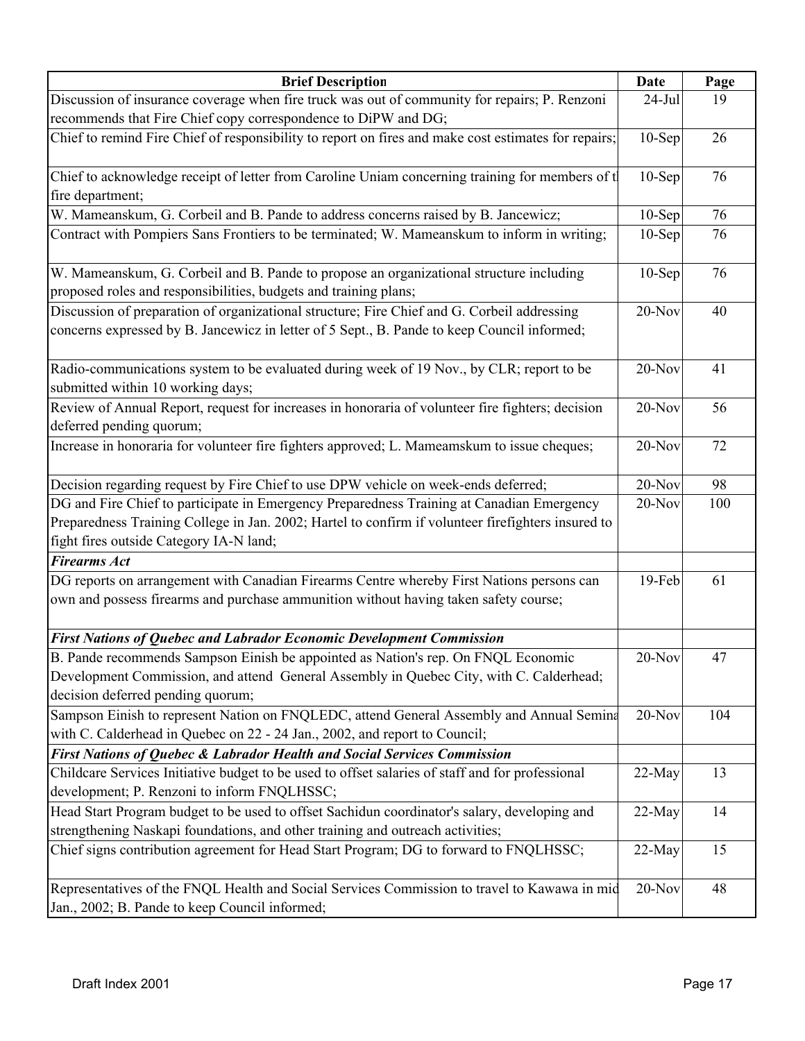| Brief Description | Date | Page |
|---|---|---|
| Discussion of insurance coverage when fire truck was out of community for repairs; P. Renzoni recommends that Fire Chief copy correspondence to DiPW and DG; | 24-Jul | 19 |
| Chief to remind Fire Chief of responsibility to report on fires and make cost estimates for repairs; | 10-Sep | 26 |
| Chief to acknowledge receipt of letter from Caroline Uniam concerning training for members of t fire department; | 10-Sep | 76 |
| W. Mameanskum, G. Corbeil and B. Pande to address concerns raised by B. Jancewicz; | 10-Sep | 76 |
| Contract with Pompiers Sans Frontiers to be terminated; W. Mameanskum to inform in writing; | 10-Sep | 76 |
| W. Mameanskum, G. Corbeil and B. Pande to propose an organizational structure including proposed roles and responsibilities, budgets and training plans; | 10-Sep | 76 |
| Discussion of preparation of organizational structure; Fire Chief and G. Corbeil addressing concerns expressed by B. Jancewicz in letter of 5 Sept., B. Pande to keep Council informed; | 20-Nov | 40 |
| Radio-communications system to be evaluated during week of 19 Nov., by CLR; report to be submitted within 10 working days; | 20-Nov | 41 |
| Review of Annual Report, request for increases in honoraria of volunteer fire fighters; decision deferred pending quorum; | 20-Nov | 56 |
| Increase in honoraria for volunteer fire fighters approved; L. Mameamskum to issue cheques; | 20-Nov | 72 |
| Decision regarding request by Fire Chief to use DPW vehicle on week-ends deferred; | 20-Nov | 98 |
| DG and Fire Chief to participate in Emergency Preparedness Training at Canadian Emergency Preparedness Training College in Jan. 2002; Hartel to confirm if volunteer firefighters insured to fight fires outside Category IA-N land; | 20-Nov | 100 |
| ***Firearms Act*** | | |
| DG reports on arrangement with Canadian Firearms Centre whereby First Nations persons can own and possess firearms and purchase ammunition without having taken safety course; | 19-Feb | 61 |
| ***First Nations of Quebec and Labrador Economic Development Commission*** | | |
| B. Pande recommends Sampson Einish be appointed as Nation's rep. On FNQL Economic Development Commission, and attend General Assembly in Quebec City, with C. Calderhead; decision deferred pending quorum; | 20-Nov | 47 |
| Sampson Einish to represent Nation on FNQLEDC, attend General Assembly and Annual Semina with C. Calderhead in Quebec on 22 - 24 Jan., 2002, and report to Council; | 20-Nov | 104 |
| ***First Nations of Quebec & Labrador Health and Social Services Commission*** | | |
| Childcare Services Initiative budget to be used to offset salaries of staff and for professional development; P. Renzoni to inform FNQLHSSC; | 22-May | 13 |
| Head Start Program budget to be used to offset Sachidun coordinator's salary, developing and strengthening Naskapi foundations, and other training and outreach activities; | 22-May | 14 |
| Chief signs contribution agreement for Head Start Program; DG to forward to FNQLHSSC; | 22-May | 15 |
| Representatives of the FNQL Health and Social Services Commission to travel to Kawawa in mid Jan., 2002; B. Pande to keep Council informed; | 20-Nov | 48 |

Draft Index 2001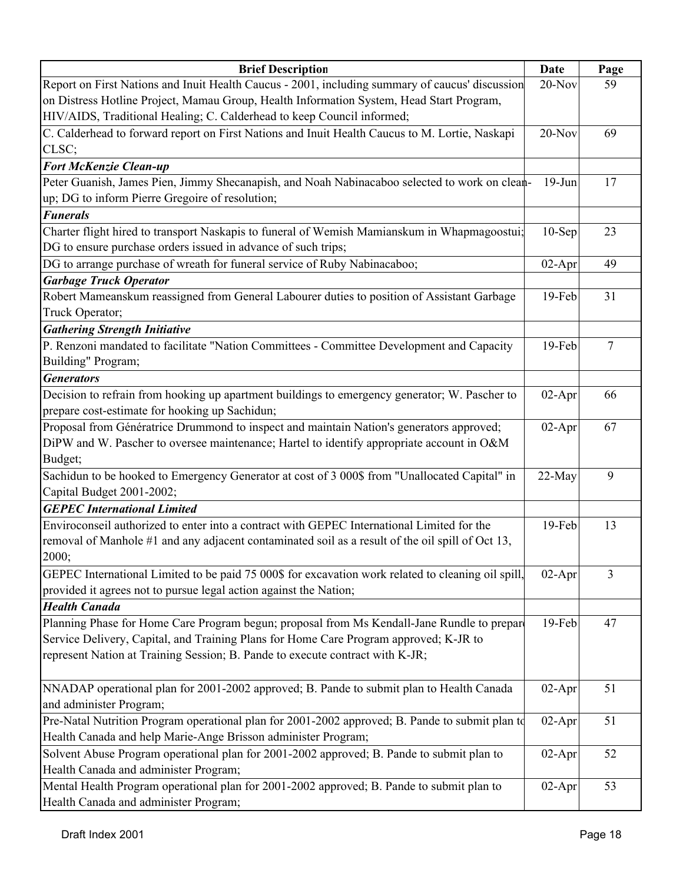| Brief Description | Date | Page |
|---|---|---|
| Report on First Nations and Inuit Health Caucus - 2001, including summary of caucus' discussion on Distress Hotline Project, Mamau Group, Health Information System, Head Start Program, HIV/AIDS, Traditional Healing; C. Calderhead to keep Council informed; | 20-Nov | 59 |
| C. Calderhead to forward report on First Nations and Inuit Health Caucus to M. Lortie, Naskapi CLSC; | 20-Nov | 69 |
| ***Fort McKenzie Clean-up*** | | |
| Peter Guanish, James Pien, Jimmy Shecanapish, and Noah Nabinacaboo selected to work on clean-up; DG to inform Pierre Gregoire of resolution; | 19-Jun | 17 |
| ***Funerals*** | | |
| Charter flight hired to transport Naskapis to funeral of Wemish Mamianskum in Whapmagoostui; DG to ensure purchase orders issued in advance of such trips; | 10-Sep | 23 |
| DG to arrange purchase of wreath for funeral service of Ruby Nabinacaboo; | 02-Apr | 49 |
| ***Garbage Truck Operator*** | | |
| Robert Mameanskum reassigned from General Labourer duties to position of Assistant Garbage Truck Operator; | 19-Feb | 31 |
| ***Gathering Strength Initiative*** | | |
| P. Renzoni mandated to facilitate "Nation Committees - Committee Development and Capacity Building" Program; | 19-Feb | 7 |
| ***Generators*** | | |
| Decision to refrain from hooking up apartment buildings to emergency generator; W. Pascher to prepare cost-estimate for hooking up Sachidun; | 02-Apr | 66 |
| Proposal from Génératrice Drummond to inspect and maintain Nation's generators approved; DiPW and W. Pascher to oversee maintenance; Hartel to identify appropriate account in O&M Budget; | 02-Apr | 67 |
| Sachidun to be hooked to Emergency Generator at cost of 3 000$ from "Unallocated Capital" in Capital Budget 2001-2002; | 22-May | 9 |
| ***GEPEC International Limited*** | | |
| Enviroconseil authorized to enter into a contract with GEPEC International Limited for the removal of Manhole #1 and any adjacent contaminated soil as a result of the oil spill of Oct 13, 2000; | 19-Feb | 13 |
| GEPEC International Limited to be paid 75 000$ for excavation work related to cleaning oil spill, provided it agrees not to pursue legal action against the Nation; | 02-Apr | 3 |
| ***Health Canada*** | | |
| Planning Phase for Home Care Program begun; proposal from Ms Kendall-Jane Rundle to prepare Service Delivery, Capital, and Training Plans for Home Care Program approved; K-JR to represent Nation at Training Session; B. Pande to execute contract with K-JR; | 19-Feb | 47 |
| NNADAP operational plan for 2001-2002 approved; B. Pande to submit plan to Health Canada and administer Program; | 02-Apr | 51 |
| Pre-Natal Nutrition Program operational plan for 2001-2002 approved; B. Pande to submit plan to Health Canada and help Marie-Ange Brisson administer Program; | 02-Apr | 51 |
| Solvent Abuse Program operational plan for 2001-2002 approved; B. Pande to submit plan to Health Canada and administer Program; | 02-Apr | 52 |
| Mental Health Program operational plan for 2001-2002 approved; B. Pande to submit plan to Health Canada and administer Program; | 02-Apr | 53 |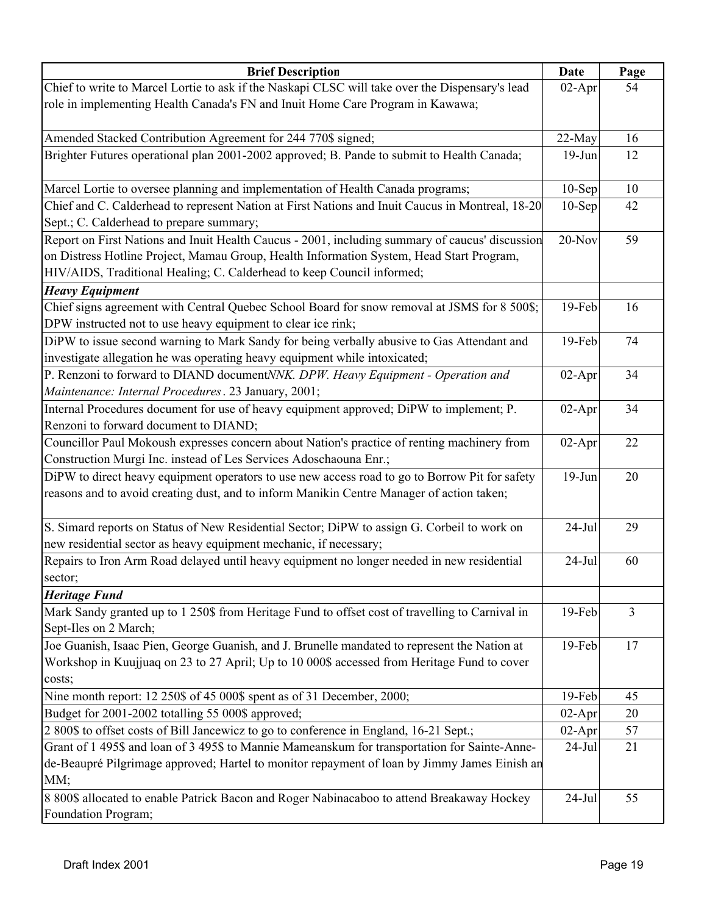| Brief Description | Date | Page |
|---|---|---|
| Chief to write to Marcel Lortie to ask if the Naskapi CLSC will take over the Dispensary's lead role in implementing Health Canada's FN and Inuit Home Care Program in Kawawa; | 02-Apr | 54 |
| Amended Stacked Contribution Agreement for 244 770$ signed; | 22-May | 16 |
| Brighter Futures operational plan 2001-2002 approved; B. Pande to submit to Health Canada; | 19-Jun | 12 |
| Marcel Lortie to oversee planning and implementation of Health Canada programs; | 10-Sep | 10 |
| Chief and C. Calderhead to represent Nation at First Nations and Inuit Caucus in Montreal, 18-20 Sept.; C. Calderhead to prepare summary; | 10-Sep | 42 |
| Report on First Nations and Inuit Health Caucus - 2001, including summary of caucus' discussion on Distress Hotline Project, Mamau Group, Health Information System, Head Start Program, HIV/AIDS, Traditional Healing; C. Calderhead to keep Council informed; | 20-Nov | 59 |
| ***Heavy Equipment*** | | |
| Chief signs agreement with Central Quebec School Board for snow removal at JSMS for 8 500$; DPW instructed not to use heavy equipment to clear ice rink; | 19-Feb | 16 |
| DiPW to issue second warning to Mark Sandy for being verbally abusive to Gas Attendant and investigate allegation he was operating heavy equipment while intoxicated; | 19-Feb | 74 |
| P. Renzoni to forward to DIAND document*NNK. DPW. Heavy Equipment - Operation and Maintenance: Internal Procedures*. 23 January, 2001; | 02-Apr | 34 |
| Internal Procedures document for use of heavy equipment approved; DiPW to implement; P. Renzoni to forward document to DIAND; | 02-Apr | 34 |
| Councillor Paul Mokoush expresses concern about Nation's practice of renting machinery from Construction Murgi Inc. instead of Les Services Adoschaouna Enr.; | 02-Apr | 22 |
| DiPW to direct heavy equipment operators to use new access road to go to Borrow Pit for safety reasons and to avoid creating dust, and to inform Manikin Centre Manager of action taken; | 19-Jun | 20 |
| S. Simard reports on Status of New Residential Sector; DiPW to assign G. Corbeil to work on new residential sector as heavy equipment mechanic, if necessary; | 24-Jul | 29 |
| Repairs to Iron Arm Road delayed until heavy equipment no longer needed in new residential sector; | 24-Jul | 60 |
| ***Heritage Fund*** | | |
| Mark Sandy granted up to 1 250$ from Heritage Fund to offset cost of travelling to Carnival in Sept-Iles on 2 March; | 19-Feb | 3 |
| Joe Guanish, Isaac Pien, George Guanish, and J. Brunelle mandated to represent the Nation at Workshop in Kuujjuaq on 23 to 27 April; Up to 10 000$ accessed from Heritage Fund to cover costs; | 19-Feb | 17 |
| Nine month report: 12 250$ of 45 000$ spent as of 31 December, 2000; | 19-Feb | 45 |
| Budget for 2001-2002 totalling 55 000$ approved; | 02-Apr | 20 |
| 2 800$ to offset costs of Bill Jancewicz to go to conference in England, 16-21 Sept.; | 02-Apr | 57 |
| Grant of 1 495$ and loan of 3 495$ to Mannie Mameanskum for transportation for Sainte-Anne-de-Beaupré Pilgrimage approved; Hartel to monitor repayment of loan by Jimmy James Einish an MM; | 24-Jul | 21 |
| 8 800$ allocated to enable Patrick Bacon and Roger Nabinacaboo to attend Breakaway Hockey Foundation Program; | 24-Jul | 55 |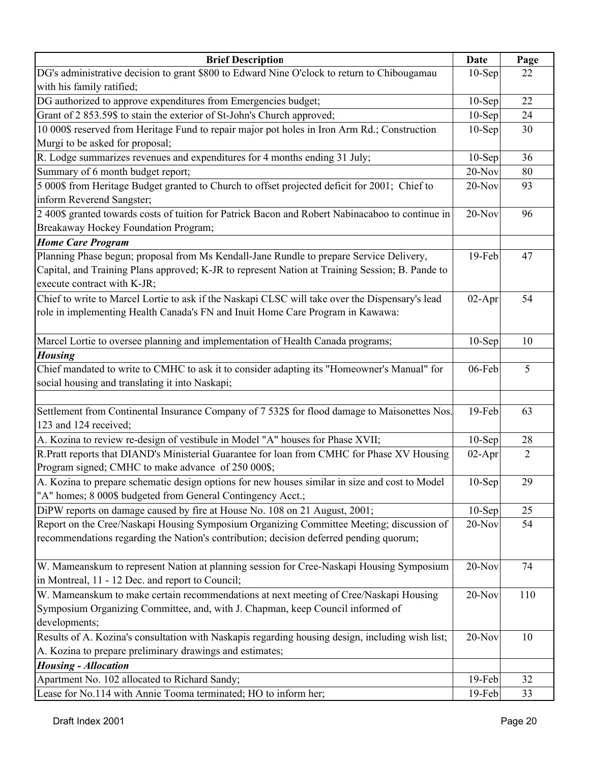| Brief Description | Date | Page |
| --- | --- | --- |
| DG's administrative decision to grant $800 to Edward Nine O'clock to return to Chibougamau with his family ratified; | 10-Sep | 22 |
| DG authorized to approve expenditures from Emergencies budget; | 10-Sep | 22 |
| Grant of 2 853.59$ to stain the exterior of St-John's Church approved; | 10-Sep | 24 |
| 10 000$ reserved from Heritage Fund to repair major pot holes in Iron Arm Rd.; Construction Murgi to be asked for proposal; | 10-Sep | 30 |
| R. Lodge summarizes revenues and expenditures for 4 months ending 31 July; | 10-Sep | 36 |
| Summary of 6 month budget report; | 20-Nov | 80 |
| 5 000$ from Heritage Budget granted to Church to offset projected deficit for 2001; Chief to inform Reverend Sangster; | 20-Nov | 93 |
| 2 400$ granted towards costs of tuition for Patrick Bacon and Robert Nabinacaboo to continue in Breakaway Hockey Foundation Program; | 20-Nov | 96 |
| ***Home Care Program*** | | |
| Planning Phase begun; proposal from Ms Kendall-Jane Rundle to prepare Service Delivery, Capital, and Training Plans approved; K-JR to represent Nation at Training Session; B. Pande to execute contract with K-JR; | 19-Feb | 47 |
| Chief to write to Marcel Lortie to ask if the Naskapi CLSC will take over the Dispensary's lead role in implementing Health Canada's FN and Inuit Home Care Program in Kawawa: | 02-Apr | 54 |
| Marcel Lortie to oversee planning and implementation of Health Canada programs; | 10-Sep | 10 |
| ***Housing*** | | |
| Chief mandated to write to CMHC to ask it to consider adapting its "Homeowner's Manual" for social housing and translating it into Naskapi; | 06-Feb | 5 |
| | | |
| Settlement from Continental Insurance Company of 7 532$ for flood damage to Maisonettes Nos. 123 and 124 received; | 19-Feb | 63 |
| A. Kozina to review re-design of vestibule in Model "A" houses for Phase XVII; | 10-Sep | 28 |
| R.Pratt reports that DIAND's Ministerial Guarantee for loan from CMHC for Phase XV Housing Program signed; CMHC to make advance of 250 000$; | 02-Apr | 2 |
| A. Kozina to prepare schematic design options for new houses similar in size and cost to Model "A" homes; 8 000$ budgeted from General Contingency Acct.; | 10-Sep | 29 |
| DiPW reports on damage caused by fire at House No. 108 on 21 August, 2001; | 10-Sep | 25 |
| Report on the Cree/Naskapi Housing Symposium Organizing Committee Meeting; discussion of recommendations regarding the Nation's contribution; decision deferred pending quorum; | 20-Nov | 54 |
| W. Mameanskum to represent Nation at planning session for Cree-Naskapi Housing Symposium in Montreal, 11 - 12 Dec. and report to Council; | 20-Nov | 74 |
| W. Mameanskum to make certain recommendations at next meeting of Cree/Naskapi Housing Symposium Organizing Committee, and, with J. Chapman, keep Council informed of developments; | 20-Nov | 110 |
| Results of A. Kozina's consultation with Naskapis regarding housing design, including wish list; A. Kozina to prepare preliminary drawings and estimates; | 20-Nov | 10 |
| ***Housing - Allocation*** | | |
| Apartment No. 102 allocated to Richard Sandy; | 19-Feb | 32 |
| Lease for No.114 with Annie Tooma terminated; HO to inform her; | 19-Feb | 33 |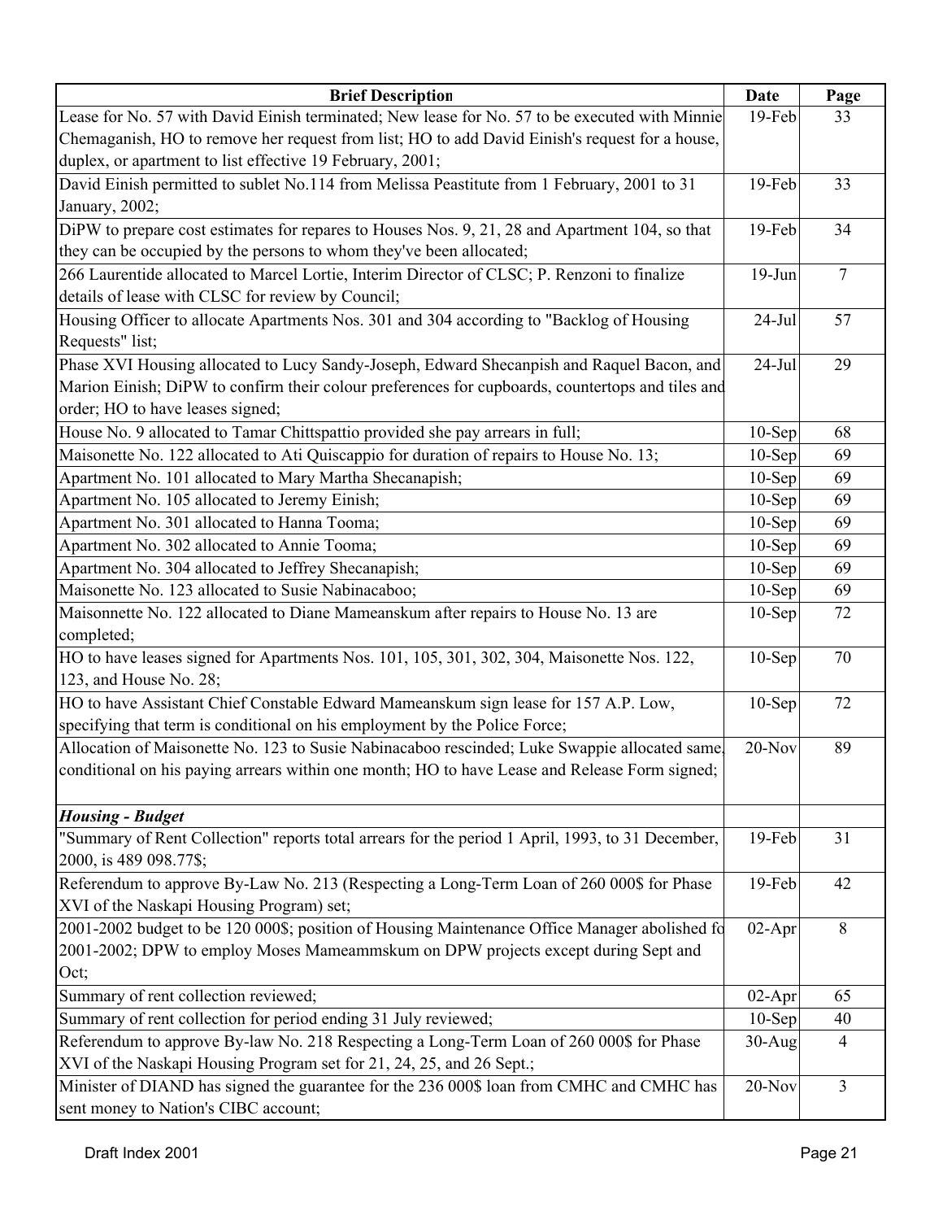| Brief Description | Date | Page |
|---|---|---|
| Lease for No. 57 with David Einish terminated; New lease for No. 57 to be executed with Minnie Chemaganish, HO to remove her request from list; HO to add David Einish's request for a house, duplex, or apartment to list effective 19 February, 2001; | 19-Feb | 33 |
| David Einish permitted to sublet No.114 from Melissa Peastitute from 1 February, 2001 to 31 January, 2002; | 19-Feb | 33 |
| DiPW to prepare cost estimates for repares to Houses Nos. 9, 21, 28 and Apartment 104, so that they can be occupied by the persons to whom they've been allocated; | 19-Feb | 34 |
| 266 Laurentide allocated to Marcel Lortie, Interim Director of CLSC; P. Renzoni to finalize details of lease with CLSC for review by Council; | 19-Jun | 7 |
| Housing Officer to allocate Apartments Nos. 301 and 304 according to "Backlog of Housing Requests" list; | 24-Jul | 57 |
| Phase XVI Housing allocated to Lucy Sandy-Joseph, Edward Shecanpish and Raquel Bacon, and Marion Einish; DiPW to confirm their colour preferences for cupboards, countertops and tiles and order; HO to have leases signed; | 24-Jul | 29 |
| House No. 9 allocated to Tamar Chittspattio provided she pay arrears in full; | 10-Sep | 68 |
| Maisonette No. 122 allocated to Ati Quiscappio for duration of repairs to House No. 13; | 10-Sep | 69 |
| Apartment No. 101 allocated to Mary Martha Shecanapish; | 10-Sep | 69 |
| Apartment No. 105 allocated to Jeremy Einish; | 10-Sep | 69 |
| Apartment No. 301 allocated to Hanna Tooma; | 10-Sep | 69 |
| Apartment No. 302 allocated to Annie Tooma; | 10-Sep | 69 |
| Apartment No. 304 allocated to Jeffrey Shecanapish; | 10-Sep | 69 |
| Maisonette No. 123 allocated to Susie Nabinacaboo; | 10-Sep | 69 |
| Maisonnette No. 122 allocated to Diane Mameanskum after repairs to House No. 13 are completed; | 10-Sep | 72 |
| HO to have leases signed for Apartments Nos. 101, 105, 301, 302, 304, Maisonette Nos. 122, 123, and House No. 28; | 10-Sep | 70 |
| HO to have Assistant Chief Constable Edward Mameanskum sign lease for 157 A.P. Low, specifying that term is conditional on his employment by the Police Force; | 10-Sep | 72 |
| Allocation of Maisonette No. 123 to Susie Nabinacaboo rescinded; Luke Swappie allocated same, conditional on his paying arrears within one month; HO to have Lease and Release Form signed; | 20-Nov | 89 |
| ***Housing - Budget*** | | |
| "Summary of Rent Collection" reports total arrears for the period 1 April, 1993, to 31 December, 2000, is 489 098.77$; | 19-Feb | 31 |
| Referendum to approve By-Law No. 213 (Respecting a Long-Term Loan of 260 000$ for Phase XVI of the Naskapi Housing Program) set; | 19-Feb | 42 |
| 2001-2002 budget to be 120 000$; position of Housing Maintenance Office Manager abolished fo 2001-2002; DPW to employ Moses Mameammskum on DPW projects except during Sept and Oct; | 02-Apr | 8 |
| Summary of rent collection reviewed; | 02-Apr | 65 |
| Summary of rent collection for period ending 31 July reviewed; | 10-Sep | 40 |
| Referendum to approve By-law No. 218 Respecting a Long-Term Loan of 260 000$ for Phase XVI of the Naskapi Housing Program set for 21, 24, 25, and 26 Sept.; | 30-Aug | 4 |
| Minister of DIAND has signed the guarantee for the 236 000$ loan from CMHC and CMHC has sent money to Nation's CIBC account; | 20-Nov | 3 |

Draft Index 2001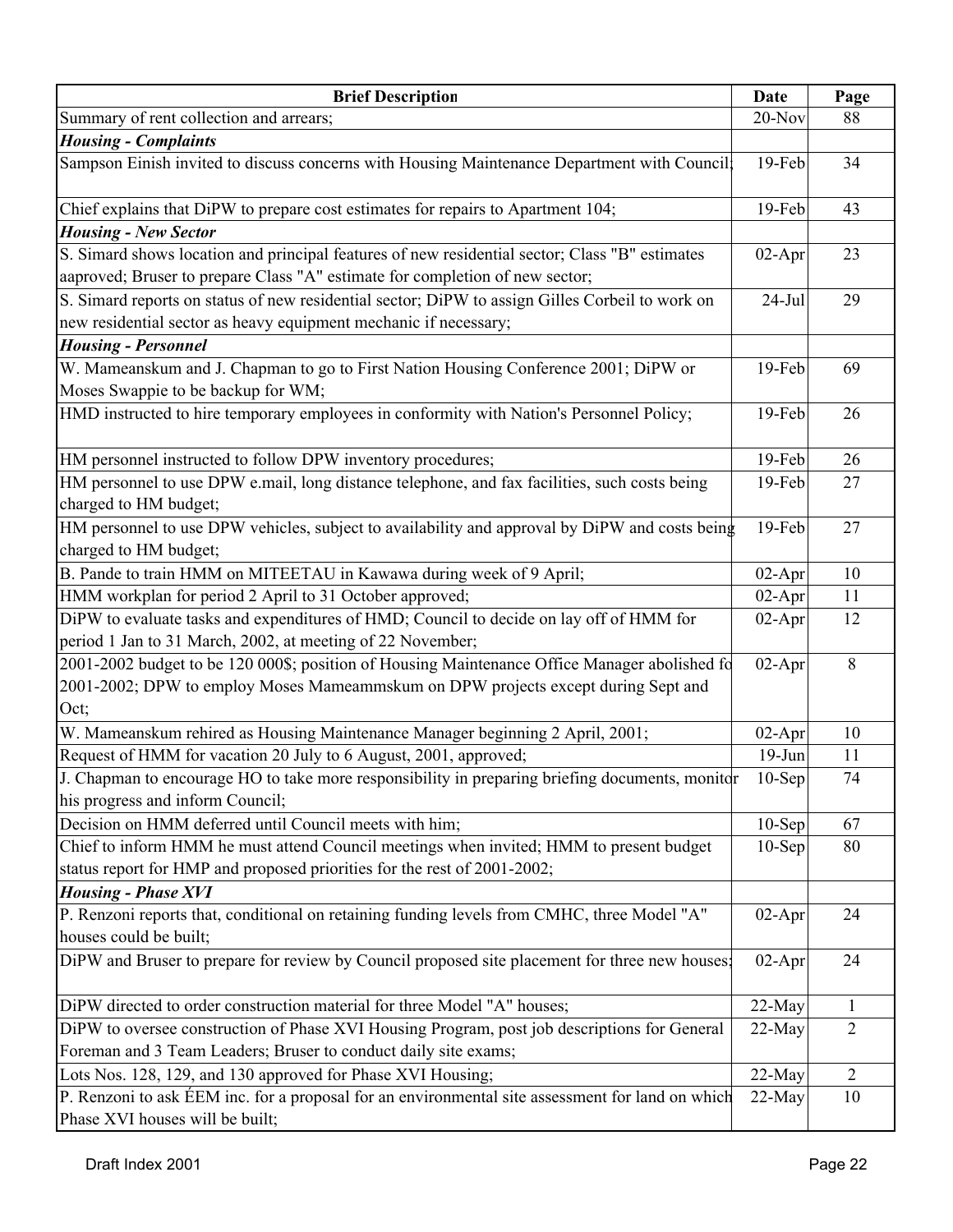| Brief Description | Date | Page |
|---|---|---|
| Summary of rent collection and arrears; | 20-Nov | 88 |
| ***Housing - Complaints*** | | |
| Sampson Einish invited to discuss concerns with Housing Maintenance Department with Council; | 19-Feb | 34 |
| Chief explains that DiPW to prepare cost estimates for repairs to Apartment 104; | 19-Feb | 43 |
| ***Housing - New Sector*** | | |
| S. Simard shows location and principal features of new residential sector; Class "B" estimates aaproved; Bruser to prepare Class "A" estimate for completion of new sector; | 02-Apr | 23 |
| S. Simard reports on status of new residential sector; DiPW to assign Gilles Corbeil to work on new residential sector as heavy equipment mechanic if necessary; | 24-Jul | 29 |
| ***Housing - Personnel*** | | |
| W. Mameanskum and J. Chapman to go to First Nation Housing Conference 2001; DiPW or Moses Swappie to be backup for WM; | 19-Feb | 69 |
| HMD instructed to hire temporary employees in conformity with Nation's Personnel Policy; | 19-Feb | 26 |
| HM personnel instructed to follow DPW inventory procedures; | 19-Feb | 26 |
| HM personnel to use DPW e.mail, long distance telephone, and fax facilities, such costs being charged to HM budget; | 19-Feb | 27 |
| HM personnel to use DPW vehicles, subject to availability and approval by DiPW and costs being charged to HM budget; | 19-Feb | 27 |
| B. Pande to train HMM on MITEETAU in Kawawa during week of 9 April; | 02-Apr | 10 |
| HMM workplan for period 2 April to 31 October approved; | 02-Apr | 11 |
| DiPW to evaluate tasks and expenditures of HMD; Council to decide on lay off of HMM for period 1 Jan to 31 March, 2002, at meeting of 22 November; | 02-Apr | 12 |
| 2001-2002 budget to be 120 000$; position of Housing Maintenance Office Manager abolished fo 2001-2002; DPW to employ Moses Mameammskum on DPW projects except during Sept and Oct; | 02-Apr | 8 |
| W. Mameanskum rehired as Housing Maintenance Manager beginning 2 April, 2001; | 02-Apr | 10 |
| Request of HMM for vacation 20 July to 6 August, 2001, approved; | 19-Jun | 11 |
| J. Chapman to encourage HO to take more responsibility in preparing briefing documents, monitor his progress and inform Council; | 10-Sep | 74 |
| Decision on HMM deferred until Council meets with him; | 10-Sep | 67 |
| Chief to inform HMM he must attend Council meetings when invited; HMM to present budget status report for HMP and proposed priorities for the rest of 2001-2002; | 10-Sep | 80 |
| ***Housing - Phase XVI*** | | |
| P. Renzoni reports that, conditional on retaining funding levels from CMHC, three Model "A" houses could be built; | 02-Apr | 24 |
| DiPW and Bruser to prepare for review by Council proposed site placement for three new houses; | 02-Apr | 24 |
| DiPW directed to order construction material for three Model "A" houses; | 22-May | 1 |
| DiPW to oversee construction of Phase XVI Housing Program, post job descriptions for General Foreman and 3 Team Leaders; Bruser to conduct daily site exams; | 22-May | 2 |
| Lots Nos. 128, 129, and 130 approved for Phase XVI Housing; | 22-May | 2 |
| P. Renzoni to ask ÉEM inc. for a proposal for an environmental site assessment for land on which Phase XVI houses will be built; | 22-May | 10 |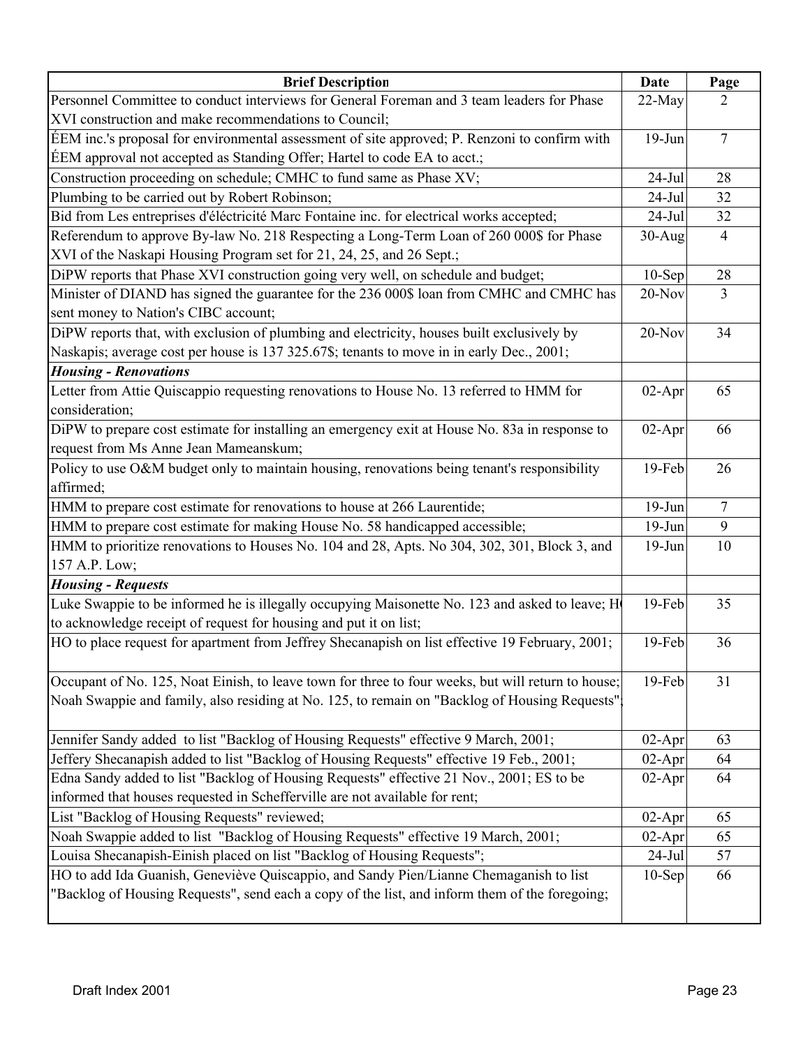| Brief Description | Date | Page |
|---|---|---|
| Personnel Committee to conduct interviews for General Foreman and 3 team leaders for Phase XVI construction and make recommendations to Council; | 22-May | 2 |
| ÉEM inc.'s proposal for environmental assessment of site approved; P. Renzoni to confirm with ÉEM approval not accepted as Standing Offer; Hartel to code EA to acct.; | 19-Jun | 7 |
| Construction proceeding on schedule; CMHC to fund same as Phase XV; | 24-Jul | 28 |
| Plumbing to be carried out by Robert Robinson; | 24-Jul | 32 |
| Bid from Les entreprises d'éléctricité Marc Fontaine inc. for electrical works accepted; | 24-Jul | 32 |
| Referendum to approve By-law No. 218 Respecting a Long-Term Loan of 260 000$ for Phase XVI of the Naskapi Housing Program set for 21, 24, 25, and 26 Sept.; | 30-Aug | 4 |
| DiPW reports that Phase XVI construction going very well, on schedule and budget; | 10-Sep | 28 |
| Minister of DIAND has signed the guarantee for the 236 000$ loan from CMHC and CMHC has sent money to Nation's CIBC account; | 20-Nov | 3 |
| DiPW reports that, with exclusion of plumbing and electricity, houses built exclusively by Naskapis; average cost per house is 137 325.67$; tenants to move in in early Dec., 2001; | 20-Nov | 34 |
| ***Housing - Renovations*** | | |
| Letter from Attie Quiscappio requesting renovations to House No. 13 referred to HMM for consideration; | 02-Apr | 65 |
| DiPW to prepare cost estimate for installing an emergency exit at House No. 83a in response to request from Ms Anne Jean Mameanskum; | 02-Apr | 66 |
| Policy to use O&M budget only to maintain housing, renovations being tenant's responsibility affirmed; | 19-Feb | 26 |
| HMM to prepare cost estimate for renovations to house at 266 Laurentide; | 19-Jun | 7 |
| HMM to prepare cost estimate for making House No. 58 handicapped accessible; | 19-Jun | 9 |
| HMM to prioritize renovations to Houses No. 104 and 28, Apts. No 304, 302, 301, Block 3, and 157 A.P. Low; | 19-Jun | 10 |
| ***Housing - Requests*** | | |
| Luke Swappie to be informed he is illegally occupying Maisonette No. 123 and asked to leave; H to acknowledge receipt of request for housing and put it on list; | 19-Feb | 35 |
| HO to place request for apartment from Jeffrey Shecanapish on list effective 19 February, 2001; | 19-Feb | 36 |
| Occupant of No. 125, Noat Einish, to leave town for three to four weeks, but will return to house; Noah Swappie and family, also residing at No. 125, to remain on "Backlog of Housing Requests" | 19-Feb | 31 |
| Jennifer Sandy added to list "Backlog of Housing Requests" effective 9 March, 2001; | 02-Apr | 63 |
| Jeffery Shecanapish added to list "Backlog of Housing Requests" effective 19 Feb., 2001; | 02-Apr | 64 |
| Edna Sandy added to list "Backlog of Housing Requests" effective 21 Nov., 2001; ES to be informed that houses requested in Schefferville are not available for rent; | 02-Apr | 64 |
| List "Backlog of Housing Requests" reviewed; | 02-Apr | 65 |
| Noah Swappie added to list "Backlog of Housing Requests" effective 19 March, 2001; | 02-Apr | 65 |
| Louisa Shecanapish-Einish placed on list "Backlog of Housing Requests"; | 24-Jul | 57 |
| HO to add Ida Guanish, Geneviève Quiscappio, and Sandy Pien/Lianne Chemaganish to list "Backlog of Housing Requests", send each a copy of the list, and inform them of the foregoing; | 10-Sep | 66 |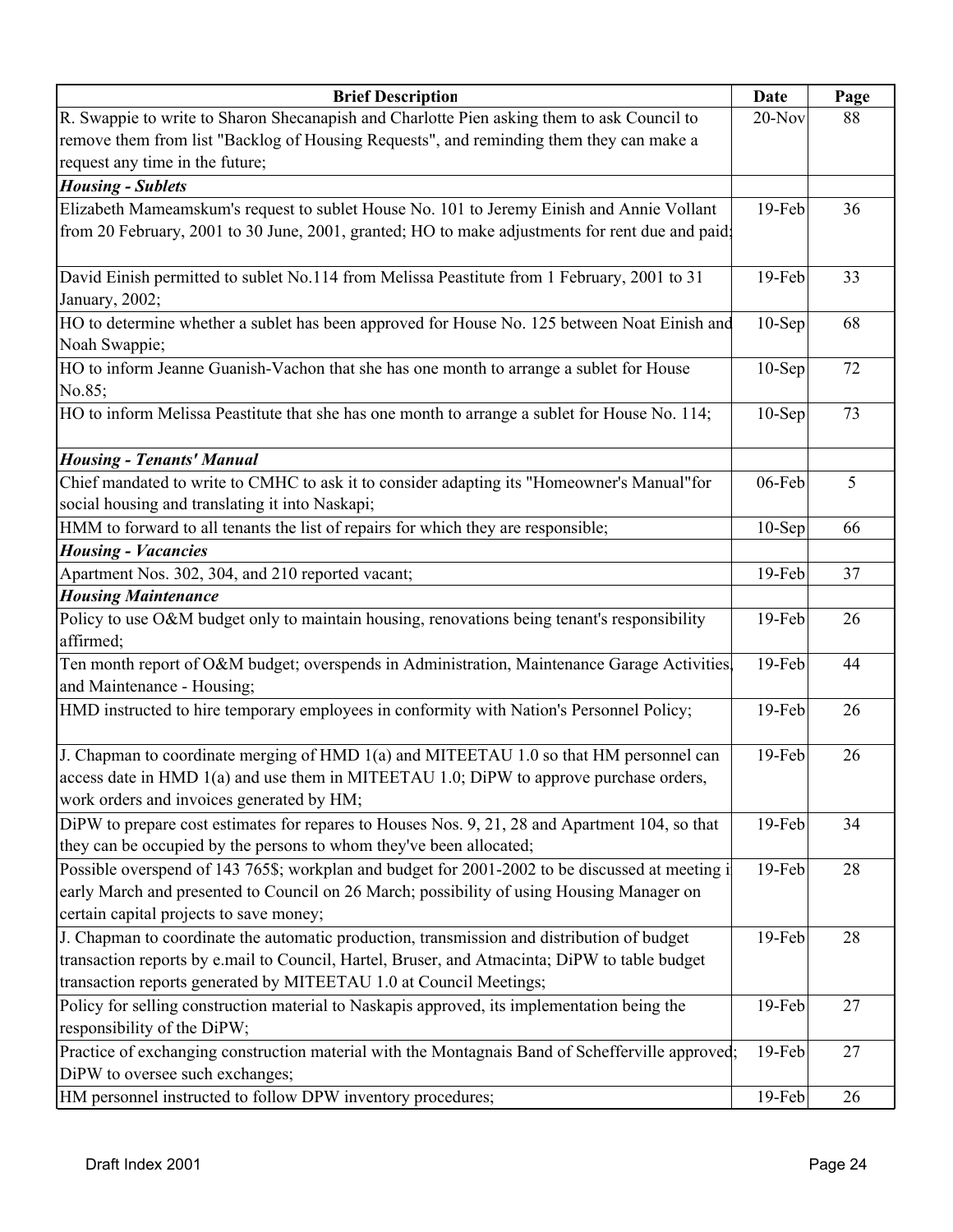| Brief Description | Date | Page |
| --- | --- | --- |
| R. Swappie to write to Sharon Shecanapish and Charlotte Pien asking them to ask Council to remove them from list "Backlog of Housing Requests", and reminding them they can make a request any time in the future; | 20-Nov | 88 |
| ***Housing - Sublets*** | | |
| Elizabeth Mameamskum's request to sublet House No. 101 to Jeremy Einish and Annie Vollant from 20 February, 2001 to 30 June, 2001, granted; HO to make adjustments for rent due and paid; | 19-Feb | 36 |
| David Einish permitted to sublet No.114 from Melissa Peastitute from 1 February, 2001 to 31 January, 2002; | 19-Feb | 33 |
| HO to determine whether a sublet has been approved for House No. 125 between Noat Einish and Noah Swappie; | 10-Sep | 68 |
| HO to inform Jeanne Guanish-Vachon that she has one month to arrange a sublet for House No.85; | 10-Sep | 72 |
| HO to inform Melissa Peastitute that she has one month to arrange a sublet for House No. 114; | 10-Sep | 73 |
| ***Housing - Tenants' Manual*** | | |
| Chief mandated to write to CMHC to ask it to consider adapting its "Homeowner's Manual"for social housing and translating it into Naskapi; | 06-Feb | 5 |
| HMM to forward to all tenants the list of repairs for which they are responsible; | 10-Sep | 66 |
| ***Housing - Vacancies*** | | |
| Apartment Nos. 302, 304, and 210 reported vacant; | 19-Feb | 37 |
| ***Housing Maintenance*** | | |
| Policy to use O&M budget only to maintain housing, renovations being tenant's responsibility affirmed; | 19-Feb | 26 |
| Ten month report of O&M budget; overspends in Administration, Maintenance Garage Activities, and Maintenance - Housing; | 19-Feb | 44 |
| HMD instructed to hire temporary employees in conformity with Nation's Personnel Policy; | 19-Feb | 26 |
| J. Chapman to coordinate merging of HMD 1(a) and MITEETAU 1.0 so that HM personnel can access date in HMD 1(a) and use them in MITEETAU 1.0; DiPW to approve purchase orders, work orders and invoices generated by HM; | 19-Feb | 26 |
| DiPW to prepare cost estimates for repares to Houses Nos. 9, 21, 28 and Apartment 104, so that they can be occupied by the persons to whom they've been allocated; | 19-Feb | 34 |
| Possible overspend of 143 765$; workplan and budget for 2001-2002 to be discussed at meeting i early March and presented to Council on 26 March; possibility of using Housing Manager on certain capital projects to save money; | 19-Feb | 28 |
| J. Chapman to coordinate the automatic production, transmission and distribution of budget transaction reports by e.mail to Council, Hartel, Bruser, and Atmacinta; DiPW to table budget transaction reports generated by MITEETAU 1.0 at Council Meetings; | 19-Feb | 28 |
| Policy for selling construction material to Naskapis approved, its implementation being the responsibility of the DiPW; | 19-Feb | 27 |
| Practice of exchanging construction material with the Montagnais Band of Schefferville approved; DiPW to oversee such exchanges; | 19-Feb | 27 |
| HM personnel instructed to follow DPW inventory procedures; | 19-Feb | 26 |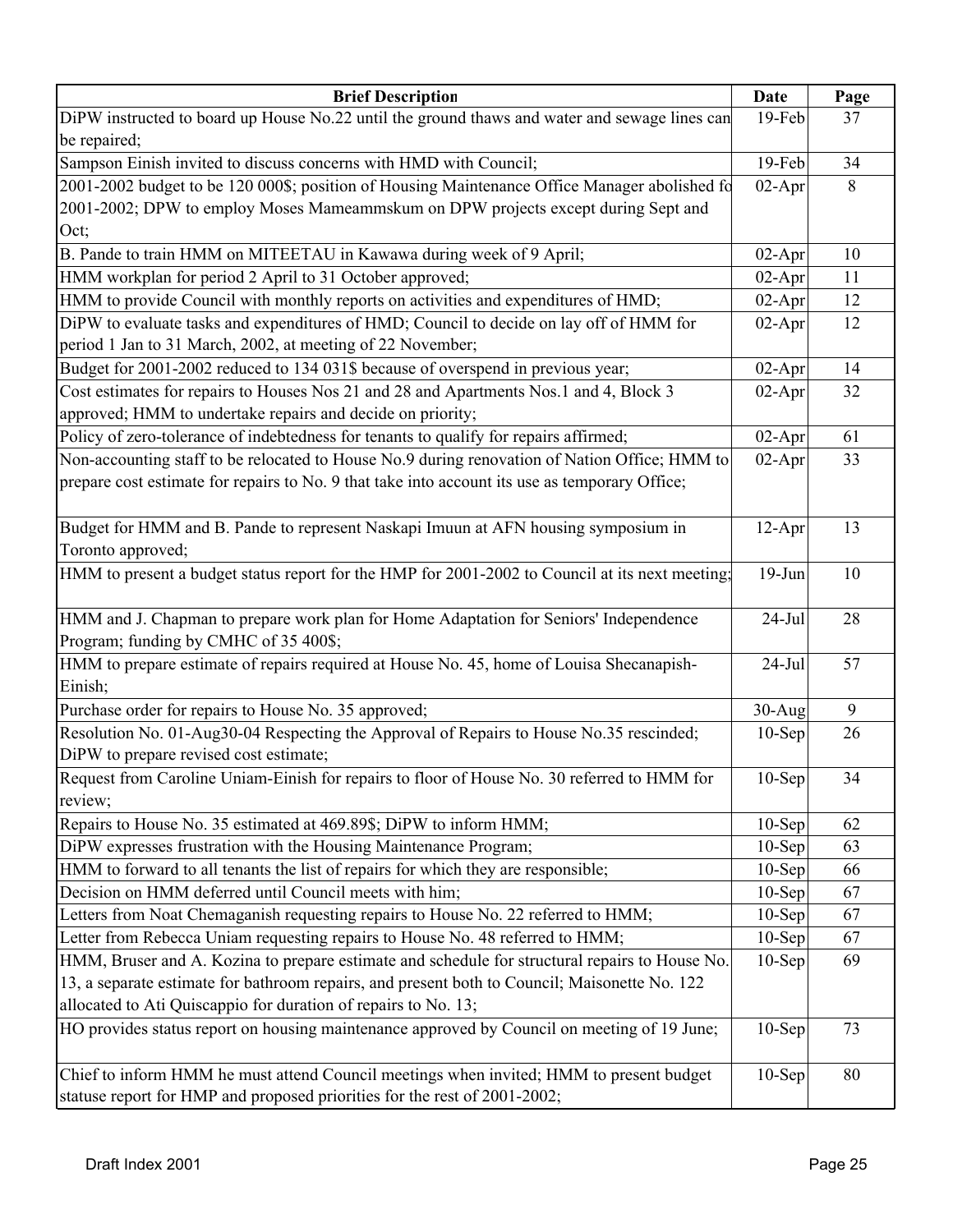| Brief Description | Date | Page |
|---|---|---|
| DiPW instructed to board up House No.22 until the ground thaws and water and sewage lines can be repaired; | 19-Feb | 37 |
| Sampson Einish invited to discuss concerns with HMD with Council; | 19-Feb | 34 |
| 2001-2002 budget to be 120 000$; position of Housing Maintenance Office Manager abolished fo 2001-2002; DPW to employ Moses Mameammskum on DPW projects except during Sept and Oct; | 02-Apr | 8 |
| B. Pande to train HMM on MITEETAU in Kawawa during week of 9 April; | 02-Apr | 10 |
| HMM workplan for period 2 April to 31 October approved; | 02-Apr | 11 |
| HMM to provide Council with monthly reports on activities and expenditures of HMD; | 02-Apr | 12 |
| DiPW to evaluate tasks and expenditures of HMD; Council to decide on lay off of HMM for period 1 Jan to 31 March, 2002, at meeting of 22 November; | 02-Apr | 12 |
| Budget for 2001-2002 reduced to 134 031$ because of overspend in previous year; | 02-Apr | 14 |
| Cost estimates for repairs to Houses Nos 21 and 28 and Apartments Nos.1 and 4, Block 3 approved; HMM to undertake repairs and decide on priority; | 02-Apr | 32 |
| Policy of zero-tolerance of indebtedness for tenants to qualify for repairs affirmed; | 02-Apr | 61 |
| Non-accounting staff to be relocated to House No.9 during renovation of Nation Office; HMM to prepare cost estimate for repairs to No. 9 that take into account its use as temporary Office; | 02-Apr | 33 |
| Budget for HMM and B. Pande to represent Naskapi Imuun at AFN housing symposium in Toronto approved; | 12-Apr | 13 |
| HMM to present a budget status report for the HMP for 2001-2002 to Council at its next meeting; | 19-Jun | 10 |
| HMM and J. Chapman to prepare work plan for Home Adaptation for Seniors' Independence Program; funding by CMHC of 35 400$; | 24-Jul | 28 |
| HMM to prepare estimate of repairs required at House No. 45, home of Louisa Shecanapish-Einish; | 24-Jul | 57 |
| Purchase order for repairs to House No. 35 approved; | 30-Aug | 9 |
| Resolution No. 01-Aug30-04 Respecting the Approval of Repairs to House No.35 rescinded; DiPW to prepare revised cost estimate; | 10-Sep | 26 |
| Request from Caroline Uniam-Einish for repairs to floor of House No. 30 referred to HMM for review; | 10-Sep | 34 |
| Repairs to House No. 35 estimated at 469.89$; DiPW to inform HMM; | 10-Sep | 62 |
| DiPW expresses frustration with the Housing Maintenance Program; | 10-Sep | 63 |
| HMM to forward to all tenants the list of repairs for which they are responsible; | 10-Sep | 66 |
| Decision on HMM deferred until Council meets with him; | 10-Sep | 67 |
| Letters from Noat Chemaganish requesting repairs to House No. 22 referred to HMM; | 10-Sep | 67 |
| Letter from Rebecca Uniam requesting repairs to House No. 48 referred to HMM; | 10-Sep | 67 |
| HMM, Bruser and A. Kozina to prepare estimate and schedule for structural repairs to House No. 13, a separate estimate for bathroom repairs, and present both to Council; Maisonette No. 122 allocated to Ati Quiscappio for duration of repairs to No. 13; | 10-Sep | 69 |
| HO provides status report on housing maintenance approved by Council on meeting of 19 June; | 10-Sep | 73 |
| Chief to inform HMM he must attend Council meetings when invited; HMM to present budget statuse report for HMP and proposed priorities for the rest of 2001-2002; | 10-Sep | 80 |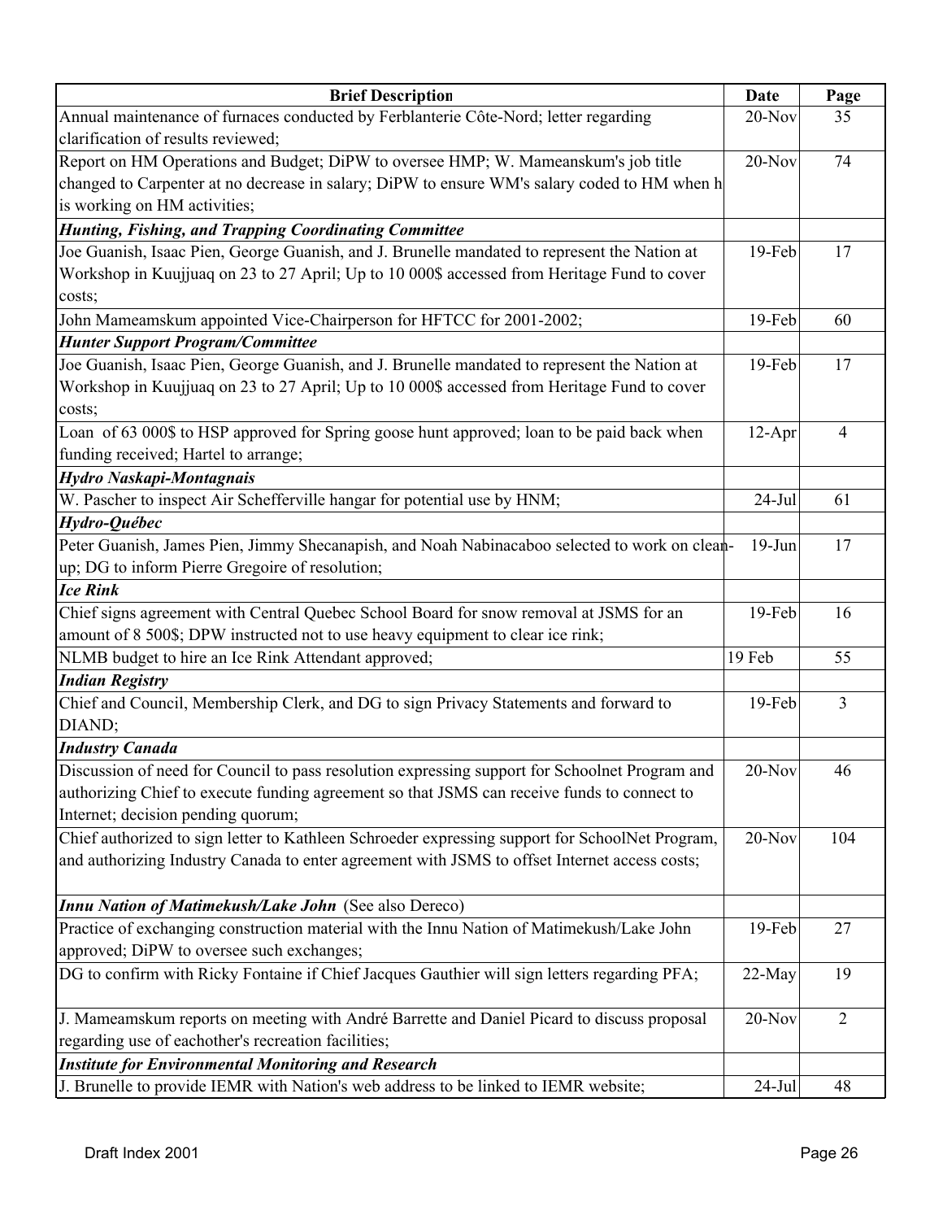| Brief Description | Date | Page |
|---|---|---|
| Annual maintenance of furnaces conducted by Ferblanterie Côte-Nord; letter regarding clarification of results reviewed; | 20-Nov | 35 |
| Report on HM Operations and Budget; DiPW to oversee HMP; W. Mameanskum's job title changed to Carpenter at no decrease in salary; DiPW to ensure WM's salary coded to HM when h is working on HM activities; | 20-Nov | 74 |
| ***Hunting, Fishing, and Trapping Coordinating Committee*** | | |
| Joe Guanish, Isaac Pien, George Guanish, and J. Brunelle mandated to represent the Nation at Workshop in Kuujjuaq on 23 to 27 April; Up to 10 000$ accessed from Heritage Fund to cover costs; | 19-Feb | 17 |
| John Mameamskum appointed Vice-Chairperson for HFTCC for 2001-2002; | 19-Feb | 60 |
| ***Hunter Support Program/Committee*** | | |
| Joe Guanish, Isaac Pien, George Guanish, and J. Brunelle mandated to represent the Nation at Workshop in Kuujjuaq on 23 to 27 April; Up to 10 000$ accessed from Heritage Fund to cover costs; | 19-Feb | 17 |
| Loan of 63 000$ to HSP approved for Spring goose hunt approved; loan to be paid back when funding received; Hartel to arrange; | 12-Apr | 4 |
| ***Hydro Naskapi-Montagnais*** | | |
| W. Pascher to inspect Air Schefferville hangar for potential use by HNM; | 24-Jul | 61 |
| ***Hydro-Québec*** | | |
| Peter Guanish, James Pien, Jimmy Shecanapish, and Noah Nabinacaboo selected to work on clean-up; DG to inform Pierre Gregoire of resolution; | 19-Jun | 17 |
| ***Ice Rink*** | | |
| Chief signs agreement with Central Quebec School Board for snow removal at JSMS for an amount of 8 500$; DPW instructed not to use heavy equipment to clear ice rink; | 19-Feb | 16 |
| NLMB budget to hire an Ice Rink Attendant approved; | 19 Feb | 55 |
| ***Indian Registry*** | | |
| Chief and Council, Membership Clerk, and DG to sign Privacy Statements and forward to DIAND; | 19-Feb | 3 |
| ***Industry Canada*** | | |
| Discussion of need for Council to pass resolution expressing support for Schoolnet Program and authorizing Chief to execute funding agreement so that JSMS can receive funds to connect to Internet; decision pending quorum; | 20-Nov | 46 |
| Chief authorized to sign letter to Kathleen Schroeder expressing support for SchoolNet Program, and authorizing Industry Canada to enter agreement with JSMS to offset Internet access costs; | 20-Nov | 104 |
| ***Innu Nation of Matimekush/Lake John*** (See also Dereco) | | |
| Practice of exchanging construction material with the Innu Nation of Matimekush/Lake John approved; DiPW to oversee such exchanges; | 19-Feb | 27 |
| DG to confirm with Ricky Fontaine if Chief Jacques Gauthier will sign letters regarding PFA; | 22-May | 19 |
| J. Mameamskum reports on meeting with André Barrette and Daniel Picard to discuss proposal regarding use of eachother's recreation facilities; | 20-Nov | 2 |
| ***Institute for Environmental Monitoring and Research*** | | |
| J. Brunelle to provide IEMR with Nation's web address to be linked to IEMR website; | 24-Jul | 48 |

Draft Index 2001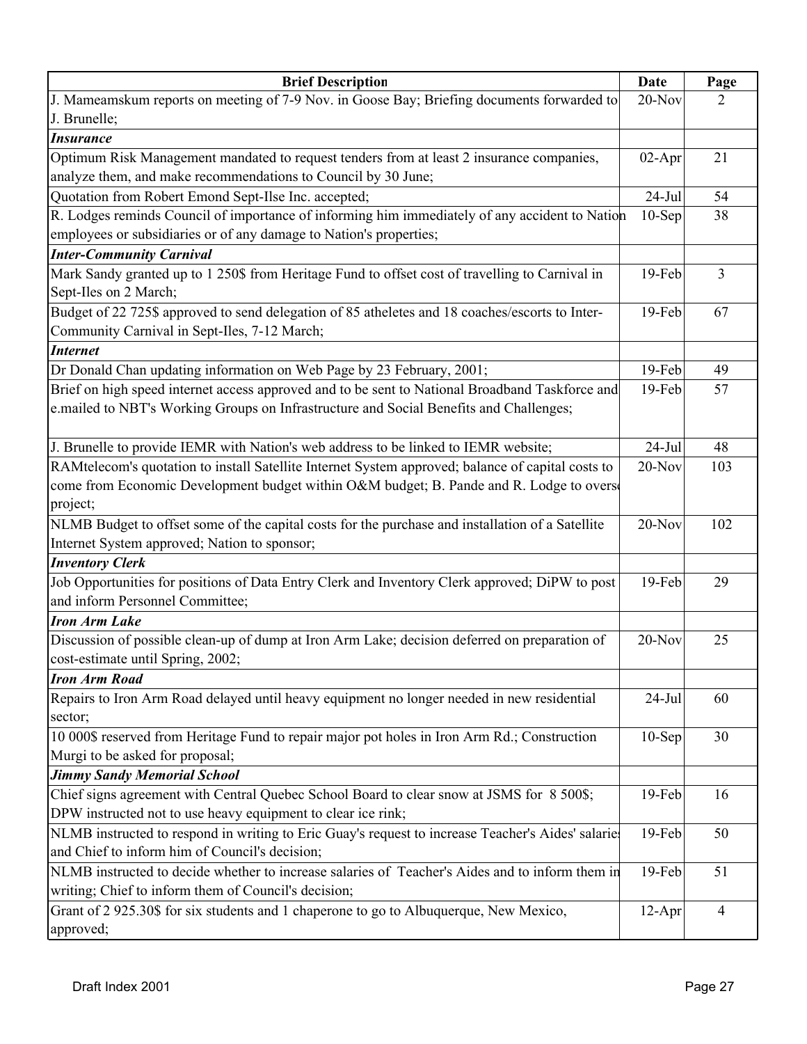| Brief Description | Date | Page |
| --- | --- | --- |
| J. Mameamskum reports on meeting of 7-9 Nov. in Goose Bay; Briefing documents forwarded to J. Brunelle; | 20-Nov | 2 |
| ***Insurance*** | | |
| Optimum Risk Management mandated to request tenders from at least 2 insurance companies, analyze them, and make recommendations to Council by 30 June; | 02-Apr | 21 |
| Quotation from Robert Emond Sept-Ilse Inc. accepted; | 24-Jul | 54 |
| R. Lodges reminds Council of importance of informing him immediately of any accident to Nation employees or subsidiaries or of any damage to Nation's properties; | 10-Sep | 38 |
| ***Inter-Community Carnival*** | | |
| Mark Sandy granted up to 1 250$ from Heritage Fund to offset cost of travelling to Carnival in Sept-Iles on 2 March; | 19-Feb | 3 |
| Budget of 22 725$ approved to send delegation of 85 atheletes and 18 coaches/escorts to Inter-Community Carnival in Sept-Iles, 7-12 March; | 19-Feb | 67 |
| ***Internet*** | | |
| Dr Donald Chan updating information on Web Page by 23 February, 2001; | 19-Feb | 49 |
| Brief on high speed internet access approved and to be sent to National Broadband Taskforce and e.mailed to NBT's Working Groups on Infrastructure and Social Benefits and Challenges; | 19-Feb | 57 |
| J. Brunelle to provide IEMR with Nation's web address to be linked to IEMR website; | 24-Jul | 48 |
| RAMtelecom's quotation to install Satellite Internet System approved; balance of capital costs to come from Economic Development budget within O&M budget; B. Pande and R. Lodge to oversee project; | 20-Nov | 103 |
| NLMB Budget to offset some of the capital costs for the purchase and installation of a Satellite Internet System approved; Nation to sponsor; | 20-Nov | 102 |
| ***Inventory Clerk*** | | |
| Job Opportunities for positions of Data Entry Clerk and Inventory Clerk approved; DiPW to post and inform Personnel Committee; | 19-Feb | 29 |
| ***Iron Arm Lake*** | | |
| Discussion of possible clean-up of dump at Iron Arm Lake; decision deferred on preparation of cost-estimate until Spring, 2002; | 20-Nov | 25 |
| ***Iron Arm Road*** | | |
| Repairs to Iron Arm Road delayed until heavy equipment no longer needed in new residential sector; | 24-Jul | 60 |
| 10 000$ reserved from Heritage Fund to repair major pot holes in Iron Arm Rd.; Construction Murgi to be asked for proposal; | 10-Sep | 30 |
| ***Jimmy Sandy Memorial School*** | | |
| Chief signs agreement with Central Quebec School Board to clear snow at JSMS for 8 500$; DPW instructed not to use heavy equipment to clear ice rink; | 19-Feb | 16 |
| NLMB instructed to respond in writing to Eric Guay's request to increase Teacher's Aides' salaries and Chief to inform him of Council's decision; | 19-Feb | 50 |
| NLMB instructed to decide whether to increase salaries of Teacher's Aides and to inform them in writing; Chief to inform them of Council's decision; | 19-Feb | 51 |
| Grant of 2 925.30$ for six students and 1 chaperone to go to Albuquerque, New Mexico, approved; | 12-Apr | 4 |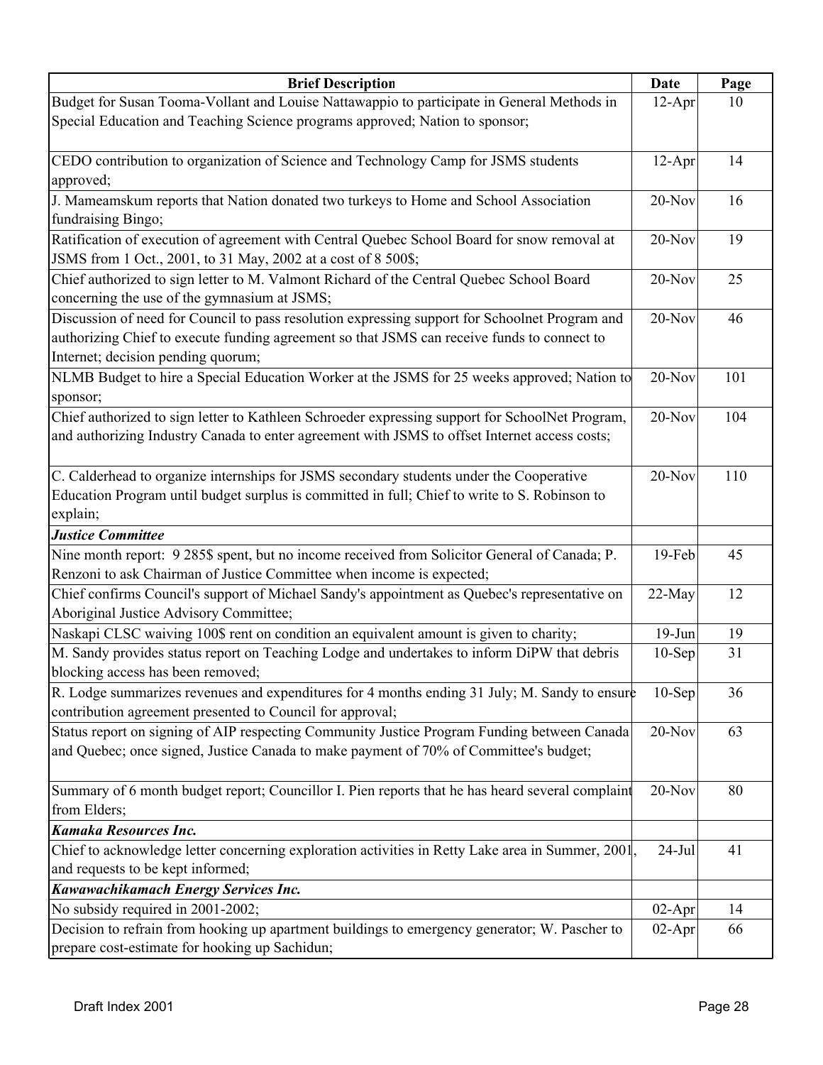| Brief Description | Date | Page |
|---|---|---|
| Budget for Susan Tooma-Vollant and Louise Nattawappio to participate in General Methods in Special Education and Teaching Science programs approved; Nation to sponsor; | 12-Apr | 10 |
| CEDO contribution to organization of Science and Technology Camp for JSMS students approved; | 12-Apr | 14 |
| J. Mameamskum reports that Nation donated two turkeys to Home and School Association fundraising Bingo; | 20-Nov | 16 |
| Ratification of execution of agreement with Central Quebec School Board for snow removal at JSMS from 1 Oct., 2001, to 31 May, 2002 at a cost of 8 500$; | 20-Nov | 19 |
| Chief authorized to sign letter to M. Valmont Richard of the Central Quebec School Board concerning the use of the gymnasium at JSMS; | 20-Nov | 25 |
| Discussion of need for Council to pass resolution expressing support for Schoolnet Program and authorizing Chief to execute funding agreement so that JSMS can receive funds to connect to Internet; decision pending quorum; | 20-Nov | 46 |
| NLMB Budget to hire a Special Education Worker at the JSMS for 25 weeks approved; Nation to sponsor; | 20-Nov | 101 |
| Chief authorized to sign letter to Kathleen Schroeder expressing support for SchoolNet Program, and authorizing Industry Canada to enter agreement with JSMS to offset Internet access costs; | 20-Nov | 104 |
| C. Calderhead to organize internships for JSMS secondary students under the Cooperative Education Program until budget surplus is committed in full; Chief to write to S. Robinson to explain; | 20-Nov | 110 |
| ***Justice Committee*** | | |
| Nine month report: 9 285$ spent, but no income received from Solicitor General of Canada; P. Renzoni to ask Chairman of Justice Committee when income is expected; | 19-Feb | 45 |
| Chief confirms Council's support of Michael Sandy's appointment as Quebec's representative on Aboriginal Justice Advisory Committee; | 22-May | 12 |
| Naskapi CLSC waiving 100$ rent on condition an equivalent amount is given to charity; | 19-Jun | 19 |
| M. Sandy provides status report on Teaching Lodge and undertakes to inform DiPW that debris blocking access has been removed; | 10-Sep | 31 |
| R. Lodge summarizes revenues and expenditures for 4 months ending 31 July; M. Sandy to ensure contribution agreement presented to Council for approval; | 10-Sep | 36 |
| Status report on signing of AIP respecting Community Justice Program Funding between Canada and Quebec; once signed, Justice Canada to make payment of 70% of Committee's budget; | 20-Nov | 63 |
| Summary of 6 month budget report; Councillor I. Pien reports that he has heard several complaint from Elders; | 20-Nov | 80 |
| ***Kamaka Resources Inc.*** | | |
| Chief to acknowledge letter concerning exploration activities in Retty Lake area in Summer, 2001, and requests to be kept informed; | 24-Jul | 41 |
| ***Kawawachikamach Energy Services Inc.*** | | |
| No subsidy required in 2001-2002; | 02-Apr | 14 |
| Decision to refrain from hooking up apartment buildings to emergency generator; W. Pascher to prepare cost-estimate for hooking up Sachidun; | 02-Apr | 66 |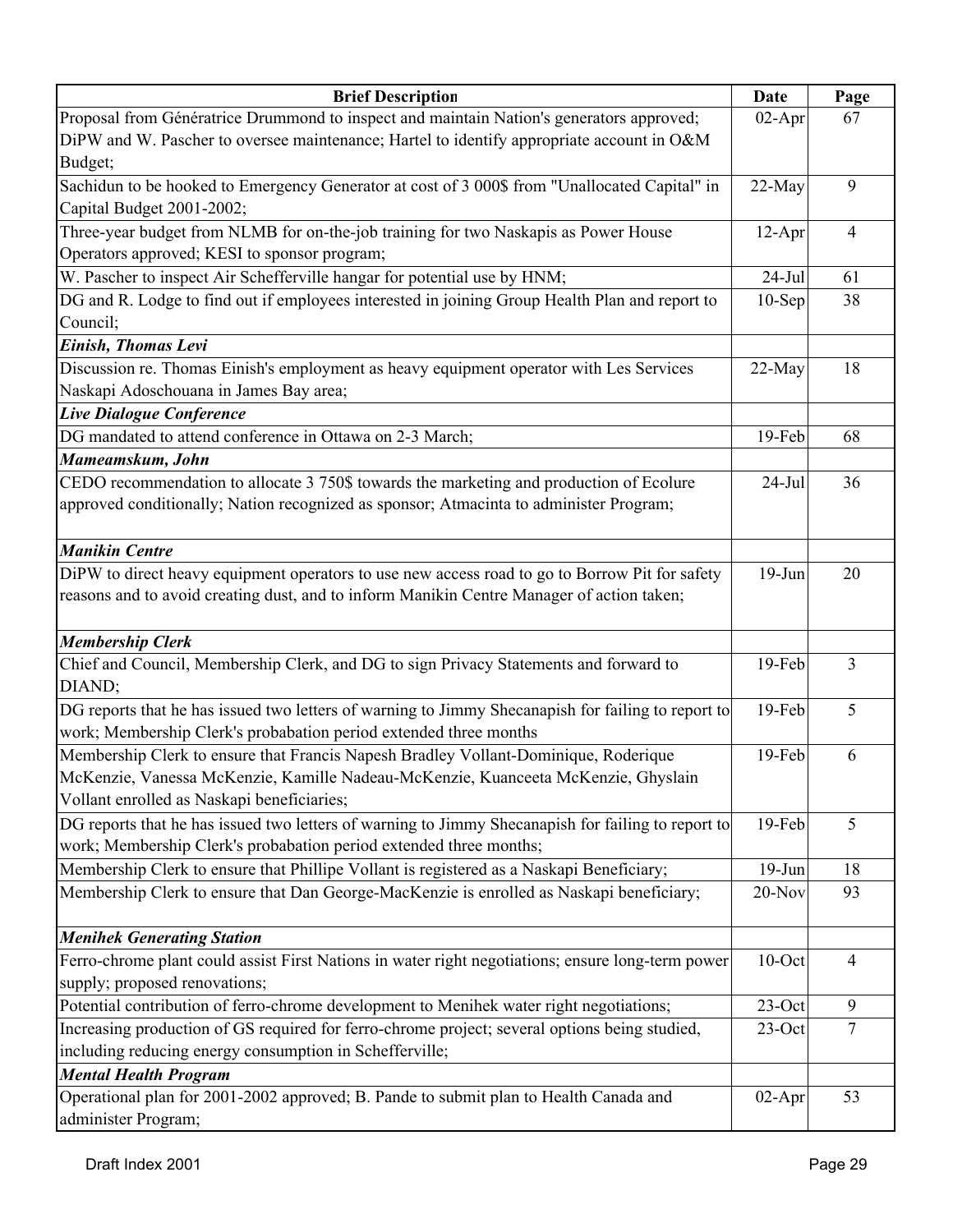| Brief Description | Date | Page |
|---|---|---|
| Proposal from Génératrice Drummond to inspect and maintain Nation's generators approved; DiPW and W. Pascher to oversee maintenance; Hartel to identify appropriate account in O&M Budget; | 02-Apr | 67 |
| Sachidun to be hooked to Emergency Generator at cost of 3 000$ from "Unallocated Capital" in Capital Budget 2001-2002; | 22-May | 9 |
| Three-year budget from NLMB for on-the-job training for two Naskapis as Power House Operators approved; KESI to sponsor program; | 12-Apr | 4 |
| W. Pascher to inspect Air Schefferville hangar for potential use by HNM; | 24-Jul | 61 |
| DG and R. Lodge to find out if employees interested in joining Group Health Plan and report to Council; | 10-Sep | 38 |
| ***Einish, Thomas Levi*** | | |
| Discussion re. Thomas Einish's employment as heavy equipment operator with Les Services Naskapi Adoschouana in James Bay area; | 22-May | 18 |
| ***Live Dialogue Conference*** | | |
| DG mandated to attend conference in Ottawa on 2-3 March; | 19-Feb | 68 |
| ***Mameamskum, John*** | | |
| CEDO recommendation to allocate 3 750$ towards the marketing and production of Ecolure approved conditionally; Nation recognized as sponsor; Atmacinta to administer Program; | 24-Jul | 36 |
| ***Manikin Centre*** | | |
| DiPW to direct heavy equipment operators to use new access road to go to Borrow Pit for safety reasons and to avoid creating dust, and to inform Manikin Centre Manager of action taken; | 19-Jun | 20 |
| ***Membership Clerk*** | | |
| Chief and Council, Membership Clerk, and DG to sign Privacy Statements and forward to DIAND; | 19-Feb | 3 |
| DG reports that he has issued two letters of warning to Jimmy Shecanapish for failing to report to work; Membership Clerk's probabation period extended three months | 19-Feb | 5 |
| Membership Clerk to ensure that Francis Napesh Bradley Vollant-Dominique, Roderique McKenzie, Vanessa McKenzie, Kamille Nadeau-McKenzie, Kuanceeta McKenzie, Ghyslain Vollant enrolled as Naskapi beneficiaries; | 19-Feb | 6 |
| DG reports that he has issued two letters of warning to Jimmy Shecanapish for failing to report to work; Membership Clerk's probabation period extended three months; | 19-Feb | 5 |
| Membership Clerk to ensure that Phillipe Vollant is registered as a Naskapi Beneficiary; | 19-Jun | 18 |
| Membership Clerk to ensure that Dan George-MacKenzie is enrolled as Naskapi beneficiary; | 20-Nov | 93 |
| ***Menihek Generating Station*** | | |
| Ferro-chrome plant could assist First Nations in water right negotiations; ensure long-term power supply; proposed renovations; | 10-Oct | 4 |
| Potential contribution of ferro-chrome development to Menihek water right negotiations; | 23-Oct | 9 |
| Increasing production of GS required for ferro-chrome project; several options being studied, including reducing energy consumption in Schefferville; | 23-Oct | 7 |
| ***Mental Health Program*** | | |
| Operational plan for 2001-2002 approved; B. Pande to submit plan to Health Canada and administer Program; | 02-Apr | 53 |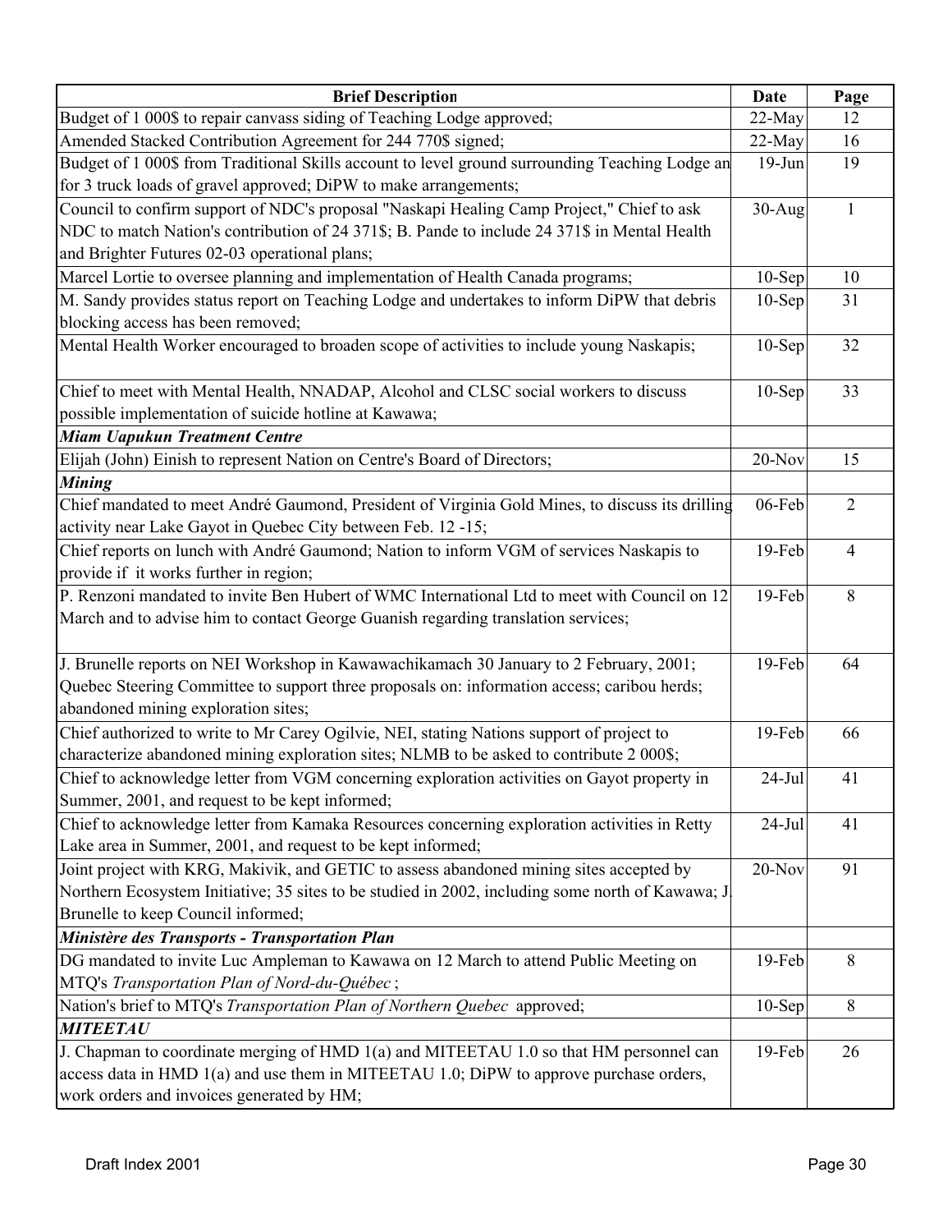| Brief Description | Date | Page |
|---|---|---|
| Budget of 1 000$ to repair canvass siding of Teaching Lodge approved; | 22-May | 12 |
| Amended Stacked Contribution Agreement for 244 770$ signed; | 22-May | 16 |
| Budget of 1 000$ from Traditional Skills account to level ground surrounding Teaching Lodge an for 3 truck loads of gravel approved; DiPW to make arrangements; | 19-Jun | 19 |
| Council to confirm support of NDC's proposal "Naskapi Healing Camp Project," Chief to ask NDC to match Nation's contribution of 24 371$; B. Pande to include 24 371$ in Mental Health and Brighter Futures 02-03 operational plans; | 30-Aug | 1 |
| Marcel Lortie to oversee planning and implementation of Health Canada programs; | 10-Sep | 10 |
| M. Sandy provides status report on Teaching Lodge and undertakes to inform DiPW that debris blocking access has been removed; | 10-Sep | 31 |
| Mental Health Worker encouraged to broaden scope of activities to include young Naskapis; | 10-Sep | 32 |
| Chief to meet with Mental Health, NNADAP, Alcohol and CLSC social workers to discuss possible implementation of suicide hotline at Kawawa; | 10-Sep | 33 |
| ***Miam Uapukun Treatment Centre*** | | |
| Elijah (John) Einish to represent Nation on Centre's Board of Directors; | 20-Nov | 15 |
| ***Mining*** | | |
| Chief mandated to meet André Gaumond, President of Virginia Gold Mines, to discuss its drilling activity near Lake Gayot in Quebec City between Feb. 12 -15; | 06-Feb | 2 |
| Chief reports on lunch with André Gaumond; Nation to inform VGM of services Naskapis to provide if it works further in region; | 19-Feb | 4 |
| P. Renzoni mandated to invite Ben Hubert of WMC International Ltd to meet with Council on 12 March and to advise him to contact George Guanish regarding translation services; | 19-Feb | 8 |
| J. Brunelle reports on NEI Workshop in Kawawachikamach 30 January to 2 February, 2001; Quebec Steering Committee to support three proposals on: information access; caribou herds; abandoned mining exploration sites; | 19-Feb | 64 |
| Chief authorized to write to Mr Carey Ogilvie, NEI, stating Nations support of project to characterize abandoned mining exploration sites; NLMB to be asked to contribute 2 000$; | 19-Feb | 66 |
| Chief to acknowledge letter from VGM concerning exploration activities on Gayot property in Summer, 2001, and request to be kept informed; | 24-Jul | 41 |
| Chief to acknowledge letter from Kamaka Resources concerning exploration activities in Retty Lake area in Summer, 2001, and request to be kept informed; | 24-Jul | 41 |
| Joint project with KRG, Makivik, and GETIC to assess abandoned mining sites accepted by Northern Ecosystem Initiative; 35 sites to be studied in 2002, including some north of Kawawa; J. Brunelle to keep Council informed; | 20-Nov | 91 |
| ***Ministère des Transports - Transportation Plan*** | | |
| DG mandated to invite Luc Ampleman to Kawawa on 12 March to attend Public Meeting on MTQ's *Transportation Plan of Nord-du-Québec*; | 19-Feb | 8 |
| Nation's brief to MTQ's *Transportation Plan of Northern Quebec* approved; | 10-Sep | 8 |
| ***MITEETAU*** | | |
| J. Chapman to coordinate merging of HMD 1(a) and MITEETAU 1.0 so that HM personnel can access data in HMD 1(a) and use them in MITEETAU 1.0; DiPW to approve purchase orders, work orders and invoices generated by HM; | 19-Feb | 26 |

Draft Index 2001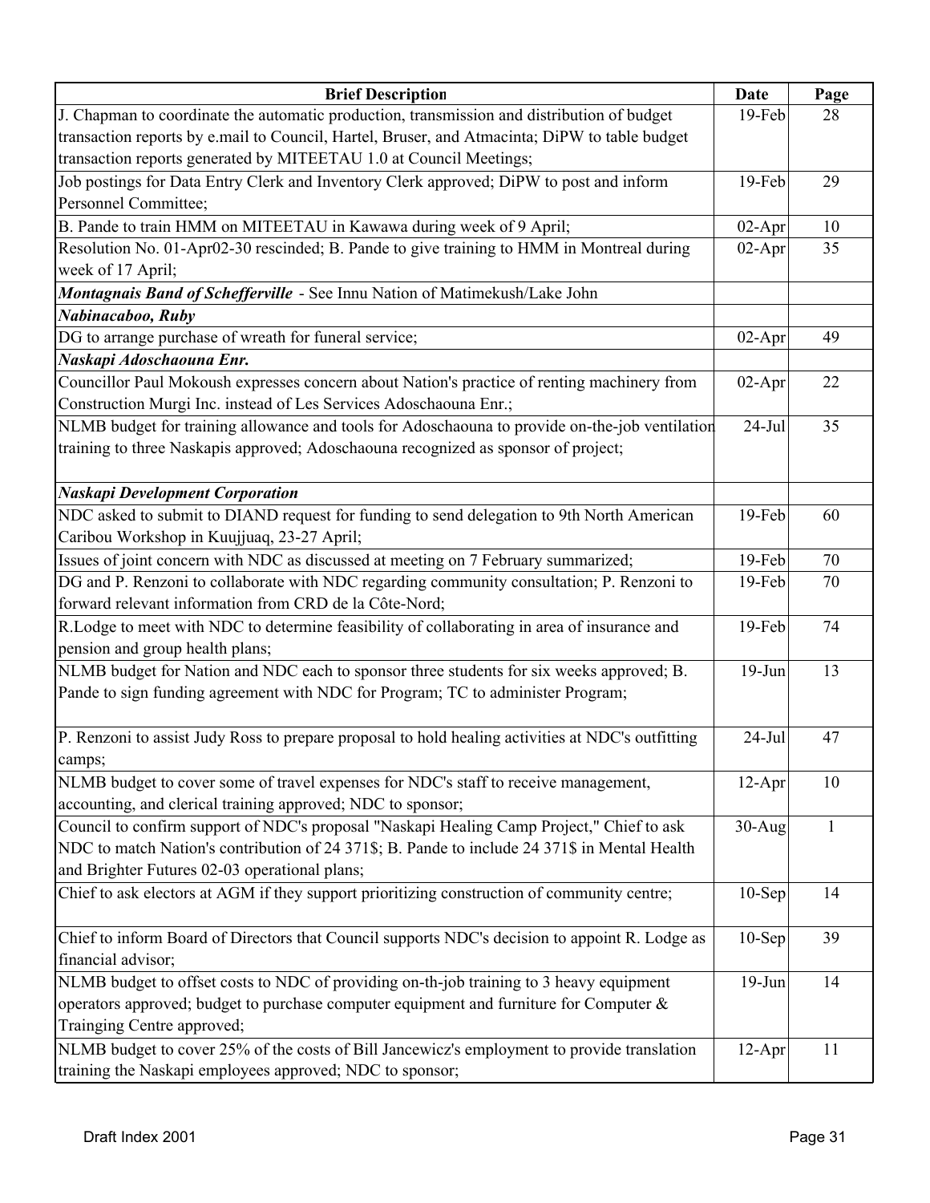| Brief Description | Date | Page |
|---|---|---|
| J. Chapman to coordinate the automatic production, transmission and distribution of budget transaction reports by e.mail to Council, Hartel, Bruser, and Atmacinta; DiPW to table budget transaction reports generated by MITEETAU 1.0 at Council Meetings; | 19-Feb | 28 |
| Job postings for Data Entry Clerk and Inventory Clerk approved; DiPW to post and inform Personnel Committee; | 19-Feb | 29 |
| B. Pande to train HMM on MITEETAU in Kawawa during week of 9 April; | 02-Apr | 10 |
| Resolution No. 01-Apr02-30 rescinded; B. Pande to give training to HMM in Montreal during week of 17 April; | 02-Apr | 35 |
| ***Montagnais Band of Schefferville*** - See Innu Nation of Matimekush/Lake John | | |
| ***Nabinacaboo, Ruby*** | | |
| DG to arrange purchase of wreath for funeral service; | 02-Apr | 49 |
| ***Naskapi Adoschaouna Enr.*** | | |
| Councillor Paul Mokoush expresses concern about Nation's practice of renting machinery from Construction Murgi Inc. instead of Les Services Adoschaouna Enr.; | 02-Apr | 22 |
| NLMB budget for training allowance and tools for Adoschaouna to provide on-the-job ventilation training to three Naskapis approved; Adoschaouna recognized as sponsor of project; | 24-Jul | 35 |
| ***Naskapi Development Corporation*** | | |
| NDC asked to submit to DIAND request for funding to send delegation to 9th North American Caribou Workshop in Kuujjuaq, 23-27 April; | 19-Feb | 60 |
| Issues of joint concern with NDC as discussed at meeting on 7 February summarized; | 19-Feb | 70 |
| DG and P. Renzoni to collaborate with NDC regarding community consultation; P. Renzoni to forward relevant information from CRD de la Côte-Nord; | 19-Feb | 70 |
| R.Lodge to meet with NDC to determine feasibility of collaborating in area of insurance and pension and group health plans; | 19-Feb | 74 |
| NLMB budget for Nation and NDC each to sponsor three students for six weeks approved; B. Pande to sign funding agreement with NDC for Program; TC to administer Program; | 19-Jun | 13 |
| P. Renzoni to assist Judy Ross to prepare proposal to hold healing activities at NDC's outfitting camps; | 24-Jul | 47 |
| NLMB budget to cover some of travel expenses for NDC's staff to receive management, accounting, and clerical training approved; NDC to sponsor; | 12-Apr | 10 |
| Council to confirm support of NDC's proposal "Naskapi Healing Camp Project," Chief to ask NDC to match Nation's contribution of 24 371$; B. Pande to include 24 371$ in Mental Health and Brighter Futures 02-03 operational plans; | 30-Aug | 1 |
| Chief to ask electors at AGM if they support prioritizing construction of community centre; | 10-Sep | 14 |
| Chief to inform Board of Directors that Council supports NDC's decision to appoint R. Lodge as financial advisor; | 10-Sep | 39 |
| NLMB budget to offset costs to NDC of providing on-th-job training to 3 heavy equipment operators approved; budget to purchase computer equipment and furniture for Computer & Trainging Centre approved; | 19-Jun | 14 |
| NLMB budget to cover 25% of the costs of Bill Jancewicz's employment to provide translation training the Naskapi employees approved; NDC to sponsor; | 12-Apr | 11 |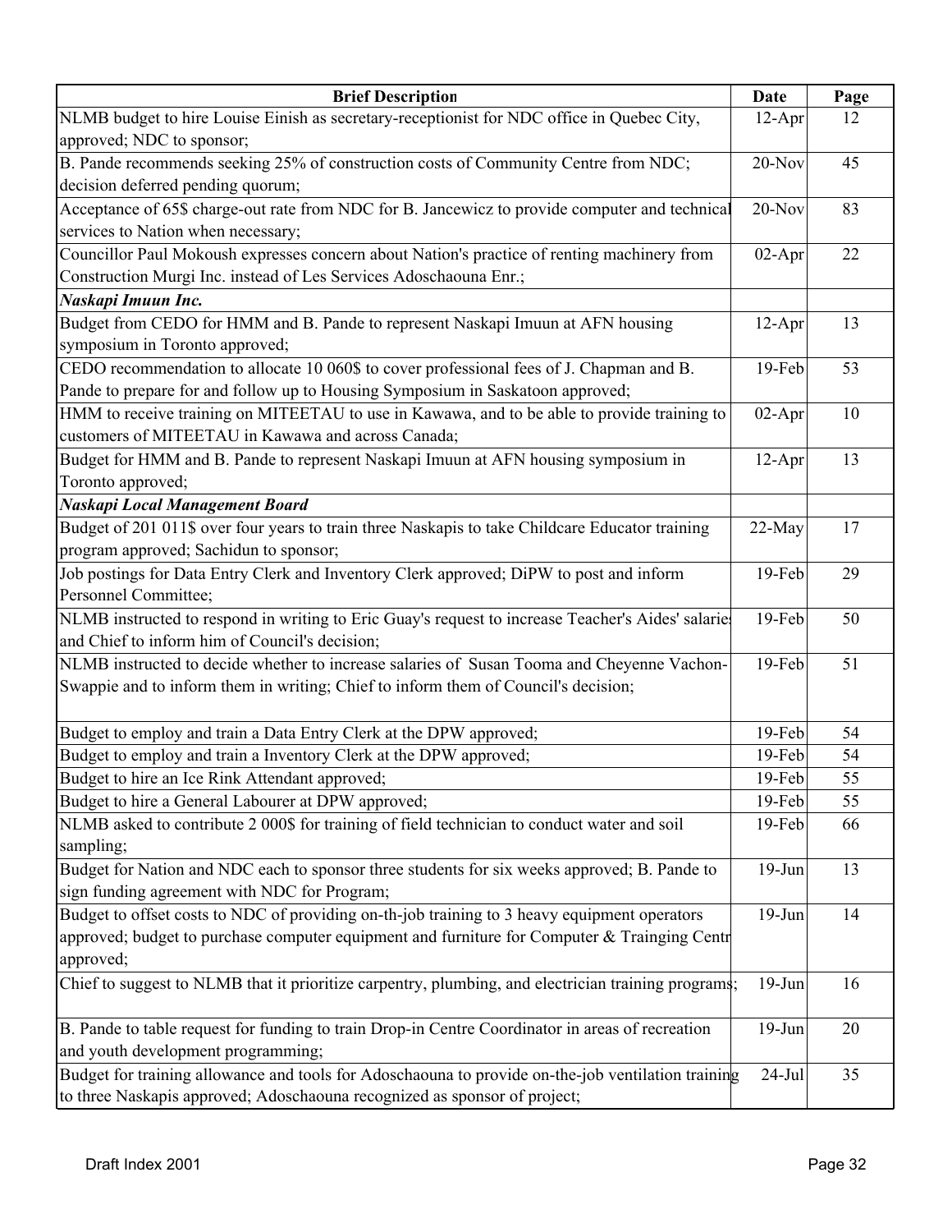| Brief Description | Date | Page |
|---|---|---|
| NLMB budget to hire Louise Einish as secretary-receptionist for NDC office in Quebec City, approved; NDC to sponsor; | 12-Apr | 12 |
| B. Pande recommends seeking 25% of construction costs of Community Centre from NDC; decision deferred pending quorum; | 20-Nov | 45 |
| Acceptance of 65$ charge-out rate from NDC for B. Jancewicz to provide computer and technical services to Nation when necessary; | 20-Nov | 83 |
| Councillor Paul Mokoush expresses concern about Nation's practice of renting machinery from Construction Murgi Inc. instead of Les Services Adoschaouna Enr.; | 02-Apr | 22 |
| ***Naskapi Imuun Inc.*** | | |
| Budget from CEDO for HMM and B. Pande to represent Naskapi Imuun at AFN housing symposium in Toronto approved; | 12-Apr | 13 |
| CEDO recommendation to allocate 10 060$ to cover professional fees of J. Chapman and B. Pande to prepare for and follow up to Housing Symposium in Saskatoon approved; | 19-Feb | 53 |
| HMM to receive training on MITEETAU to use in Kawawa, and to be able to provide training to customers of MITEETAU in Kawawa and across Canada; | 02-Apr | 10 |
| Budget for HMM and B. Pande to represent Naskapi Imuun at AFN housing symposium in Toronto approved; | 12-Apr | 13 |
| ***Naskapi Local Management Board*** | | |
| Budget of 201 011$ over four years to train three Naskapis to take Childcare Educator training program approved; Sachidun to sponsor; | 22-May | 17 |
| Job postings for Data Entry Clerk and Inventory Clerk approved; DiPW to post and inform Personnel Committee; | 19-Feb | 29 |
| NLMB instructed to respond in writing to Eric Guay's request to increase Teacher's Aides' salaries and Chief to inform him of Council's decision; | 19-Feb | 50 |
| NLMB instructed to decide whether to increase salaries of Susan Tooma and Cheyenne Vachon-Swappie and to inform them in writing; Chief to inform them of Council's decision; | 19-Feb | 51 |
| Budget to employ and train a Data Entry Clerk at the DPW approved; | 19-Feb | 54 |
| Budget to employ and train a Inventory Clerk at the DPW approved; | 19-Feb | 54 |
| Budget to hire an Ice Rink Attendant approved; | 19-Feb | 55 |
| Budget to hire a General Labourer at DPW approved; | 19-Feb | 55 |
| NLMB asked to contribute 2 000$ for training of field technician to conduct water and soil sampling; | 19-Feb | 66 |
| Budget for Nation and NDC each to sponsor three students for six weeks approved; B. Pande to sign funding agreement with NDC for Program; | 19-Jun | 13 |
| Budget to offset costs to NDC of providing on-th-job training to 3 heavy equipment operators approved; budget to purchase computer equipment and furniture for Computer & Trainging Centr approved; | 19-Jun | 14 |
| Chief to suggest to NLMB that it prioritize carpentry, plumbing, and electrician training programs; | 19-Jun | 16 |
| B. Pande to table request for funding to train Drop-in Centre Coordinator in areas of recreation and youth development programming; | 19-Jun | 20 |
| Budget for training allowance and tools for Adoschaouna to provide on-the-job ventilation training to three Naskapis approved; Adoschaouna recognized as sponsor of project; | 24-Jul | 35 |

Draft Index 2001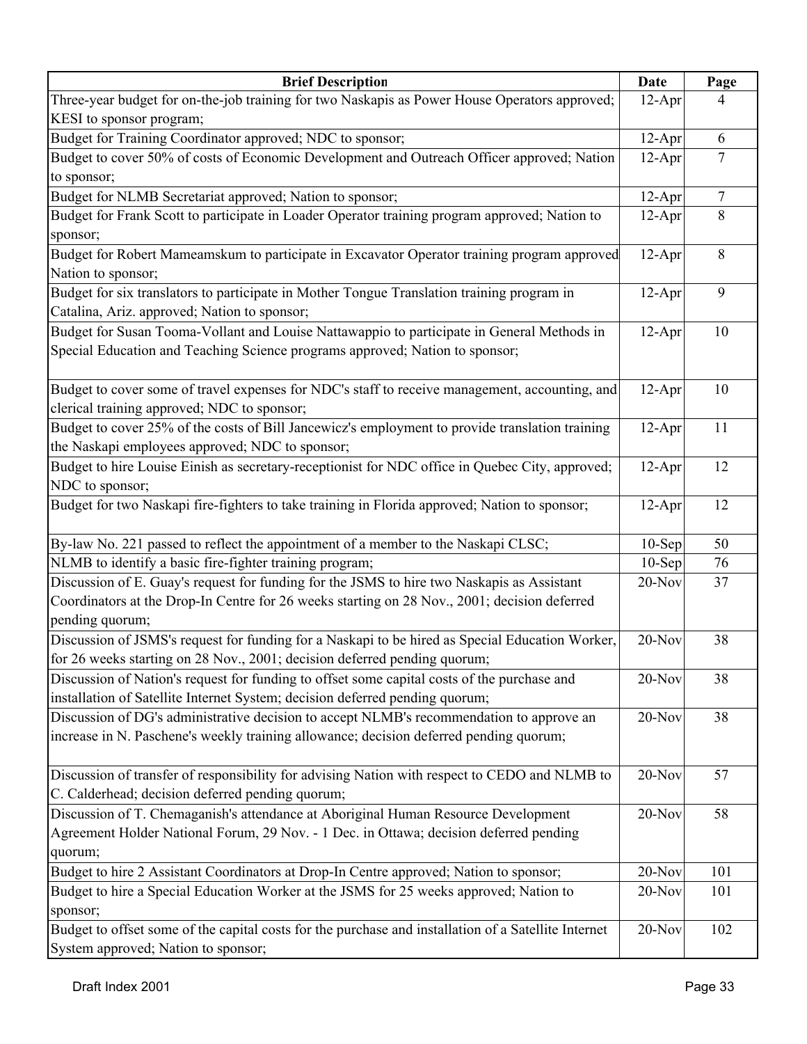| Brief Description | Date | Page |
|---|---|---|
| Three-year budget for on-the-job training for two Naskapis as Power House Operators approved; KESI to sponsor program; | 12-Apr | 4 |
| Budget for Training Coordinator approved; NDC to sponsor; | 12-Apr | 6 |
| Budget to cover 50% of costs of Economic Development and Outreach Officer approved; Nation to sponsor; | 12-Apr | 7 |
| Budget for NLMB Secretariat approved; Nation to sponsor; | 12-Apr | 7 |
| Budget for Frank Scott to participate in Loader Operator training program approved; Nation to sponsor; | 12-Apr | 8 |
| Budget for Robert Mameamskum to participate in Excavator Operator training program approved Nation to sponsor; | 12-Apr | 8 |
| Budget for six translators to participate in Mother Tongue Translation training program in Catalina, Ariz. approved; Nation to sponsor; | 12-Apr | 9 |
| Budget for Susan Tooma-Vollant and Louise Nattawappio to participate in General Methods in Special Education and Teaching Science programs approved; Nation to sponsor; | 12-Apr | 10 |
| Budget to cover some of travel expenses for NDC's staff to receive management, accounting, and clerical training approved; NDC to sponsor; | 12-Apr | 10 |
| Budget to cover 25% of the costs of Bill Jancewicz's employment to provide translation training the Naskapi employees approved; NDC to sponsor; | 12-Apr | 11 |
| Budget to hire Louise Einish as secretary-receptionist for NDC office in Quebec City, approved; NDC to sponsor; | 12-Apr | 12 |
| Budget for two Naskapi fire-fighters to take training in Florida approved; Nation to sponsor; | 12-Apr | 12 |
| By-law No. 221 passed to reflect the appointment of a member to the Naskapi CLSC; | 10-Sep | 50 |
| NLMB to identify a basic fire-fighter training program; | 10-Sep | 76 |
| Discussion of E. Guay's request for funding for the JSMS to hire two Naskapis as Assistant Coordinators at the Drop-In Centre for 26 weeks starting on 28 Nov., 2001; decision deferred pending quorum; | 20-Nov | 37 |
| Discussion of JSMS's request for funding for a Naskapi to be hired as Special Education Worker, for 26 weeks starting on 28 Nov., 2001; decision deferred pending quorum; | 20-Nov | 38 |
| Discussion of Nation's request for funding to offset some capital costs of the purchase and installation of Satellite Internet System; decision deferred pending quorum; | 20-Nov | 38 |
| Discussion of DG's administrative decision to accept NLMB's recommendation to approve an increase in N. Paschene's weekly training allowance; decision deferred pending quorum; | 20-Nov | 38 |
| Discussion of transfer of responsibility for advising Nation with respect to CEDO and NLMB to C. Calderhead; decision deferred pending quorum; | 20-Nov | 57 |
| Discussion of T. Chemaganish's attendance at Aboriginal Human Resource Development Agreement Holder National Forum, 29 Nov. - 1 Dec. in Ottawa; decision deferred pending quorum; | 20-Nov | 58 |
| Budget to hire 2 Assistant Coordinators at Drop-In Centre approved; Nation to sponsor; | 20-Nov | 101 |
| Budget to hire a Special Education Worker at the JSMS for 25 weeks approved; Nation to sponsor; | 20-Nov | 101 |
| Budget to offset some of the capital costs for the purchase and installation of a Satellite Internet System approved; Nation to sponsor; | 20-Nov | 102 |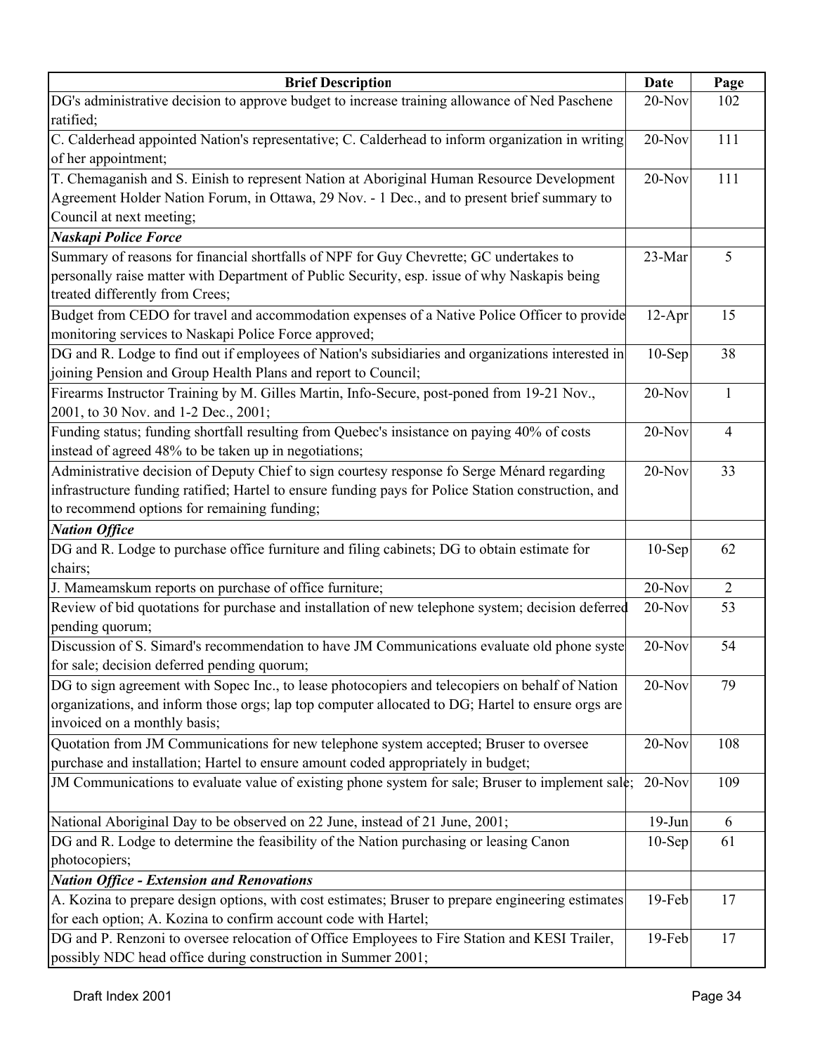| Brief Description | Date | Page |
|---|---|---|
| DG's administrative decision to approve budget to increase training allowance of Ned Paschene ratified; | 20-Nov | 102 |
| C. Calderhead appointed Nation's representative; C. Calderhead to inform organization in writing of her appointment; | 20-Nov | 111 |
| T. Chemaganish and S. Einish to represent Nation at Aboriginal Human Resource Development Agreement Holder Nation Forum, in Ottawa, 29 Nov. - 1 Dec., and to present brief summary to Council at next meeting; | 20-Nov | 111 |
| ***Naskapi Police Force*** | | |
| Summary of reasons for financial shortfalls of NPF for Guy Chevrette; GC undertakes to personally raise matter with Department of Public Security, esp. issue of why Naskapis being treated differently from Crees; | 23-Mar | 5 |
| Budget from CEDO for travel and accommodation expenses of a Native Police Officer to provide monitoring services to Naskapi Police Force approved; | 12-Apr | 15 |
| DG and R. Lodge to find out if employees of Nation's subsidiaries and organizations interested in joining Pension and Group Health Plans and report to Council; | 10-Sep | 38 |
| Firearms Instructor Training by M. Gilles Martin, Info-Secure, post-poned from 19-21 Nov., 2001, to 30 Nov. and 1-2 Dec., 2001; | 20-Nov | 1 |
| Funding status; funding shortfall resulting from Quebec's insistance on paying 40% of costs instead of agreed 48% to be taken up in negotiations; | 20-Nov | 4 |
| Administrative decision of Deputy Chief to sign courtesy response fo Serge Ménard regarding infrastructure funding ratified; Hartel to ensure funding pays for Police Station construction, and to recommend options for remaining funding; | 20-Nov | 33 |
| ***Nation Office*** | | |
| DG and R. Lodge to purchase office furniture and filing cabinets; DG to obtain estimate for chairs; | 10-Sep | 62 |
| J. Mameamskum reports on purchase of office furniture; | 20-Nov | 2 |
| Review of bid quotations for purchase and installation of new telephone system; decision deferred pending quorum; | 20-Nov | 53 |
| Discussion of S. Simard's recommendation to have JM Communications evaluate old phone syste for sale; decision deferred pending quorum; | 20-Nov | 54 |
| DG to sign agreement with Sopec Inc., to lease photocopiers and telecopiers on behalf of Nation organizations, and inform those orgs; lap top computer allocated to DG; Hartel to ensure orgs are invoiced on a monthly basis; | 20-Nov | 79 |
| Quotation from JM Communications for new telephone system accepted; Bruser to oversee purchase and installation; Hartel to ensure amount coded appropriately in budget; | 20-Nov | 108 |
| JM Communications to evaluate value of existing phone system for sale; Bruser to implement sale; | 20-Nov | 109 |
| National Aboriginal Day to be observed on 22 June, instead of 21 June, 2001; | 19-Jun | 6 |
| DG and R. Lodge to determine the feasibility of the Nation purchasing or leasing Canon photocopiers; | 10-Sep | 61 |
| ***Nation Office - Extension and Renovations*** | | |
| A. Kozina to prepare design options, with cost estimates; Bruser to prepare engineering estimates for each option; A. Kozina to confirm account code with Hartel; | 19-Feb | 17 |
| DG and P. Renzoni to oversee relocation of Office Employees to Fire Station and KESI Trailer, possibly NDC head office during construction in Summer 2001; | 19-Feb | 17 |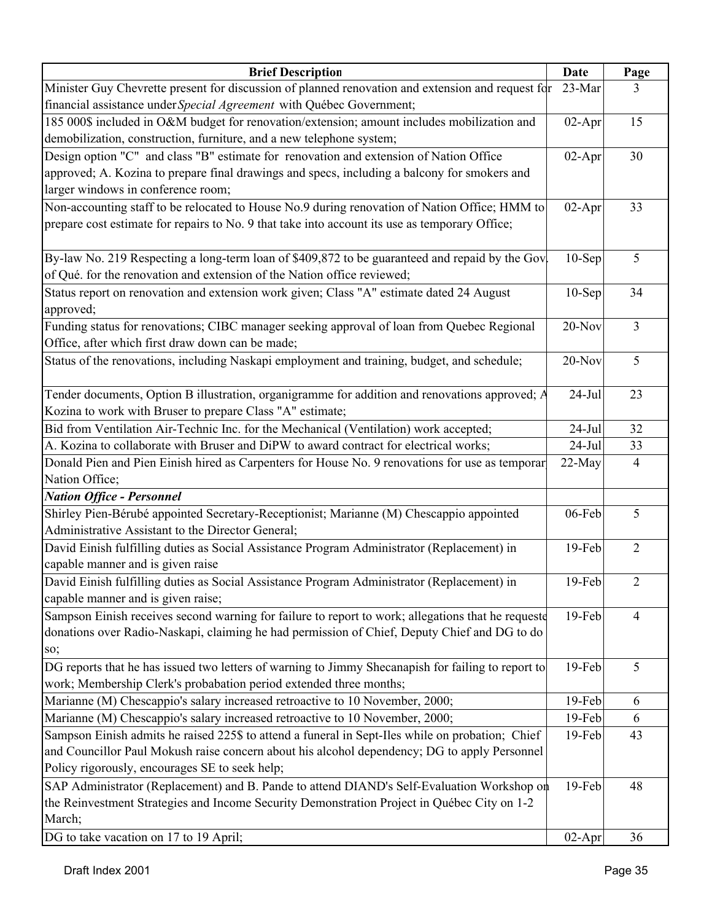| Brief Description | Date | Page |
|---|---|---|
| Minister Guy Chevrette present for discussion of planned renovation and extension and request for financial assistance under *Special Agreement* with Québec Government; | 23-Mar | 3 |
| 185 000$ included in O&M budget for renovation/extension; amount includes mobilization and demobilization, construction, furniture, and a new telephone system; | 02-Apr | 15 |
| Design option "C" and class "B" estimate for renovation and extension of Nation Office approved; A. Kozina to prepare final drawings and specs, including a balcony for smokers and larger windows in conference room; | 02-Apr | 30 |
| Non-accounting staff to be relocated to House No.9 during renovation of Nation Office; HMM to prepare cost estimate for repairs to No. 9 that take into account its use as temporary Office; | 02-Apr | 33 |
| By-law No. 219 Respecting a long-term loan of $409,872 to be guaranteed and repaid by the Gov. of Qué. for the renovation and extension of the Nation office reviewed; | 10-Sep | 5 |
| Status report on renovation and extension work given; Class "A" estimate dated 24 August approved; | 10-Sep | 34 |
| Funding status for renovations; CIBC manager seeking approval of loan from Quebec Regional Office, after which first draw down can be made; | 20-Nov | 3 |
| Status of the renovations, including Naskapi employment and training, budget, and schedule; | 20-Nov | 5 |
| Tender documents, Option B illustration, organigramme for addition and renovations approved; A Kozina to work with Bruser to prepare Class "A" estimate; | 24-Jul | 23 |
| Bid from Ventilation Air-Technic Inc. for the Mechanical (Ventilation) work accepted; | 24-Jul | 32 |
| A. Kozina to collaborate with Bruser and DiPW to award contract for electrical works; | 24-Jul | 33 |
| Donald Pien and Pien Einish hired as Carpenters for House No. 9 renovations for use as temporary Nation Office; | 22-May | 4 |
| ***Nation Office - Personnel*** | | |
| Shirley Pien-Bérubé appointed Secretary-Receptionist; Marianne (M) Chescappio appointed Administrative Assistant to the Director General; | 06-Feb | 5 |
| David Einish fulfilling duties as Social Assistance Program Administrator (Replacement) in capable manner and is given raise | 19-Feb | 2 |
| David Einish fulfilling duties as Social Assistance Program Administrator (Replacement) in capable manner and is given raise; | 19-Feb | 2 |
| Sampson Einish receives second warning for failure to report to work; allegations that he requested donations over Radio-Naskapi, claiming he had permission of Chief, Deputy Chief and DG to do so; | 19-Feb | 4 |
| DG reports that he has issued two letters of warning to Jimmy Shecanapish for failing to report to work; Membership Clerk's probabation period extended three months; | 19-Feb | 5 |
| Marianne (M) Chescappio's salary increased retroactive to 10 November, 2000; | 19-Feb | 6 |
| Marianne (M) Chescappio's salary increased retroactive to 10 November, 2000; | 19-Feb | 6 |
| Sampson Einish admits he raised 225$ to attend a funeral in Sept-Iles while on probation; Chief and Councillor Paul Mokush raise concern about his alcohol dependency; DG to apply Personnel Policy rigorously, encourages SE to seek help; | 19-Feb | 43 |
| SAP Administrator (Replacement) and B. Pande to attend DIAND's Self-Evaluation Workshop on the Reinvestment Strategies and Income Security Demonstration Project in Québec City on 1-2 March; | 19-Feb | 48 |
| DG to take vacation on 17 to 19 April; | 02-Apr | 36 |

Draft Index 2001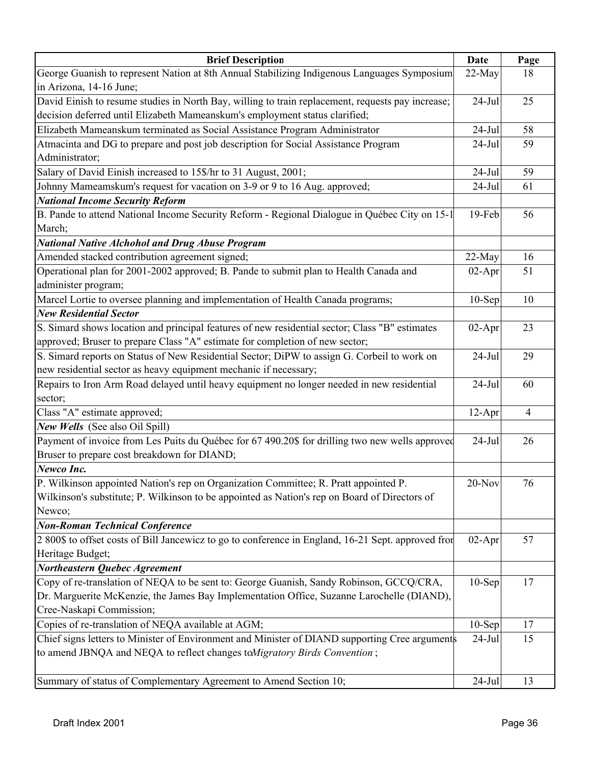| Brief Description | Date | Page |
|---|---|---|
| George Guanish to represent Nation at 8th Annual Stabilizing Indigenous Languages Symposium in Arizona, 14-16 June; | 22-May | 18 |
| David Einish to resume studies in North Bay, willing to train replacement, requests pay increase; decision deferred until Elizabeth Mameanskum's employment status clarified; | 24-Jul | 25 |
| Elizabeth Mameanskum terminated as Social Assistance Program Administrator | 24-Jul | 58 |
| Atmacinta and DG to prepare and post job description for Social Assistance Program Administrator; | 24-Jul | 59 |
| Salary of David Einish increased to 15$/hr to 31 August, 2001; | 24-Jul | 59 |
| Johnny Mameamskum's request for vacation on 3-9 or 9 to 16 Aug. approved; | 24-Jul | 61 |
| ***National Income Security Reform*** | | |
| B. Pande to attend National Income Security Reform - Regional Dialogue in Québec City on 15-1 March; | 19-Feb | 56 |
| ***National Native Alchohol and Drug Abuse Program*** | | |
| Amended stacked contribution agreement signed; | 22-May | 16 |
| Operational plan for 2001-2002 approved; B. Pande to submit plan to Health Canada and administer program; | 02-Apr | 51 |
| Marcel Lortie to oversee planning and implementation of Health Canada programs; | 10-Sep | 10 |
| ***New Residential Sector*** | | |
| S. Simard shows location and principal features of new residential sector; Class "B" estimates approved; Bruser to prepare Class "A" estimate for completion of new sector; | 02-Apr | 23 |
| S. Simard reports on Status of New Residential Sector; DiPW to assign G. Corbeil to work on new residential sector as heavy equipment mechanic if necessary; | 24-Jul | 29 |
| Repairs to Iron Arm Road delayed until heavy equipment no longer needed in new residential sector; | 24-Jul | 60 |
| Class "A" estimate approved; | 12-Apr | 4 |
| ***New Wells*** (See also Oil Spill) | | |
| Payment of invoice from Les Puits du Québec for 67 490.20$ for drilling two new wells approved Bruser to prepare cost breakdown for DIAND; | 24-Jul | 26 |
| ***Newco Inc.*** | | |
| P. Wilkinson appointed Nation's rep on Organization Committee; R. Pratt appointed P. Wilkinson's substitute; P. Wilkinson to be appointed as Nation's rep on Board of Directors of Newco; | 20-Nov | 76 |
| ***Non-Roman Technical Conference*** | | |
| 2 800$ to offset costs of Bill Jancewicz to go to conference in England, 16-21 Sept. approved fror Heritage Budget; | 02-Apr | 57 |
| ***Northeastern Quebec Agreement*** | | |
| Copy of re-translation of NEQA to be sent to: George Guanish, Sandy Robinson, GCCQ/CRA, Dr. Marguerite McKenzie, the James Bay Implementation Office, Suzanne Larochelle (DIAND), Cree-Naskapi Commission; | 10-Sep | 17 |
| Copies of re-translation of NEQA available at AGM; | 10-Sep | 17 |
| Chief signs letters to Minister of Environment and Minister of DIAND supporting Cree arguments to amend JBNQA and NEQA to reflect changes to *Migratory Birds Convention*; | 24-Jul | 15 |
| Summary of status of Complementary Agreement to Amend Section 10; | 24-Jul | 13 |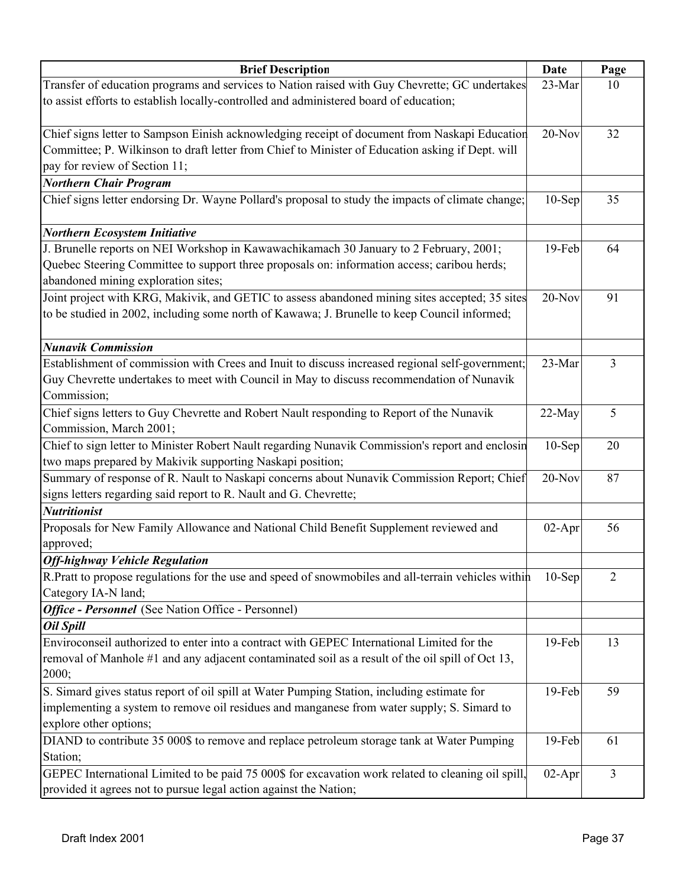| Brief Description | Date | Page |
|---|---|---|
| Transfer of education programs and services to Nation raised with Guy Chevrette; GC undertakes to assist efforts to establish locally-controlled and administered board of education; | 23-Mar | 10 |
| Chief signs letter to Sampson Einish acknowledging receipt of document from Naskapi Education Committee; P. Wilkinson to draft letter from Chief to Minister of Education asking if Dept. will pay for review of Section 11; | 20-Nov | 32 |
| ***Northern Chair Program*** | | |
| Chief signs letter endorsing Dr. Wayne Pollard's proposal to study the impacts of climate change; | 10-Sep | 35 |
| ***Northern Ecosystem Initiative*** | | |
| J. Brunelle reports on NEI Workshop in Kawawachikamach 30 January to 2 February, 2001; Quebec Steering Committee to support three proposals on: information access; caribou herds; abandoned mining exploration sites; | 19-Feb | 64 |
| Joint project with KRG, Makivik, and GETIC to assess abandoned mining sites accepted; 35 sites to be studied in 2002, including some north of Kawawa; J. Brunelle to keep Council informed; | 20-Nov | 91 |
| ***Nunavik Commission*** | | |
| Establishment of commission with Crees and Inuit to discuss increased regional self-government; Guy Chevrette undertakes to meet with Council in May to discuss recommendation of Nunavik Commission; | 23-Mar | 3 |
| Chief signs letters to Guy Chevrette and Robert Nault responding to Report of the Nunavik Commission, March 2001; | 22-May | 5 |
| Chief to sign letter to Minister Robert Nault regarding Nunavik Commission's report and enclosin two maps prepared by Makivik supporting Naskapi position; | 10-Sep | 20 |
| Summary of response of R. Nault to Naskapi concerns about Nunavik Commission Report; Chief signs letters regarding said report to R. Nault and G. Chevrette; | 20-Nov | 87 |
| ***Nutritionist*** | | |
| Proposals for New Family Allowance and National Child Benefit Supplement reviewed and approved; | 02-Apr | 56 |
| ***Off-highway Vehicle Regulation*** | | |
| R.Pratt to propose regulations for the use and speed of snowmobiles and all-terrain vehicles within Category IA-N land; | 10-Sep | 2 |
| ***Office - Personnel*** (See Nation Office - Personnel) | | |
| ***Oil Spill*** | | |
| Enviroconseil authorized to enter into a contract with GEPEC International Limited for the removal of Manhole #1 and any adjacent contaminated soil as a result of the oil spill of Oct 13, 2000; | 19-Feb | 13 |
| S. Simard gives status report of oil spill at Water Pumping Station, including estimate for implementing a system to remove oil residues and manganese from water supply; S. Simard to explore other options; | 19-Feb | 59 |
| DIAND to contribute 35 000$ to remove and replace petroleum storage tank at Water Pumping Station; | 19-Feb | 61 |
| GEPEC International Limited to be paid 75 000$ for excavation work related to cleaning oil spill, provided it agrees not to pursue legal action against the Nation; | 02-Apr | 3 |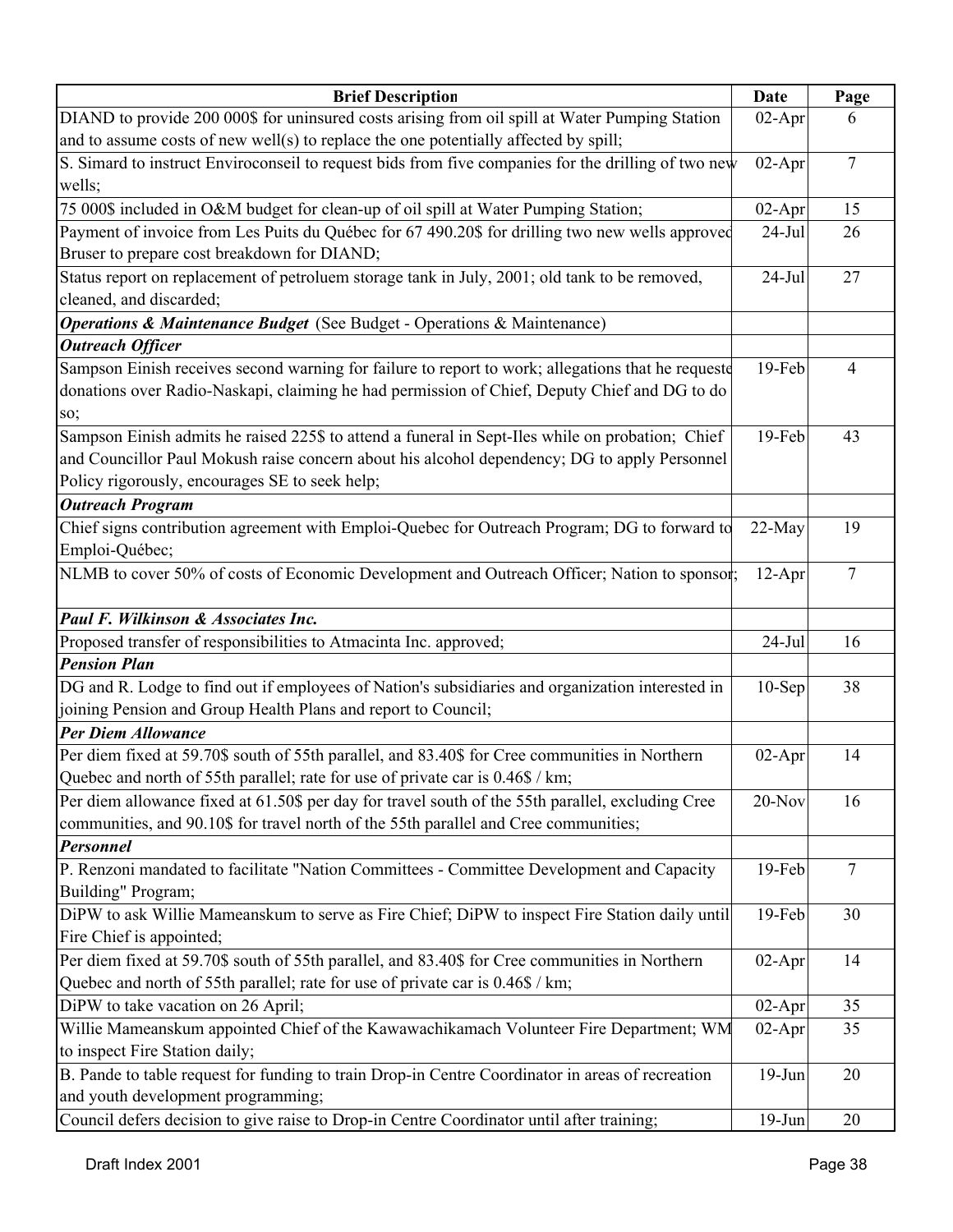| Brief Description | Date | Page |
|---|---|---|
| DIAND to provide 200 000$ for uninsured costs arising from oil spill at Water Pumping Station and to assume costs of new well(s) to replace the one potentially affected by spill; | 02-Apr | 6 |
| S. Simard to instruct Enviroconseil to request bids from five companies for the drilling of two new wells; | 02-Apr | 7 |
| 75 000$ included in O&M budget for clean-up of oil spill at Water Pumping Station; | 02-Apr | 15 |
| Payment of invoice from Les Puits du Québec for 67 490.20$ for drilling two new wells approved Bruser to prepare cost breakdown for DIAND; | 24-Jul | 26 |
| Status report on replacement of petroluem storage tank in July, 2001; old tank to be removed, cleaned, and discarded; | 24-Jul | 27 |
| ***Operations & Maintenance Budget*** (See Budget - Operations & Maintenance) | | |
| ***Outreach Officer*** | | |
| Sampson Einish receives second warning for failure to report to work; allegations that he requeste donations over Radio-Naskapi, claiming he had permission of Chief, Deputy Chief and DG to do so; | 19-Feb | 4 |
| Sampson Einish admits he raised 225$ to attend a funeral in Sept-Iles while on probation; Chief and Councillor Paul Mokush raise concern about his alcohol dependency; DG to apply Personnel Policy rigorously, encourages SE to seek help; | 19-Feb | 43 |
| ***Outreach Program*** | | |
| Chief signs contribution agreement with Emploi-Quebec for Outreach Program; DG to forward to Emploi-Québec; | 22-May | 19 |
| NLMB to cover 50% of costs of Economic Development and Outreach Officer; Nation to sponsor; | 12-Apr | 7 |
| ***Paul F. Wilkinson & Associates Inc.*** | | |
| Proposed transfer of responsibilities to Atmacinta Inc. approved; | 24-Jul | 16 |
| ***Pension Plan*** | | |
| DG and R. Lodge to find out if employees of Nation's subsidiaries and organization interested in joining Pension and Group Health Plans and report to Council; | 10-Sep | 38 |
| ***Per Diem Allowance*** | | |
| Per diem fixed at 59.70$ south of 55th parallel, and 83.40$ for Cree communities in Northern Quebec and north of 55th parallel; rate for use of private car is 0.46$ / km; | 02-Apr | 14 |
| Per diem allowance fixed at 61.50$ per day for travel south of the 55th parallel, excluding Cree communities, and 90.10$ for travel north of the 55th parallel and Cree communities; | 20-Nov | 16 |
| ***Personnel*** | | |
| P. Renzoni mandated to facilitate "Nation Committees - Committee Development and Capacity Building" Program; | 19-Feb | 7 |
| DiPW to ask Willie Mameanskum to serve as Fire Chief; DiPW to inspect Fire Station daily until Fire Chief is appointed; | 19-Feb | 30 |
| Per diem fixed at 59.70$ south of 55th parallel, and 83.40$ for Cree communities in Northern Quebec and north of 55th parallel; rate for use of private car is 0.46$ / km; | 02-Apr | 14 |
| DiPW to take vacation on 26 April; | 02-Apr | 35 |
| Willie Mameanskum appointed Chief of the Kawawachikamach Volunteer Fire Department; WM to inspect Fire Station daily; | 02-Apr | 35 |
| B. Pande to table request for funding to train Drop-in Centre Coordinator in areas of recreation and youth development programming; | 19-Jun | 20 |
| Council defers decision to give raise to Drop-in Centre Coordinator until after training; | 19-Jun | 20 |

Draft Index 2001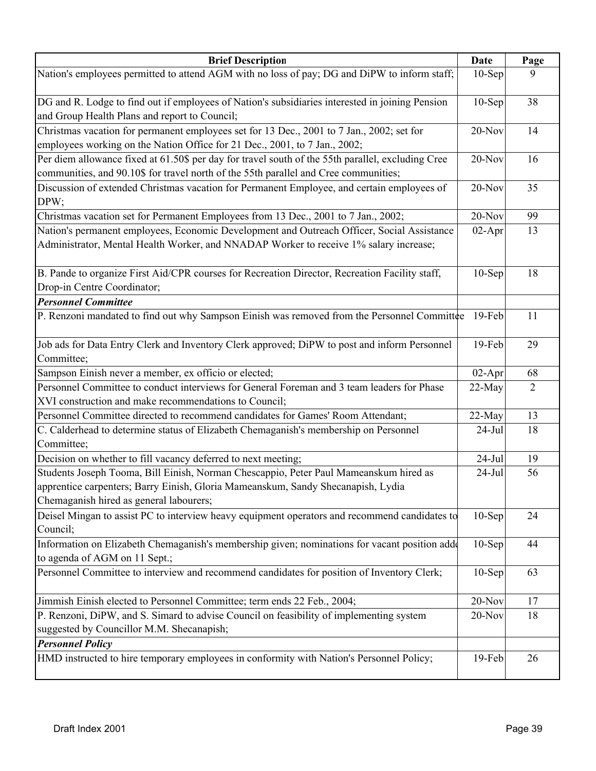| Brief Description | Date | Page |
|---|---|---|
| Nation's employees permitted to attend AGM with no loss of pay; DG and DiPW to inform staff; | 10-Sep | 9 |
| DG and R. Lodge to find out if employees of Nation's subsidiaries interested in joining Pension and Group Health Plans and report to Council; | 10-Sep | 38 |
| Christmas vacation for permanent employees set for 13 Dec., 2001 to 7 Jan., 2002; set for employees working on the Nation Office for 21 Dec., 2001, to 7 Jan., 2002; | 20-Nov | 14 |
| Per diem allowance fixed at 61.50$ per day for travel south of the 55th parallel, excluding Cree communities, and 90.10$ for travel north of the 55th parallel and Cree communities; | 20-Nov | 16 |
| Discussion of extended Christmas vacation for Permanent Employee, and certain employees of DPW; | 20-Nov | 35 |
| Christmas vacation set for Permanent Employees from 13 Dec., 2001 to 7 Jan., 2002; | 20-Nov | 99 |
| Nation's permanent employees, Economic Development and Outreach Officer, Social Assistance Administrator, Mental Health Worker, and NNADAP Worker to receive 1% salary increase; | 02-Apr | 13 |
| B. Pande to organize First Aid/CPR courses for Recreation Director, Recreation Facility staff, Drop-in Centre Coordinator; | 10-Sep | 18 |
| ***Personnel Committee*** | | |
| P. Renzoni mandated to find out why Sampson Einish was removed from the Personnel Committee | 19-Feb | 11 |
| Job ads for Data Entry Clerk and Inventory Clerk approved; DiPW to post and inform Personnel Committee; | 19-Feb | 29 |
| Sampson Einish never a member, ex officio or elected; | 02-Apr | 68 |
| Personnel Committee to conduct interviews for General Foreman and 3 team leaders for Phase XVI construction and make recommendations to Council; | 22-May | 2 |
| Personnel Committee directed to recommend candidates for Games' Room Attendant; | 22-May | 13 |
| C. Calderhead to determine status of Elizabeth Chemaganish's membership on Personnel Committee; | 24-Jul | 18 |
| Decision on whether to fill vacancy deferred to next meeting; | 24-Jul | 19 |
| Students Joseph Tooma, Bill Einish, Norman Chescappio, Peter Paul Mameanskum hired as apprentice carpenters; Barry Einish, Gloria Mameanskum, Sandy Shecanapish, Lydia Chemaganish hired as general labourers; | 24-Jul | 56 |
| Deisel Mingan to assist PC to interview heavy equipment operators and recommend candidates to Council; | 10-Sep | 24 |
| Information on Elizabeth Chemaganish's membership given; nominations for vacant position added to agenda of AGM on 11 Sept.; | 10-Sep | 44 |
| Personnel Committee to interview and recommend candidates for position of Inventory Clerk; | 10-Sep | 63 |
| Jimmish Einish elected to Personnel Committee; term ends 22 Feb., 2004; | 20-Nov | 17 |
| P. Renzoni, DiPW, and S. Simard to advise Council on feasibility of implementing system suggested by Councillor M.M. Shecanapish; | 20-Nov | 18 |
| ***Personnel Policy*** | | |
| HMD instructed to hire temporary employees in conformity with Nation's Personnel Policy; | 19-Feb | 26 |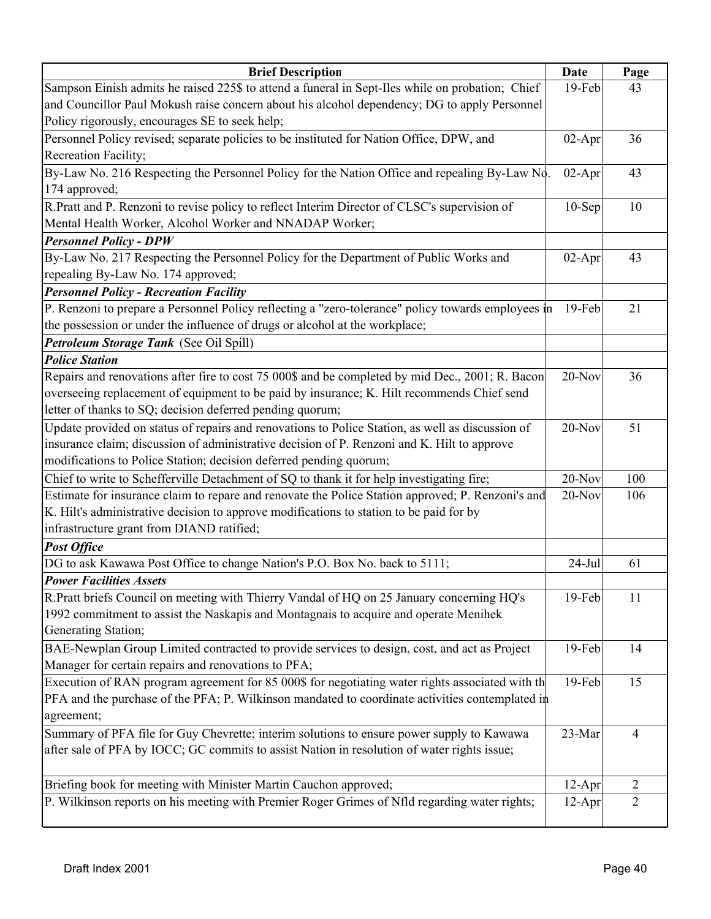| Brief Description | Date | Page |
|---|---|---|
| Sampson Einish admits he raised 225$ to attend a funeral in Sept-Iles while on probation; Chief and Councillor Paul Mokush raise concern about his alcohol dependency; DG to apply Personnel Policy rigorously, encourages SE to seek help; | 19-Feb | 43 |
| Personnel Policy revised; separate policies to be instituted for Nation Office, DPW, and Recreation Facility; | 02-Apr | 36 |
| By-Law No. 216 Respecting the Personnel Policy for the Nation Office and repealing By-Law No. 174 approved; | 02-Apr | 43 |
| R.Pratt and P. Renzoni to revise policy to reflect Interim Director of CLSC's supervision of Mental Health Worker, Alcohol Worker and NNADAP Worker; | 10-Sep | 10 |
| ***Personnel Policy - DPW*** | | |
| By-Law No. 217 Respecting the Personnel Policy for the Department of Public Works and repealing By-Law No. 174 approved; | 02-Apr | 43 |
| ***Personnel Policy - Recreation Facility*** | | |
| P. Renzoni to prepare a Personnel Policy reflecting a "zero-tolerance" policy towards employees in the possession or under the influence of drugs or alcohol at the workplace; | 19-Feb | 21 |
| ***Petroleum Storage Tank*** (See Oil Spill) | | |
| ***Police Station*** | | |
| Repairs and renovations after fire to cost 75 000$ and be completed by mid Dec., 2001; R. Bacon overseeing replacement of equipment to be paid by insurance; K. Hilt recommends Chief send letter of thanks to SQ; decision deferred pending quorum; | 20-Nov | 36 |
| Update provided on status of repairs and renovations to Police Station, as well as discussion of insurance claim; discussion of administrative decision of P. Renzoni and K. Hilt to approve modifications to Police Station; decision deferred pending quorum; | 20-Nov | 51 |
| Chief to write to Schefferville Detachment of SQ to thank it for help investigating fire; | 20-Nov | 100 |
| Estimate for insurance claim to repare and renovate the Police Station approved; P. Renzoni's and K. Hilt's administrative decision to approve modifications to station to be paid for by infrastructure grant from DIAND ratified; | 20-Nov | 106 |
| ***Post Office*** | | |
| DG to ask Kawawa Post Office to change Nation's P.O. Box No. back to 5111; | 24-Jul | 61 |
| ***Power Facilities Assets*** | | |
| R.Pratt briefs Council on meeting with Thierry Vandal of HQ on 25 January concerning HQ's 1992 commitment to assist the Naskapis and Montagnais to acquire and operate Menihek Generating Station; | 19-Feb | 11 |
| BAE-Newplan Group Limited contracted to provide services to design, cost, and act as Project Manager for certain repairs and renovations to PFA; | 19-Feb | 14 |
| Execution of RAN program agreement for 85 000$ for negotiating water rights associated with th PFA and the purchase of the PFA; P. Wilkinson mandated to coordinate activities contemplated in agreement; | 19-Feb | 15 |
| Summary of PFA file for Guy Chevrette; interim solutions to ensure power supply to Kawawa after sale of PFA by IOCC; GC commits to assist Nation in resolution of water rights issue; | 23-Mar | 4 |
| Briefing book for meeting with Minister Martin Cauchon approved; | 12-Apr | 2 |
| P. Wilkinson reports on his meeting with Premier Roger Grimes of Nfld regarding water rights; | 12-Apr | 2 |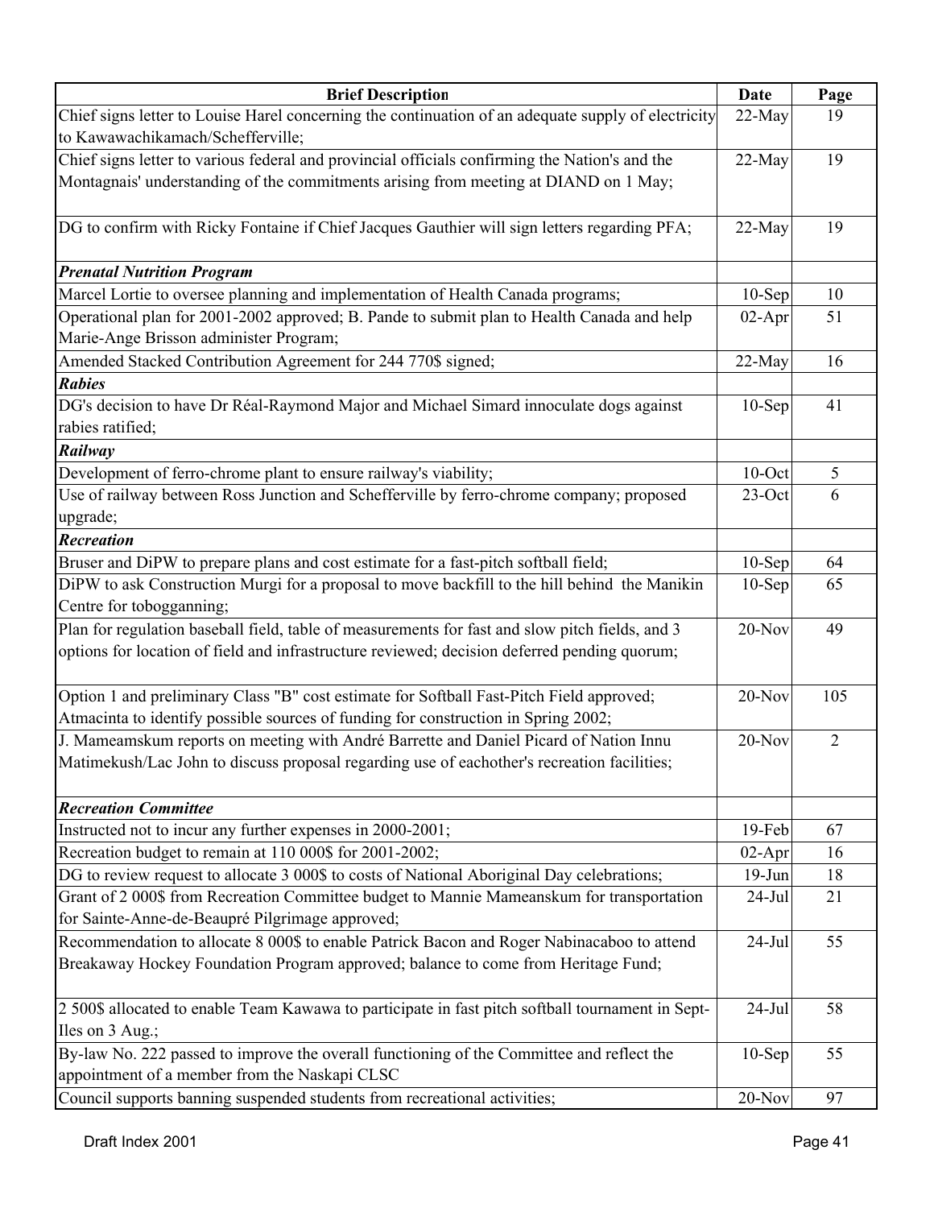| Brief Description | Date | Page |
|---|---|---|
| Chief signs letter to Louise Harel concerning the continuation of an adequate supply of electricity to Kawawachikamach/Schefferville; | 22-May | 19 |
| Chief signs letter to various federal and provincial officials confirming the Nation's and the Montagnais' understanding of the commitments arising from meeting at DIAND on 1 May; | 22-May | 19 |
| DG to confirm with Ricky Fontaine if Chief Jacques Gauthier will sign letters regarding PFA; | 22-May | 19 |
| ***Prenatal Nutrition Program*** | | |
| Marcel Lortie to oversee planning and implementation of Health Canada programs; | 10-Sep | 10 |
| Operational plan for 2001-2002 approved; B. Pande to submit plan to Health Canada and help Marie-Ange Brisson administer Program; | 02-Apr | 51 |
| Amended Stacked Contribution Agreement for 244 770$ signed; | 22-May | 16 |
| ***Rabies*** | | |
| DG's decision to have Dr Réal-Raymond Major and Michael Simard innoculate dogs against rabies ratified; | 10-Sep | 41 |
| ***Railway*** | | |
| Development of ferro-chrome plant to ensure railway's viability; | 10-Oct | 5 |
| Use of railway between Ross Junction and Schefferville by ferro-chrome company; proposed upgrade; | 23-Oct | 6 |
| ***Recreation*** | | |
| Bruser and DiPW to prepare plans and cost estimate for a fast-pitch softball field; | 10-Sep | 64 |
| DiPW to ask Construction Murgi for a proposal to move backfill to the hill behind the Manikin Centre for tobogganning; | 10-Sep | 65 |
| Plan for regulation baseball field, table of measurements for fast and slow pitch fields, and 3 options for location of field and infrastructure reviewed; decision deferred pending quorum; | 20-Nov | 49 |
| Option 1 and preliminary Class "B" cost estimate for Softball Fast-Pitch Field approved; Atmacinta to identify possible sources of funding for construction in Spring 2002; | 20-Nov | 105 |
| J. Mameamskum reports on meeting with André Barrette and Daniel Picard of Nation Innu Matimekush/Lac John to discuss proposal regarding use of eachother's recreation facilities; | 20-Nov | 2 |
| ***Recreation Committee*** | | |
| Instructed not to incur any further expenses in 2000-2001; | 19-Feb | 67 |
| Recreation budget to remain at 110 000$ for 2001-2002; | 02-Apr | 16 |
| DG to review request to allocate 3 000$ to costs of National Aboriginal Day celebrations; | 19-Jun | 18 |
| Grant of 2 000$ from Recreation Committee budget to Mannie Mameanskum for transportation for Sainte-Anne-de-Beaupré Pilgrimage approved; | 24-Jul | 21 |
| Recommendation to allocate 8 000$ to enable Patrick Bacon and Roger Nabinacaboo to attend Breakaway Hockey Foundation Program approved; balance to come from Heritage Fund; | 24-Jul | 55 |
| 2 500$ allocated to enable Team Kawawa to participate in fast pitch softball tournament in Sept-Iles on 3 Aug.; | 24-Jul | 58 |
| By-law No. 222 passed to improve the overall functioning of the Committee and reflect the appointment of a member from the Naskapi CLSC | 10-Sep | 55 |
| Council supports banning suspended students from recreational activities; | 20-Nov | 97 |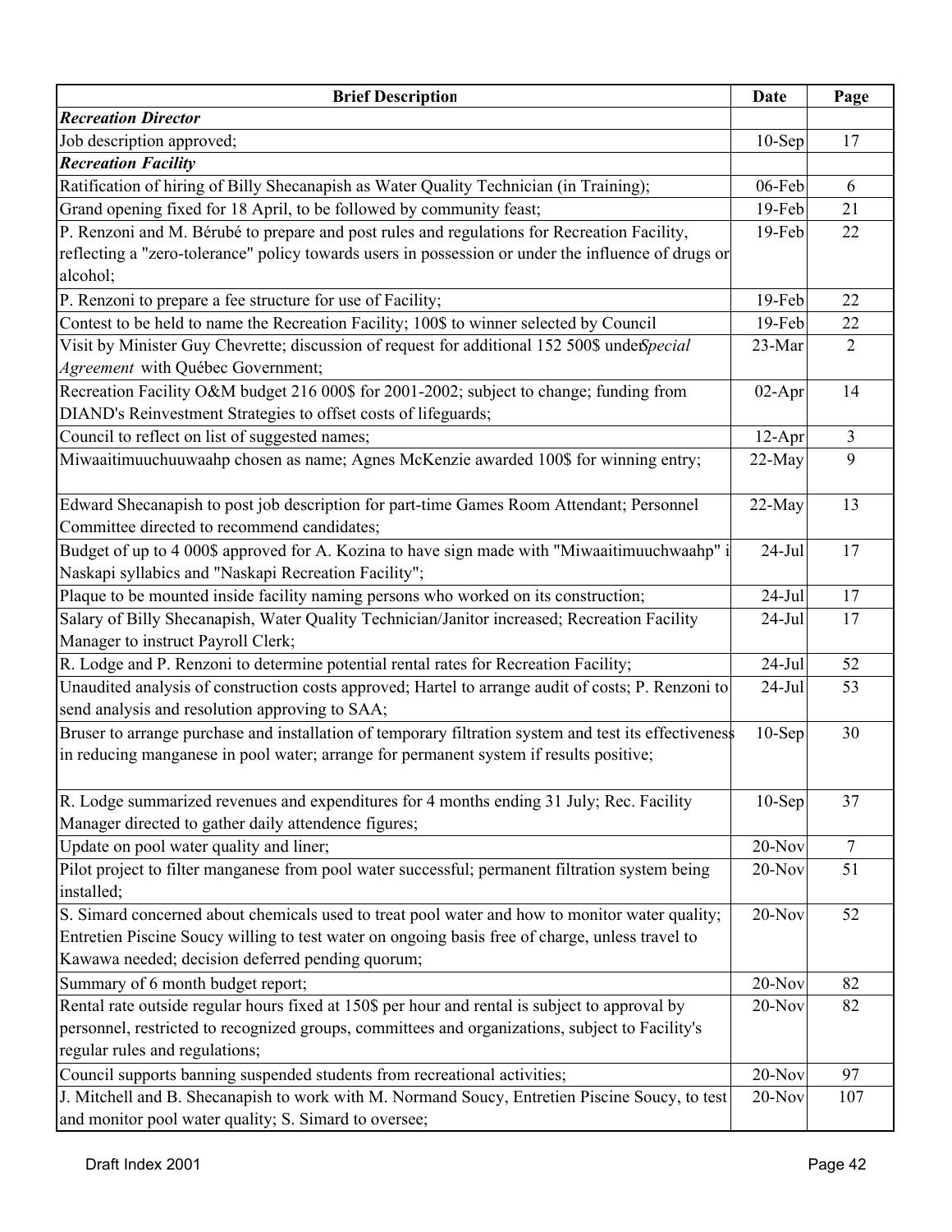| Brief Description | Date | Page |
|---|---|---|
| ***Recreation Director*** | | |
| Job description approved; | 10-Sep | 17 |
| ***Recreation Facility*** | | |
| Ratification of hiring of Billy Shecanapish as Water Quality Technician (in Training); | 06-Feb | 6 |
| Grand opening fixed for 18 April, to be followed by community feast; | 19-Feb | 21 |
| P. Renzoni and M. Bérubé to prepare and post rules and regulations for Recreation Facility, reflecting a "zero-tolerance" policy towards users in possession or under the influence of drugs or alcohol; | 19-Feb | 22 |
| P. Renzoni to prepare a fee structure for use of Facility; | 19-Feb | 22 |
| Contest to be held to name the Recreation Facility; 100$ to winner selected by Council | 19-Feb | 22 |
| Visit by Minister Guy Chevrette; discussion of request for additional 152 500$ under *Special Agreement* with Québec Government; | 23-Mar | 2 |
| Recreation Facility O&M budget 216 000$ for 2001-2002; subject to change; funding from DIAND's Reinvestment Strategies to offset costs of lifeguards; | 02-Apr | 14 |
| Council to reflect on list of suggested names; | 12-Apr | 3 |
| Miwaaitimuuchuuwaahp chosen as name; Agnes McKenzie awarded 100$ for winning entry; | 22-May | 9 |
| Edward Shecanapish to post job description for part-time Games Room Attendant; Personnel Committee directed to recommend candidates; | 22-May | 13 |
| Budget of up to 4 000$ approved for A. Kozina to have sign made with "Miwaaitimuuchwaahp" i Naskapi syllabics and "Naskapi Recreation Facility"; | 24-Jul | 17 |
| Plaque to be mounted inside facility naming persons who worked on its construction; | 24-Jul | 17 |
| Salary of Billy Shecanapish, Water Quality Technician/Janitor increased; Recreation Facility Manager to instruct Payroll Clerk; | 24-Jul | 17 |
| R. Lodge and P. Renzoni to determine potential rental rates for Recreation Facility; | 24-Jul | 52 |
| Unaudited analysis of construction costs approved; Hartel to arrange audit of costs; P. Renzoni to send analysis and resolution approving to SAA; | 24-Jul | 53 |
| Bruser to arrange purchase and installation of temporary filtration system and test its effectiveness in reducing manganese in pool water; arrange for permanent system if results positive; | 10-Sep | 30 |
| R. Lodge summarized revenues and expenditures for 4 months ending 31 July; Rec. Facility Manager directed to gather daily attendence figures; | 10-Sep | 37 |
| Update on pool water quality and liner; | 20-Nov | 7 |
| Pilot project to filter manganese from pool water successful; permanent filtration system being installed; | 20-Nov | 51 |
| S. Simard concerned about chemicals used to treat pool water and how to monitor water quality; Entretien Piscine Soucy willing to test water on ongoing basis free of charge, unless travel to Kawawa needed; decision deferred pending quorum; | 20-Nov | 52 |
| Summary of 6 month budget report; | 20-Nov | 82 |
| Rental rate outside regular hours fixed at 150$ per hour and rental is subject to approval by personnel, restricted to recognized groups, committees and organizations, subject to Facility's regular rules and regulations; | 20-Nov | 82 |
| Council supports banning suspended students from recreational activities; | 20-Nov | 97 |
| J. Mitchell and B. Shecanapish to work with M. Normand Soucy, Entretien Piscine Soucy, to test and monitor pool water quality; S. Simard to oversee; | 20-Nov | 107 |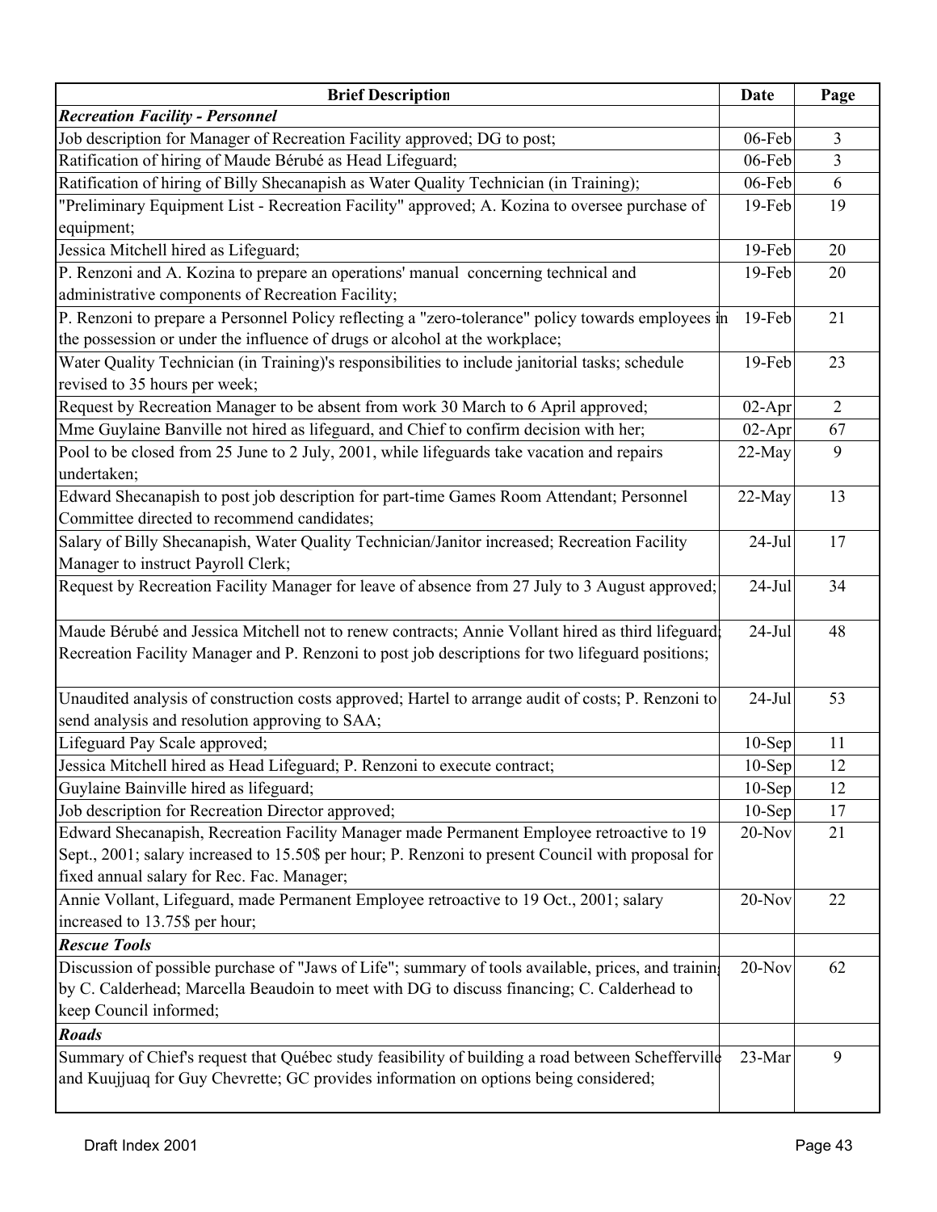| Brief Description | Date | Page |
|---|---|---|
| ***Recreation Facility - Personnel*** | | |
| Job description for Manager of Recreation Facility approved; DG to post; | 06-Feb | 3 |
| Ratification of hiring of Maude Bérubé as Head Lifeguard; | 06-Feb | 3 |
| Ratification of hiring of Billy Shecanapish as Water Quality Technician (in Training); | 06-Feb | 6 |
| "Preliminary Equipment List - Recreation Facility" approved; A. Kozina to oversee purchase of equipment; | 19-Feb | 19 |
| Jessica Mitchell hired as Lifeguard; | 19-Feb | 20 |
| P. Renzoni and A. Kozina to prepare an operations' manual concerning technical and administrative components of Recreation Facility; | 19-Feb | 20 |
| P. Renzoni to prepare a Personnel Policy reflecting a "zero-tolerance" policy towards employees in the possession or under the influence of drugs or alcohol at the workplace; | 19-Feb | 21 |
| Water Quality Technician (in Training)'s responsibilities to include janitorial tasks; schedule revised to 35 hours per week; | 19-Feb | 23 |
| Request by Recreation Manager to be absent from work 30 March to 6 April approved; | 02-Apr | 2 |
| Mme Guylaine Banville not hired as lifeguard, and Chief to confirm decision with her; | 02-Apr | 67 |
| Pool to be closed from 25 June to 2 July, 2001, while lifeguards take vacation and repairs undertaken; | 22-May | 9 |
| Edward Shecanapish to post job description for part-time Games Room Attendant; Personnel Committee directed to recommend candidates; | 22-May | 13 |
| Salary of Billy Shecanapish, Water Quality Technician/Janitor increased; Recreation Facility Manager to instruct Payroll Clerk; | 24-Jul | 17 |
| Request by Recreation Facility Manager for leave of absence from 27 July to 3 August approved; | 24-Jul | 34 |
| Maude Bérubé and Jessica Mitchell not to renew contracts; Annie Vollant hired as third lifeguard; Recreation Facility Manager and P. Renzoni to post job descriptions for two lifeguard positions; | 24-Jul | 48 |
| Unaudited analysis of construction costs approved; Hartel to arrange audit of costs; P. Renzoni to send analysis and resolution approving to SAA; | 24-Jul | 53 |
| Lifeguard Pay Scale approved; | 10-Sep | 11 |
| Jessica Mitchell hired as Head Lifeguard; P. Renzoni to execute contract; | 10-Sep | 12 |
| Guylaine Bainville hired as lifeguard; | 10-Sep | 12 |
| Job description for Recreation Director approved; | 10-Sep | 17 |
| Edward Shecanapish, Recreation Facility Manager made Permanent Employee retroactive to 19 Sept., 2001; salary increased to 15.50$ per hour; P. Renzoni to present Council with proposal for fixed annual salary for Rec. Fac. Manager; | 20-Nov | 21 |
| Annie Vollant, Lifeguard, made Permanent Employee retroactive to 19 Oct., 2001; salary increased to 13.75$ per hour; | 20-Nov | 22 |
| ***Rescue Tools*** | | |
| Discussion of possible purchase of "Jaws of Life"; summary of tools available, prices, and training by C. Calderhead; Marcella Beaudoin to meet with DG to discuss financing; C. Calderhead to keep Council informed; | 20-Nov | 62 |
| ***Roads*** | | |
| Summary of Chief's request that Québec study feasibility of building a road between Schefferville and Kuujjuaq for Guy Chevrette; GC provides information on options being considered; | 23-Mar | 9 |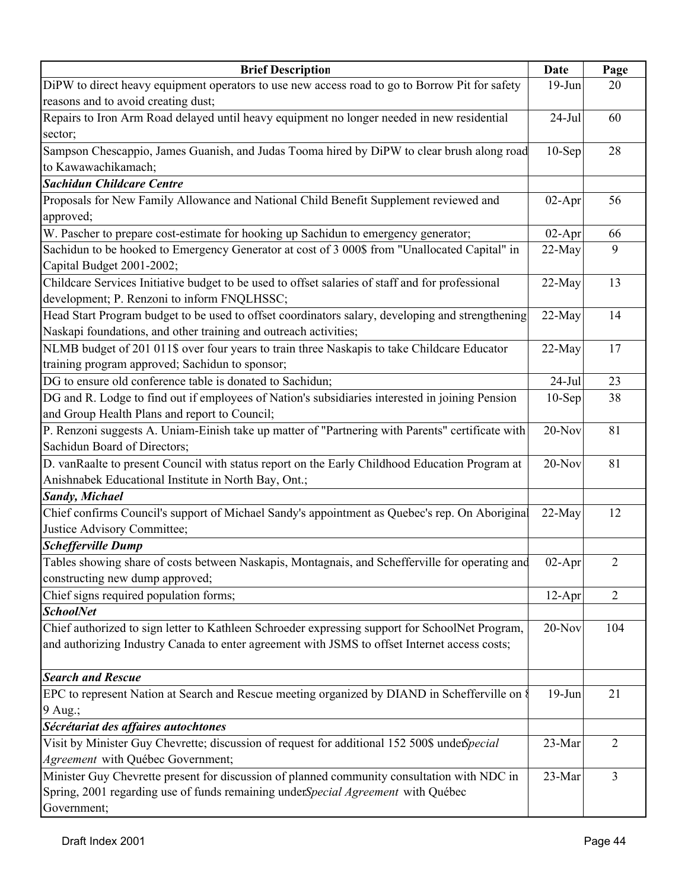| Brief Description | Date | Page |
|---|---|---|
| DiPW to direct heavy equipment operators to use new access road to go to Borrow Pit for safety reasons and to avoid creating dust; | 19-Jun | 20 |
| Repairs to Iron Arm Road delayed until heavy equipment no longer needed in new residential sector; | 24-Jul | 60 |
| Sampson Chescappio, James Guanish, and Judas Tooma hired by DiPW to clear brush along road to Kawawachikamach; | 10-Sep | 28 |
| ***Sachidun Childcare Centre*** | | |
| Proposals for New Family Allowance and National Child Benefit Supplement reviewed and approved; | 02-Apr | 56 |
| W. Pascher to prepare cost-estimate for hooking up Sachidun to emergency generator; | 02-Apr | 66 |
| Sachidun to be hooked to Emergency Generator at cost of 3 000$ from "Unallocated Capital" in Capital Budget 2001-2002; | 22-May | 9 |
| Childcare Services Initiative budget to be used to offset salaries of staff and for professional development; P. Renzoni to inform FNQLHSSC; | 22-May | 13 |
| Head Start Program budget to be used to offset coordinators salary, developing and strengthening Naskapi foundations, and other training and outreach activities; | 22-May | 14 |
| NLMB budget of 201 011$ over four years to train three Naskapis to take Childcare Educator training program approved; Sachidun to sponsor; | 22-May | 17 |
| DG to ensure old conference table is donated to Sachidun; | 24-Jul | 23 |
| DG and R. Lodge to find out if employees of Nation's subsidiaries interested in joining Pension and Group Health Plans and report to Council; | 10-Sep | 38 |
| P. Renzoni suggests A. Uniam-Einish take up matter of "Partnering with Parents" certificate with Sachidun Board of Directors; | 20-Nov | 81 |
| D. vanRaalte to present Council with status report on the Early Childhood Education Program at Anishnabek Educational Institute in North Bay, Ont.; | 20-Nov | 81 |
| ***Sandy, Michael*** | | |
| Chief confirms Council's support of Michael Sandy's appointment as Quebec's rep. On Aboriginal Justice Advisory Committee; | 22-May | 12 |
| ***Schefferville Dump*** | | |
| Tables showing share of costs between Naskapis, Montagnais, and Schefferville for operating and constructing new dump approved; | 02-Apr | 2 |
| Chief signs required population forms; | 12-Apr | 2 |
| ***SchoolNet*** | | |
| Chief authorized to sign letter to Kathleen Schroeder expressing support for SchoolNet Program, and authorizing Industry Canada to enter agreement with JSMS to offset Internet access costs; | 20-Nov | 104 |
| ***Search and Rescue*** | | |
| EPC to represent Nation at Search and Rescue meeting organized by DIAND in Schefferville on 8-9 Aug.; | 19-Jun | 21 |
| ***Sécrétariat des affaires autochtones*** | | |
| Visit by Minister Guy Chevrette; discussion of request for additional 152 500$ under *Special Agreement* with Québec Government; | 23-Mar | 2 |
| Minister Guy Chevrette present for discussion of planned community consultation with NDC in Spring, 2001 regarding use of funds remaining under *Special Agreement* with Québec Government; | 23-Mar | 3 |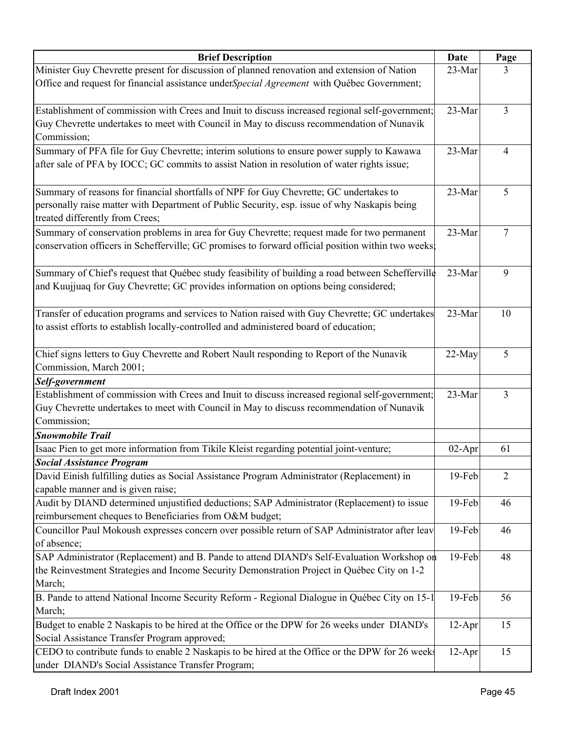| Brief Description | Date | Page |
|---|---|---|
| Minister Guy Chevrette present for discussion of planned renovation and extension of Nation Office and request for financial assistance under *Special Agreement* with Québec Government; | 23-Mar | 3 |
| Establishment of commission with Crees and Inuit to discuss increased regional self-government; Guy Chevrette undertakes to meet with Council in May to discuss recommendation of Nunavik Commission; | 23-Mar | 3 |
| Summary of PFA file for Guy Chevrette; interim solutions to ensure power supply to Kawawa after sale of PFA by IOCC; GC commits to assist Nation in resolution of water rights issue; | 23-Mar | 4 |
| Summary of reasons for financial shortfalls of NPF for Guy Chevrette; GC undertakes to personally raise matter with Department of Public Security, esp. issue of why Naskapis being treated differently from Crees; | 23-Mar | 5 |
| Summary of conservation problems in area for Guy Chevrette; request made for two permanent conservation officers in Schefferville; GC promises to forward official position within two weeks; | 23-Mar | 7 |
| Summary of Chief's request that Québec study feasibility of building a road between Schefferville and Kuujjuaq for Guy Chevrette; GC provides information on options being considered; | 23-Mar | 9 |
| Transfer of education programs and services to Nation raised with Guy Chevrette; GC undertakes to assist efforts to establish locally-controlled and administered board of education; | 23-Mar | 10 |
| Chief signs letters to Guy Chevrette and Robert Nault responding to Report of the Nunavik Commission, March 2001; | 22-May | 5 |
| ***Self-government*** | | |
| Establishment of commission with Crees and Inuit to discuss increased regional self-government; Guy Chevrette undertakes to meet with Council in May to discuss recommendation of Nunavik Commission; | 23-Mar | 3 |
| ***Snowmobile Trail*** | | |
| Isaac Pien to get more information from Tikile Kleist regarding potential joint-venture; | 02-Apr | 61 |
| ***Social Assistance Program*** | | |
| David Einish fulfilling duties as Social Assistance Program Administrator (Replacement) in capable manner and is given raise; | 19-Feb | 2 |
| Audit by DIAND determined unjustified deductions; SAP Administrator (Replacement) to issue reimbursement cheques to Beneficiaries from O&M budget; | 19-Feb | 46 |
| Councillor Paul Mokoush expresses concern over possible return of SAP Administrator after leav of absence; | 19-Feb | 46 |
| SAP Administrator (Replacement) and B. Pande to attend DIAND's Self-Evaluation Workshop on the Reinvestment Strategies and Income Security Demonstration Project in Québec City on 1-2 March; | 19-Feb | 48 |
| B. Pande to attend National Income Security Reform - Regional Dialogue in Québec City on 15-1 March; | 19-Feb | 56 |
| Budget to enable 2 Naskapis to be hired at the Office or the DPW for 26 weeks under DIAND's Social Assistance Transfer Program approved; | 12-Apr | 15 |
| CEDO to contribute funds to enable 2 Naskapis to be hired at the Office or the DPW for 26 weeks under DIAND's Social Assistance Transfer Program; | 12-Apr | 15 |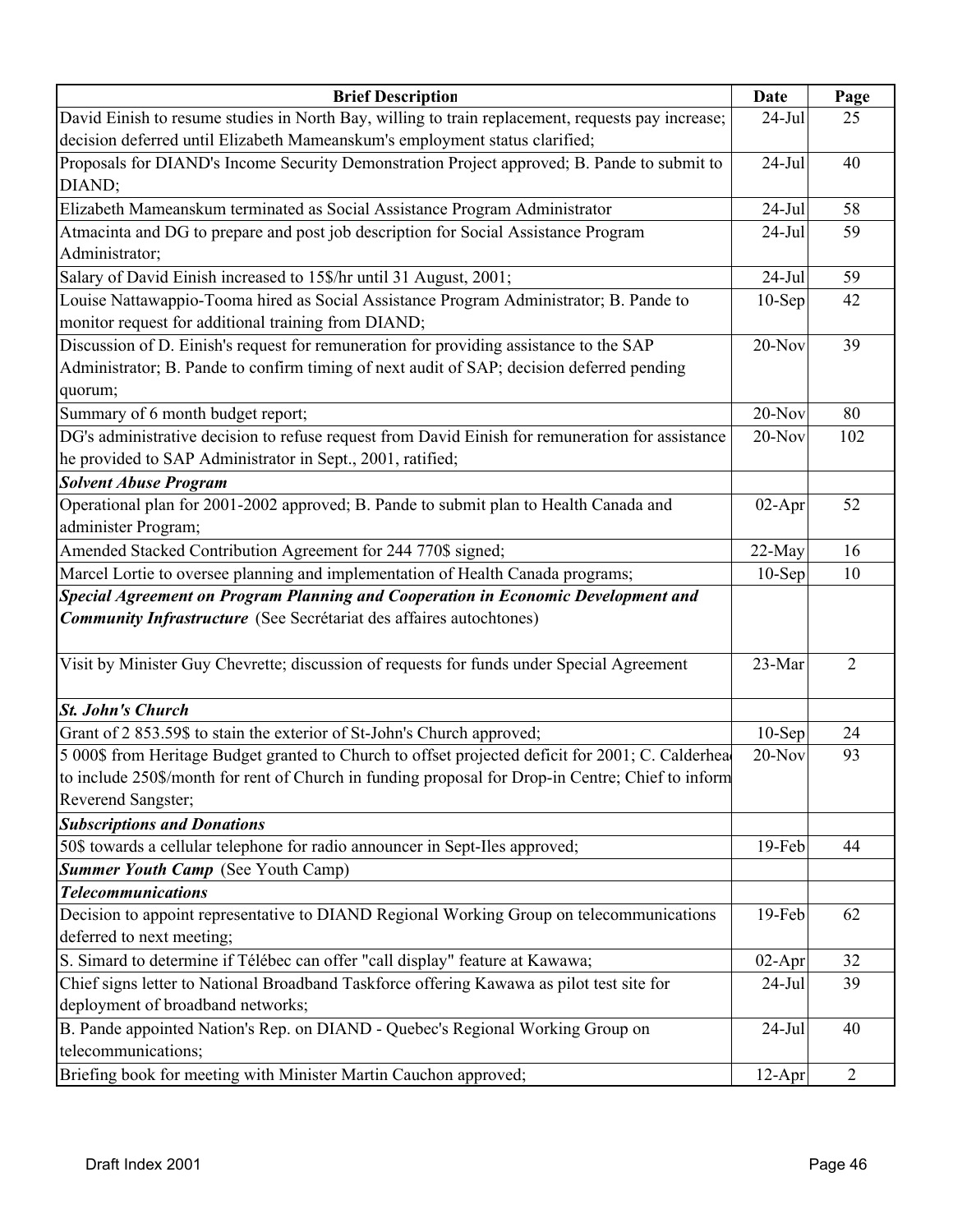| Brief Description | Date | Page |
|---|---|---|
| David Einish to resume studies in North Bay, willing to train replacement, requests pay increase; decision deferred until Elizabeth Mameanskum's employment status clarified; | 24-Jul | 25 |
| Proposals for DIAND's Income Security Demonstration Project approved; B. Pande to submit to DIAND; | 24-Jul | 40 |
| Elizabeth Mameanskum terminated as Social Assistance Program Administrator | 24-Jul | 58 |
| Atmacinta and DG to prepare and post job description for Social Assistance Program Administrator; | 24-Jul | 59 |
| Salary of David Einish increased to 15$/hr until 31 August, 2001; | 24-Jul | 59 |
| Louise Nattawappio-Tooma hired as Social Assistance Program Administrator; B. Pande to monitor request for additional training from DIAND; | 10-Sep | 42 |
| Discussion of D. Einish's request for remuneration for providing assistance to the SAP Administrator; B. Pande to confirm timing of next audit of SAP; decision deferred pending quorum; | 20-Nov | 39 |
| Summary of 6 month budget report; | 20-Nov | 80 |
| DG's administrative decision to refuse request from David Einish for remuneration for assistance he provided to SAP Administrator in Sept., 2001, ratified; | 20-Nov | 102 |
| ***Solvent Abuse Program*** | | |
| Operational plan for 2001-2002 approved; B. Pande to submit plan to Health Canada and administer Program; | 02-Apr | 52 |
| Amended Stacked Contribution Agreement for 244 770$ signed; | 22-May | 16 |
| Marcel Lortie to oversee planning and implementation of Health Canada programs; | 10-Sep | 10 |
| ***Special Agreement on Program Planning and Cooperation in Economic Development and Community Infrastructure*** (See Secrétariat des affaires autochtones) | | |
| Visit by Minister Guy Chevrette; discussion of requests for funds under Special Agreement | 23-Mar | 2 |
| ***St. John's Church*** | | |
| Grant of 2 853.59$ to stain the exterior of St-John's Church approved; | 10-Sep | 24 |
| 5 000$ from Heritage Budget granted to Church to offset projected deficit for 2001; C. Calderhea to include 250$/month for rent of Church in funding proposal for Drop-in Centre; Chief to inform Reverend Sangster; | 20-Nov | 93 |
| ***Subscriptions and Donations*** | | |
| 50$ towards a cellular telephone for radio announcer in Sept-Iles approved; | 19-Feb | 44 |
| ***Summer Youth Camp*** (See Youth Camp) | | |
| ***Telecommunications*** | | |
| Decision to appoint representative to DIAND Regional Working Group on telecommunications deferred to next meeting; | 19-Feb | 62 |
| S. Simard to determine if Télébec can offer "call display" feature at Kawawa; | 02-Apr | 32 |
| Chief signs letter to National Broadband Taskforce offering Kawawa as pilot test site for deployment of broadband networks; | 24-Jul | 39 |
| B. Pande appointed Nation's Rep. on DIAND - Quebec's Regional Working Group on telecommunications; | 24-Jul | 40 |
| Briefing book for meeting with Minister Martin Cauchon approved; | 12-Apr | 2 |

Draft Index 2001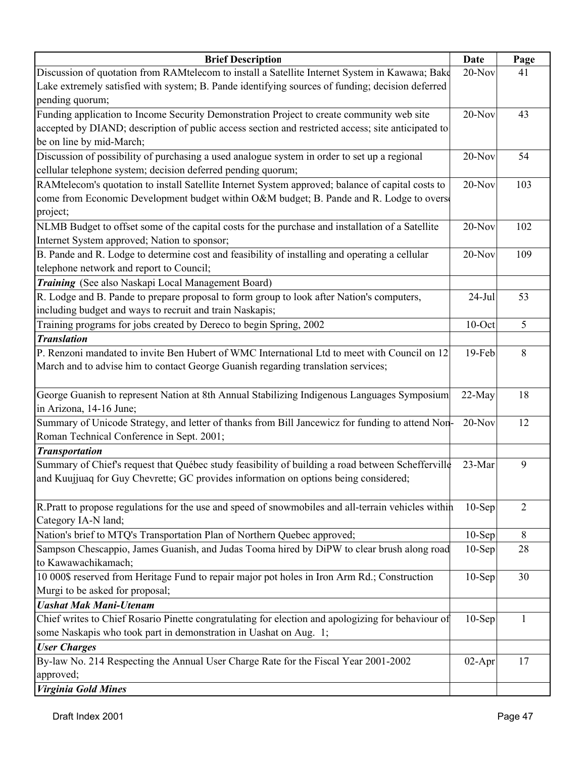| Brief Description | Date | Page |
|---|---|---|
| Discussion of quotation from RAMtelecom to install a Satellite Internet System in Kawawa; Bake Lake extremely satisfied with system; B. Pande identifying sources of funding; decision deferred pending quorum; | 20-Nov | 41 |
| Funding application to Income Security Demonstration Project to create community web site accepted by DIAND; description of public access section and restricted access; site anticipated to be on line by mid-March; | 20-Nov | 43 |
| Discussion of possibility of purchasing a used analogue system in order to set up a regional cellular telephone system; decision deferred pending quorum; | 20-Nov | 54 |
| RAMtelecom's quotation to install Satellite Internet System approved; balance of capital costs to come from Economic Development budget within O&M budget; B. Pande and R. Lodge to overse project; | 20-Nov | 103 |
| NLMB Budget to offset some of the capital costs for the purchase and installation of a Satellite Internet System approved; Nation to sponsor; | 20-Nov | 102 |
| B. Pande and R. Lodge to determine cost and feasibility of installing and operating a cellular telephone network and report to Council; | 20-Nov | 109 |
| ***Training*** (See also Naskapi Local Management Board) | | |
| R. Lodge and B. Pande to prepare proposal to form group to look after Nation's computers, including budget and ways to recruit and train Naskapis; | 24-Jul | 53 |
| Training programs for jobs created by Dereco to begin Spring, 2002 | 10-Oct | 5 |
| ***Translation*** | | |
| P. Renzoni mandated to invite Ben Hubert of WMC International Ltd to meet with Council on 12 March and to advise him to contact George Guanish regarding translation services; | 19-Feb | 8 |
| George Guanish to represent Nation at 8th Annual Stabilizing Indigenous Languages Symposium in Arizona, 14-16 June; | 22-May | 18 |
| Summary of Unicode Strategy, and letter of thanks from Bill Jancewicz for funding to attend Non-Roman Technical Conference in Sept. 2001; | 20-Nov | 12 |
| ***Transportation*** | | |
| Summary of Chief's request that Québec study feasibility of building a road between Schefferville and Kuujjuaq for Guy Chevrette; GC provides information on options being considered; | 23-Mar | 9 |
| R.Pratt to propose regulations for the use and speed of snowmobiles and all-terrain vehicles within Category IA-N land; | 10-Sep | 2 |
| Nation's brief to MTQ's Transportation Plan of Northern Quebec approved; | 10-Sep | 8 |
| Sampson Chescappio, James Guanish, and Judas Tooma hired by DiPW to clear brush along road to Kawawachikamach; | 10-Sep | 28 |
| 10 000$ reserved from Heritage Fund to repair major pot holes in Iron Arm Rd.; Construction Murgi to be asked for proposal; | 10-Sep | 30 |
| ***Uashat Mak Mani-Utenam*** | | |
| Chief writes to Chief Rosario Pinette congratulating for election and apologizing for behaviour of some Naskapis who took part in demonstration in Uashat on Aug. 1; | 10-Sep | 1 |
| ***User Charges*** | | |
| By-law No. 214 Respecting the Annual User Charge Rate for the Fiscal Year 2001-2002 approved; | 02-Apr | 17 |
| ***Virginia Gold Mines*** | | |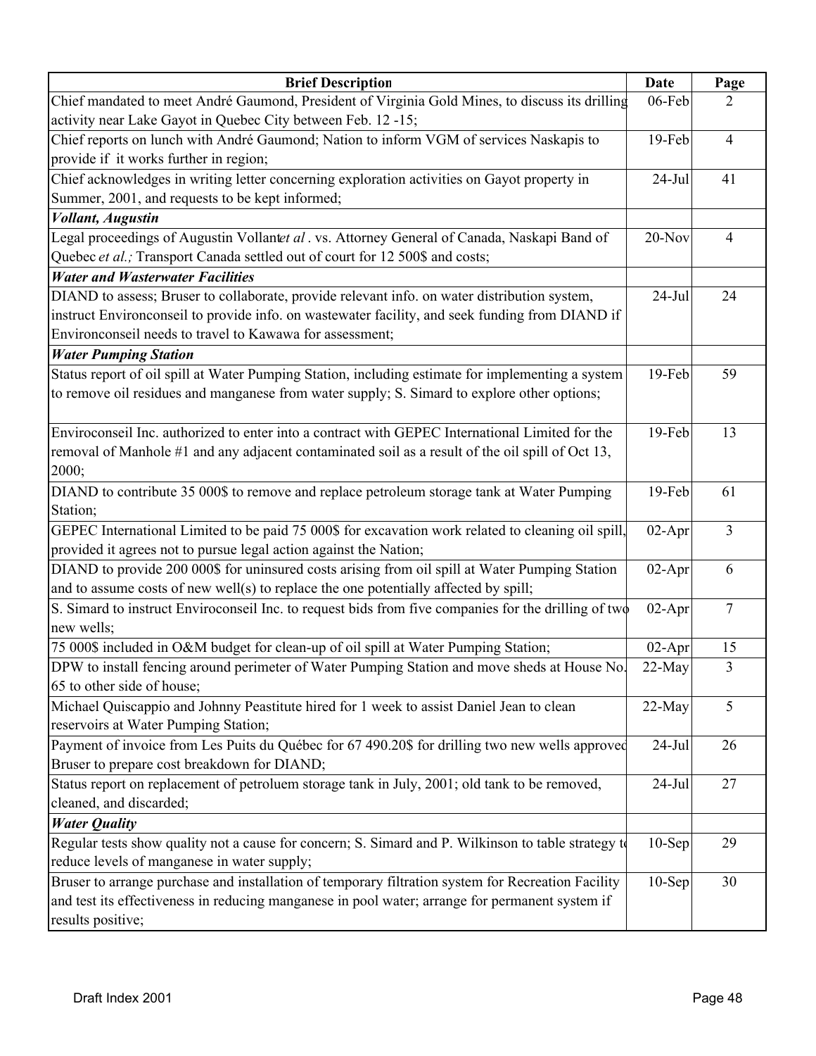| Brief Description | Date | Page |
| --- | --- | --- |
| Chief mandated to meet André Gaumond, President of Virginia Gold Mines, to discuss its drilling activity near Lake Gayot in Quebec City between Feb. 12 -15; | 06-Feb | 2 |
| Chief reports on lunch with André Gaumond; Nation to inform VGM of services Naskapis to provide if it works further in region; | 19-Feb | 4 |
| Chief acknowledges in writing letter concerning exploration activities on Gayot property in Summer, 2001, and requests to be kept informed; | 24-Jul | 41 |
| ***Vollant, Augustin*** | | |
| Legal proceedings of Augustin Vollant *et al*. vs. Attorney General of Canada, Naskapi Band of Quebec *et al.;* Transport Canada settled out of court for 12 500$ and costs; | 20-Nov | 4 |
| ***Water and Wasterwater Facilities*** | | |
| DIAND to assess; Bruser to collaborate, provide relevant info. on water distribution system, instruct Environconseil to provide info. on wastewater facility, and seek funding from DIAND if Environconseil needs to travel to Kawawa for assessment; | 24-Jul | 24 |
| ***Water Pumping Station*** | | |
| Status report of oil spill at Water Pumping Station, including estimate for implementing a system to remove oil residues and manganese from water supply; S. Simard to explore other options; | 19-Feb | 59 |
| Enviroconseil Inc. authorized to enter into a contract with GEPEC International Limited for the removal of Manhole #1 and any adjacent contaminated soil as a result of the oil spill of Oct 13, 2000; | 19-Feb | 13 |
| DIAND to contribute 35 000$ to remove and replace petroleum storage tank at Water Pumping Station; | 19-Feb | 61 |
| GEPEC International Limited to be paid 75 000$ for excavation work related to cleaning oil spill, provided it agrees not to pursue legal action against the Nation; | 02-Apr | 3 |
| DIAND to provide 200 000$ for uninsured costs arising from oil spill at Water Pumping Station and to assume costs of new well(s) to replace the one potentially affected by spill; | 02-Apr | 6 |
| S. Simard to instruct Enviroconseil Inc. to request bids from five companies for the drilling of two new wells; | 02-Apr | 7 |
| 75 000$ included in O&M budget for clean-up of oil spill at Water Pumping Station; | 02-Apr | 15 |
| DPW to install fencing around perimeter of Water Pumping Station and move sheds at House No. 65 to other side of house; | 22-May | 3 |
| Michael Quiscappio and Johnny Peastitute hired for 1 week to assist Daniel Jean to clean reservoirs at Water Pumping Station; | 22-May | 5 |
| Payment of invoice from Les Puits du Québec for 67 490.20$ for drilling two new wells approved Bruser to prepare cost breakdown for DIAND; | 24-Jul | 26 |
| Status report on replacement of petroluem storage tank in July, 2001; old tank to be removed, cleaned, and discarded; | 24-Jul | 27 |
| ***Water Quality*** | | |
| Regular tests show quality not a cause for concern; S. Simard and P. Wilkinson to table strategy to reduce levels of manganese in water supply; | 10-Sep | 29 |
| Bruser to arrange purchase and installation of temporary filtration system for Recreation Facility and test its effectiveness in reducing manganese in pool water; arrange for permanent system if results positive; | 10-Sep | 30 |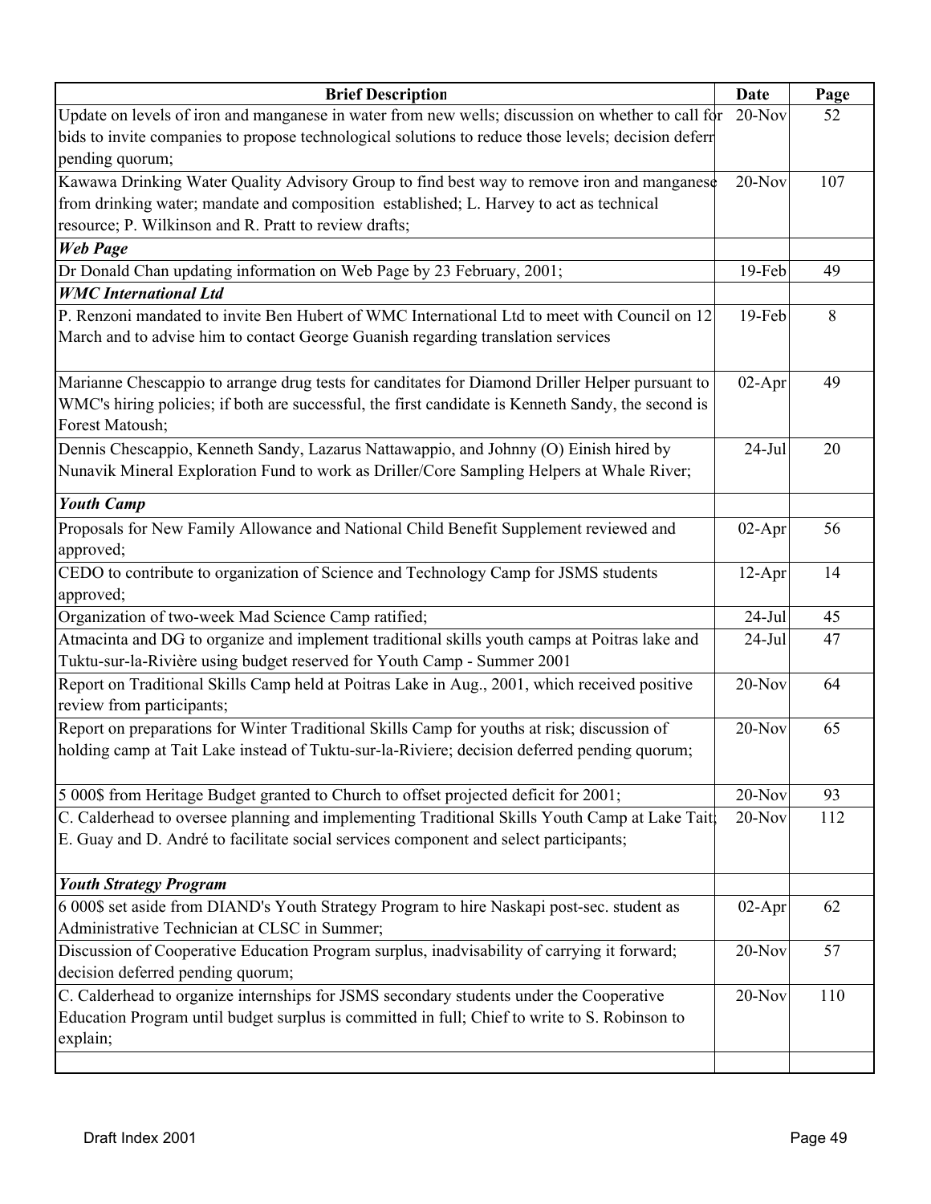| Brief Description | Date | Page |
|---|---|---|
| Update on levels of iron and manganese in water from new wells; discussion on whether to call for bids to invite companies to propose technological solutions to reduce those levels; decision deferr pending quorum; | 20-Nov | 52 |
| Kawawa Drinking Water Quality Advisory Group to find best way to remove iron and manganese from drinking water; mandate and composition established; L. Harvey to act as technical resource; P. Wilkinson and R. Pratt to review drafts; | 20-Nov | 107 |
| ***Web Page*** | | |
| Dr Donald Chan updating information on Web Page by 23 February, 2001; | 19-Feb | 49 |
| ***WMC International Ltd*** | | |
| P. Renzoni mandated to invite Ben Hubert of WMC International Ltd to meet with Council on 12 March and to advise him to contact George Guanish regarding translation services | 19-Feb | 8 |
| Marianne Chescappio to arrange drug tests for canditates for Diamond Driller Helper pursuant to WMC's hiring policies; if both are successful, the first candidate is Kenneth Sandy, the second is Forest Matoush; | 02-Apr | 49 |
| Dennis Chescappio, Kenneth Sandy, Lazarus Nattawappio, and Johnny (O) Einish hired by Nunavik Mineral Exploration Fund to work as Driller/Core Sampling Helpers at Whale River; | 24-Jul | 20 |
| ***Youth Camp*** | | |
| Proposals for New Family Allowance and National Child Benefit Supplement reviewed and approved; | 02-Apr | 56 |
| CEDO to contribute to organization of Science and Technology Camp for JSMS students approved; | 12-Apr | 14 |
| Organization of two-week Mad Science Camp ratified; | 24-Jul | 45 |
| Atmacinta and DG to organize and implement traditional skills youth camps at Poitras lake and Tuktu-sur-la-Rivière using budget reserved for Youth Camp - Summer 2001 | 24-Jul | 47 |
| Report on Traditional Skills Camp held at Poitras Lake in Aug., 2001, which received positive review from participants; | 20-Nov | 64 |
| Report on preparations for Winter Traditional Skills Camp for youths at risk; discussion of holding camp at Tait Lake instead of Tuktu-sur-la-Riviere; decision deferred pending quorum; | 20-Nov | 65 |
| 5 000$ from Heritage Budget granted to Church to offset projected deficit for 2001; | 20-Nov | 93 |
| C. Calderhead to oversee planning and implementing Traditional Skills Youth Camp at Lake Tait; E. Guay and D. André to facilitate social services component and select participants; | 20-Nov | 112 |
| ***Youth Strategy Program*** | | |
| 6 000$ set aside from DIAND's Youth Strategy Program to hire Naskapi post-sec. student as Administrative Technician at CLSC in Summer; | 02-Apr | 62 |
| Discussion of Cooperative Education Program surplus, inadvisability of carrying it forward; decision deferred pending quorum; | 20-Nov | 57 |
| C. Calderhead to organize internships for JSMS secondary students under the Cooperative Education Program until budget surplus is committed in full; Chief to write to S. Robinson to explain; | 20-Nov | 110 |
| | | |

Draft Index 2001